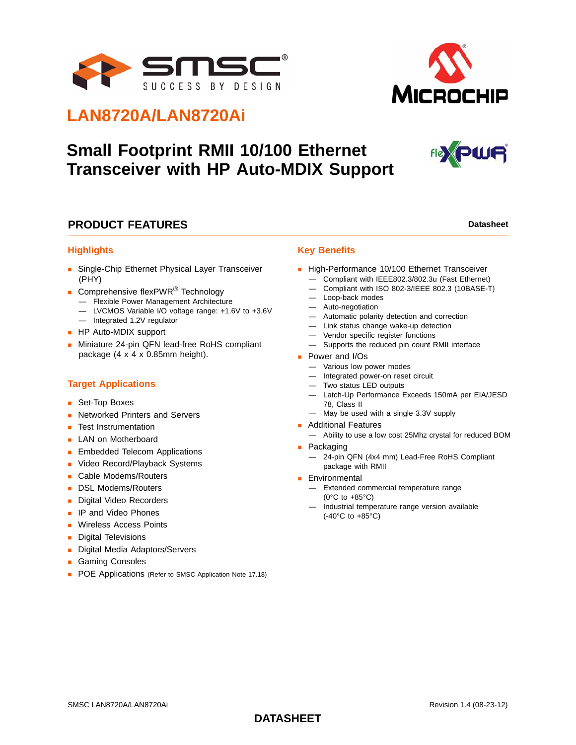# LAN8720A/LAN8720Ai

## Small Footprint RMII 10/100 Ethernet Transceiver with HP Auto-MDIX Support

## PRODUCT FEATURES

**Datasheet**

### Highlights

- Single-Chip Ethernet Physical Layer Transceiver (PHY)
- Comprehensive flexPWR® Technology
  - Flexible Power Management Architecture
  - LVCMOS Variable I/O voltage range: +1.6V to +3.6V
  - Integrated 1.2V regulator
- HP Auto-MDIX support
- Miniature 24-pin QFN lead-free RoHS compliant package (4 x 4 x 0.85mm height).

### Target Applications

- Set-Top Boxes
- Networked Printers and Servers
- Test Instrumentation
- LAN on Motherboard
- Embedded Telecom Applications
- Video Record/Playback Systems
- Cable Modems/Routers
- DSL Modems/Routers
- Digital Video Recorders
- IP and Video Phones
- Wireless Access Points
- Digital Televisions
- Digital Media Adaptors/Servers
- Gaming Consoles
- POE Applications (Refer to SMSC Application Note 17.18)

### Key Benefits

- High-Performance 10/100 Ethernet Transceiver
  - Compliant with IEEE802.3/802.3u (Fast Ethernet)
  - Compliant with ISO 802-3/IEEE 802.3 (10BASE-T)
  - Loop-back modes
  - Auto-negotiation
  - Automatic polarity detection and correction
  - Link status change wake-up detection
  - Vendor specific register functions
  - Supports the reduced pin count RMII interface
- Power and I/Os
  - Various low power modes
  - Integrated power-on reset circuit
  - Two status LED outputs
  - Latch-Up Performance Exceeds 150mA per EIA/JESD 78, Class II
  - May be used with a single 3.3V supply
- Additional Features
  - Ability to use a low cost 25Mhz crystal for reduced BOM
- Packaging
  - 24-pin QFN (4x4 mm) Lead-Free RoHS Compliant package with RMII
- Environmental
  - Extended commercial temperature range (0°C to +85°C)
  - Industrial temperature range version available (-40°C to +85°C)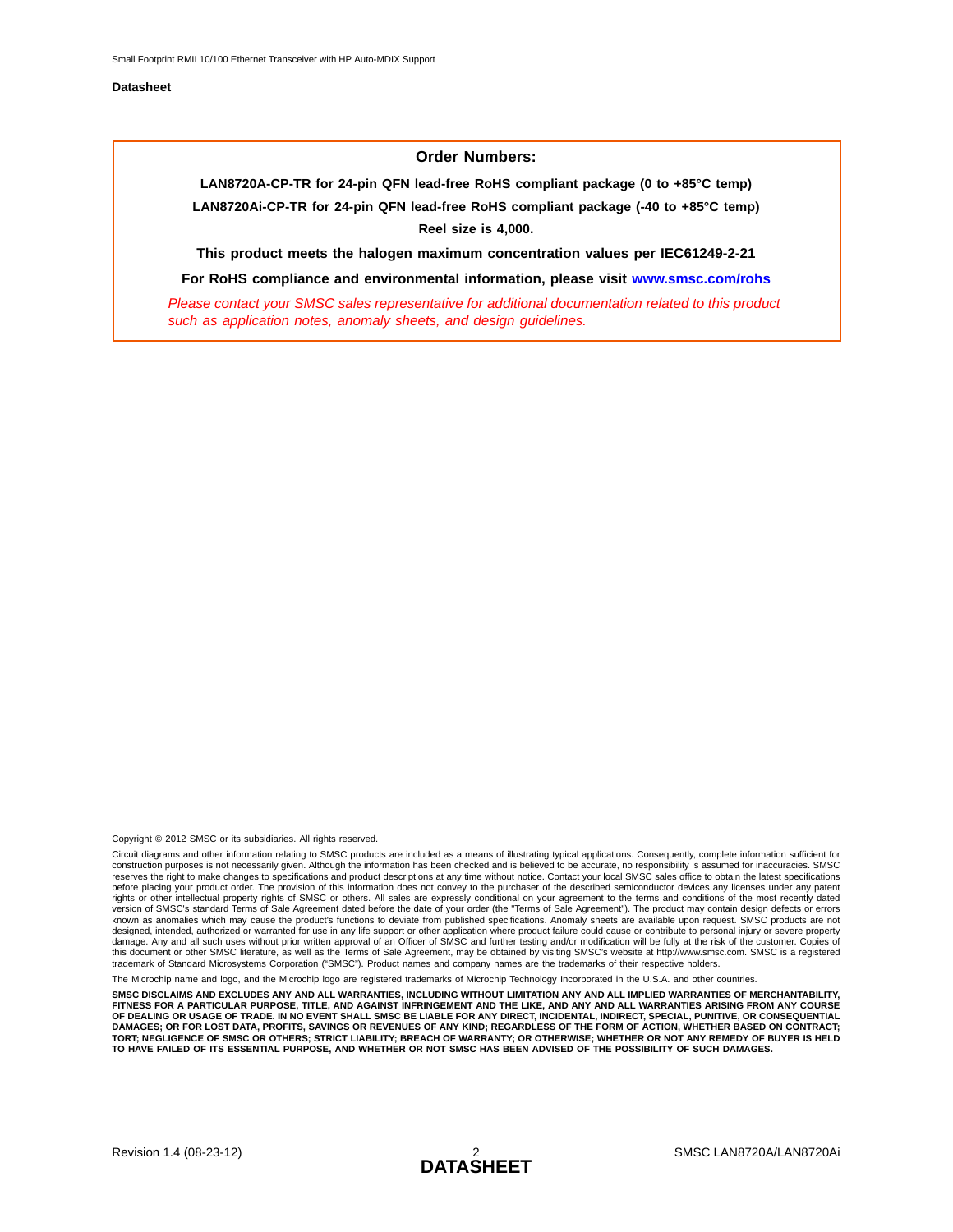**Order Numbers:**

**LAN8720A-CP-TR for 24-pin QFN lead-free RoHS compliant package (0 to +85°C temp)**

**LAN8720Ai-CP-TR for 24-pin QFN lead-free RoHS compliant package (-40 to +85°C temp)**

**Reel size is 4,000.**

**This product meets the halogen maximum concentration values per IEC61249-2-21**

**For RoHS compliance and environmental information, please visit www.smsc.com/rohs**

*Please contact your SMSC sales representative for additional documentation related to this product such as application notes, anomaly sheets, and design guidelines.*

Copyright © 2012 SMSC or its subsidiaries. All rights reserved.

Circuit diagrams and other information relating to SMSC products are included as a means of illustrating typical applications. Consequently, complete information sufficient for construction purposes is not necessarily given. Although the information has been checked and is believed to be accurate, no responsibility is assumed for inaccuracies. SMSC reserves the right to make changes to specifications and product descriptions at any time without notice. Contact your local SMSC sales office to obtain the latest specifications before placing your product order. The provision of this information does not convey to the purchaser of the described semiconductor devices any licenses under any patent rights or other intellectual property rights of SMSC or others. All sales are expressly conditional on your agreement to the terms and conditions of the most recently dated version of SMSC's standard Terms of Sale Agreement dated before the date of your order (the "Terms of Sale Agreement"). The product may contain design defects or errors known as anomalies which may cause the product's functions to deviate from published specifications. Anomaly sheets are available upon request. SMSC products are not designed, intended, authorized or warranted for use in any life support or other application where product failure could cause or contribute to personal injury or severe property damage. Any and all such uses without prior written approval of an Officer of SMSC and further testing and/or modification will be fully at the risk of the customer. Copies of this document or other SMSC literature, as well as the Terms of Sale Agreement, may be obtained by visiting SMSC's website at http://www.smsc.com. SMSC is a registered trademark of Standard Microsystems Corporation ("SMSC"). Product names and company names are the trademarks of their respective holders.

The Microchip name and logo, and the Microchip logo are registered trademarks of Microchip Technology Incorporated in the U.S.A. and other countries.

**SMSC DISCLAIMS AND EXCLUDES ANY AND ALL WARRANTIES, INCLUDING WITHOUT LIMITATION ANY AND ALL IMPLIED WARRANTIES OF MERCHANTABILITY, FITNESS FOR A PARTICULAR PURPOSE, TITLE, AND AGAINST INFRINGEMENT AND THE LIKE, AND ANY AND ALL WARRANTIES ARISING FROM ANY COURSE OF DEALING OR USAGE OF TRADE. IN NO EVENT SHALL SMSC BE LIABLE FOR ANY DIRECT, INCIDENTAL, INDIRECT, SPECIAL, PUNITIVE, OR CONSEQUENTIAL DAMAGES; OR FOR LOST DATA, PROFITS, SAVINGS OR REVENUES OF ANY KIND; REGARDLESS OF THE FORM OF ACTION, WHETHER BASED ON CONTRACT; TORT; NEGLIGENCE OF SMSC OR OTHERS; STRICT LIABILITY; BREACH OF WARRANTY; OR OTHERWISE; WHETHER OR NOT ANY REMEDY OF BUYER IS HELD TO HAVE FAILED OF ITS ESSENTIAL PURPOSE, AND WHETHER OR NOT SMSC HAS BEEN ADVISED OF THE POSSIBILITY OF SUCH DAMAGES.**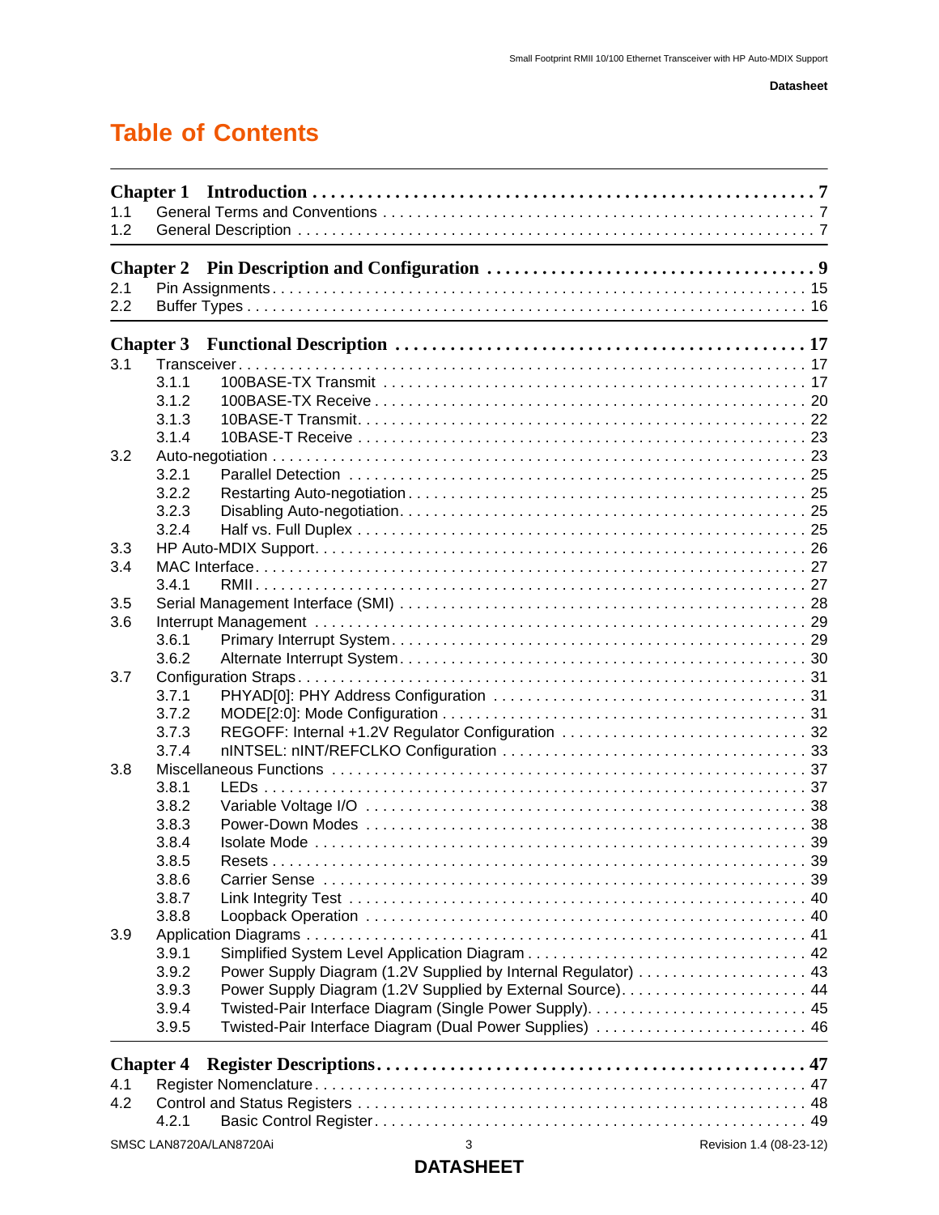# Table of Contents

**Chapter 1 Introduction . . . . . . . . . . 7**

1.1 General Terms and Conventions . . . . . . . . . . 7
1.2 General Description . . . . . . . . . . 7

**Chapter 2 Pin Description and Configuration . . . . . . . . . . 9**

2.1 Pin Assignments . . . . . . . . . . 15
2.2 Buffer Types . . . . . . . . . . 16

**Chapter 3 Functional Description . . . . . . . . . . 17**

3.1 Transceiver . . . . . . . . . . 17
- 3.1.1 100BASE-TX Transmit . . . . . . . . . . 17
- 3.1.2 100BASE-TX Receive . . . . . . . . . . 20
- 3.1.3 10BASE-T Transmit . . . . . . . . . . 22
- 3.1.4 10BASE-T Receive . . . . . . . . . . 23

3.2 Auto-negotiation . . . . . . . . . . 23
- 3.2.1 Parallel Detection . . . . . . . . . . 25
- 3.2.2 Restarting Auto-negotiation . . . . . . . . . . 25
- 3.2.3 Disabling Auto-negotiation . . . . . . . . . . 25
- 3.2.4 Half vs. Full Duplex . . . . . . . . . . 25

3.3 HP Auto-MDIX Support . . . . . . . . . . 26
3.4 MAC Interface . . . . . . . . . . 27
- 3.4.1 RMII . . . . . . . . . . 27

3.5 Serial Management Interface (SMI) . . . . . . . . . . 28
3.6 Interrupt Management . . . . . . . . . . 29
- 3.6.1 Primary Interrupt System . . . . . . . . . . 29
- 3.6.2 Alternate Interrupt System . . . . . . . . . . 30

3.7 Configuration Straps . . . . . . . . . . 31
- 3.7.1 PHYAD[0]: PHY Address Configuration . . . . . . . . . . 31
- 3.7.2 MODE[2:0]: Mode Configuration . . . . . . . . . . 31
- 3.7.3 REGOFF: Internal +1.2V Regulator Configuration . . . . . . . . . . 32
- 3.7.4 nINTSEL: nINT/REFCLKO Configuration . . . . . . . . . . 33

3.8 Miscellaneous Functions . . . . . . . . . . 37
- 3.8.1 LEDs . . . . . . . . . . 37
- 3.8.2 Variable Voltage I/O . . . . . . . . . . 38
- 3.8.3 Power-Down Modes . . . . . . . . . . 38
- 3.8.4 Isolate Mode . . . . . . . . . . 39
- 3.8.5 Resets . . . . . . . . . . 39
- 3.8.6 Carrier Sense . . . . . . . . . . 39
- 3.8.7 Link Integrity Test . . . . . . . . . . 40
- 3.8.8 Loopback Operation . . . . . . . . . . 40

3.9 Application Diagrams . . . . . . . . . . 41
- 3.9.1 Simplified System Level Application Diagram . . . . . . . . . . 42
- 3.9.2 Power Supply Diagram (1.2V Supplied by Internal Regulator) . . . . . . . . . . 43
- 3.9.3 Power Supply Diagram (1.2V Supplied by External Source) . . . . . . . . . . 44
- 3.9.4 Twisted-Pair Interface Diagram (Single Power Supply) . . . . . . . . . . 45
- 3.9.5 Twisted-Pair Interface Diagram (Dual Power Supplies) . . . . . . . . . . 46

**Chapter 4 Register Descriptions . . . . . . . . . . 47**

4.1 Register Nomenclature . . . . . . . . . . 47
4.2 Control and Status Registers . . . . . . . . . . 48
- 4.2.1 Basic Control Register . . . . . . . . . . 49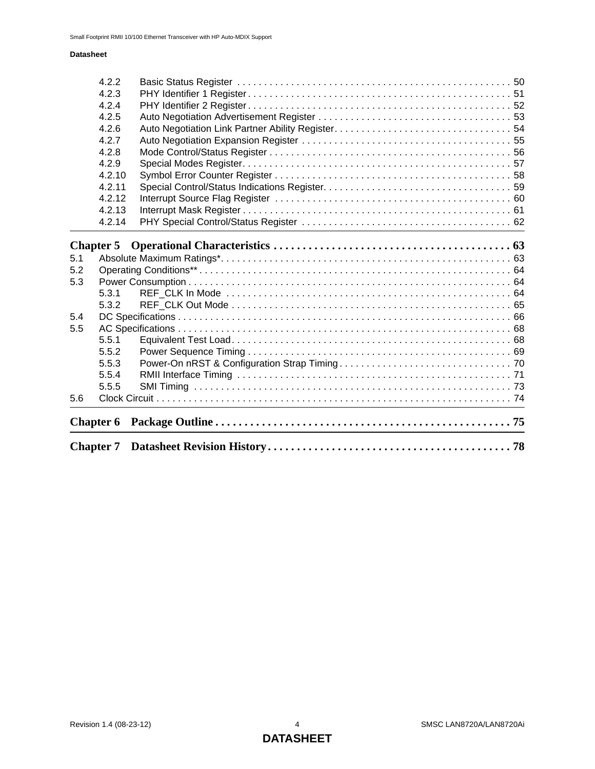4.2.2 Basic Status Register . . . . . . . . . . . . . . . . . . . . . . . . . . . . . . . . . . . . . . . . . . . . . . . . . . 50
4.2.3 PHY Identifier 1 Register . . . . . . . . . . . . . . . . . . . . . . . . . . . . . . . . . . . . . . . . . . . . . . . . . 51
4.2.4 PHY Identifier 2 Register . . . . . . . . . . . . . . . . . . . . . . . . . . . . . . . . . . . . . . . . . . . . . . . . . 52
4.2.5 Auto Negotiation Advertisement Register . . . . . . . . . . . . . . . . . . . . . . . . . . . . . . . . . . . . 53
4.2.6 Auto Negotiation Link Partner Ability Register. . . . . . . . . . . . . . . . . . . . . . . . . . . . . . . . . 54
4.2.7 Auto Negotiation Expansion Register . . . . . . . . . . . . . . . . . . . . . . . . . . . . . . . . . . . . . . . 55
4.2.8 Mode Control/Status Register . . . . . . . . . . . . . . . . . . . . . . . . . . . . . . . . . . . . . . . . . . . . 56
4.2.9 Special Modes Register. . . . . . . . . . . . . . . . . . . . . . . . . . . . . . . . . . . . . . . . . . . . . . . . . . 57
4.2.10 Symbol Error Counter Register . . . . . . . . . . . . . . . . . . . . . . . . . . . . . . . . . . . . . . . . . . . . 58
4.2.11 Special Control/Status Indications Register. . . . . . . . . . . . . . . . . . . . . . . . . . . . . . . . . . . 59
4.2.12 Interrupt Source Flag Register . . . . . . . . . . . . . . . . . . . . . . . . . . . . . . . . . . . . . . . . . . . . 60
4.2.13 Interrupt Mask Register . . . . . . . . . . . . . . . . . . . . . . . . . . . . . . . . . . . . . . . . . . . . . . . . . . 61
4.2.14 PHY Special Control/Status Register . . . . . . . . . . . . . . . . . . . . . . . . . . . . . . . . . . . . . . . 62

**Chapter 5 Operational Characteristics . . . . . . . . . . . . . . . . . . . . . . . . . . . . . . . . . . . . . . . . 63**

5.1 Absolute Maximum Ratings*. . . . . . . . . . . . . . . . . . . . . . . . . . . . . . . . . . . . . . . . . . . . . . . . . . . . . . 63
5.2 Operating Conditions** . . . . . . . . . . . . . . . . . . . . . . . . . . . . . . . . . . . . . . . . . . . . . . . . . . . . . . . . . . 64
5.3 Power Consumption . . . . . . . . . . . . . . . . . . . . . . . . . . . . . . . . . . . . . . . . . . . . . . . . . . . . . . . . . . . . 64
5.3.1 REF_CLK In Mode . . . . . . . . . . . . . . . . . . . . . . . . . . . . . . . . . . . . . . . . . . . . . . . . . . . . . . 64
5.3.2 REF_CLK Out Mode . . . . . . . . . . . . . . . . . . . . . . . . . . . . . . . . . . . . . . . . . . . . . . . . . . . . . 65
5.4 DC Specifications . . . . . . . . . . . . . . . . . . . . . . . . . . . . . . . . . . . . . . . . . . . . . . . . . . . . . . . . . . . . . . 66
5.5 AC Specifications . . . . . . . . . . . . . . . . . . . . . . . . . . . . . . . . . . . . . . . . . . . . . . . . . . . . . . . . . . . . . . 68
5.5.1 Equivalent Test Load . . . . . . . . . . . . . . . . . . . . . . . . . . . . . . . . . . . . . . . . . . . . . . . . . . . . . 68
5.5.2 Power Sequence Timing . . . . . . . . . . . . . . . . . . . . . . . . . . . . . . . . . . . . . . . . . . . . . . . . . . 69
5.5.3 Power-On nRST & Configuration Strap Timing . . . . . . . . . . . . . . . . . . . . . . . . . . . . . . . . . 70
5.5.4 RMII Interface Timing . . . . . . . . . . . . . . . . . . . . . . . . . . . . . . . . . . . . . . . . . . . . . . . . . . . . 71
5.5.5 SMI Timing . . . . . . . . . . . . . . . . . . . . . . . . . . . . . . . . . . . . . . . . . . . . . . . . . . . . . . . . . . . . 73
5.6 Clock Circuit . . . . . . . . . . . . . . . . . . . . . . . . . . . . . . . . . . . . . . . . . . . . . . . . . . . . . . . . . . . . . . . . . . 74

**Chapter 6 Package Outline . . . . . . . . . . . . . . . . . . . . . . . . . . . . . . . . . . . . . . . . . . . . . . . . . . . 75**

**Chapter 7 Datasheet Revision History . . . . . . . . . . . . . . . . . . . . . . . . . . . . . . . . . . . . . . . . . . 78**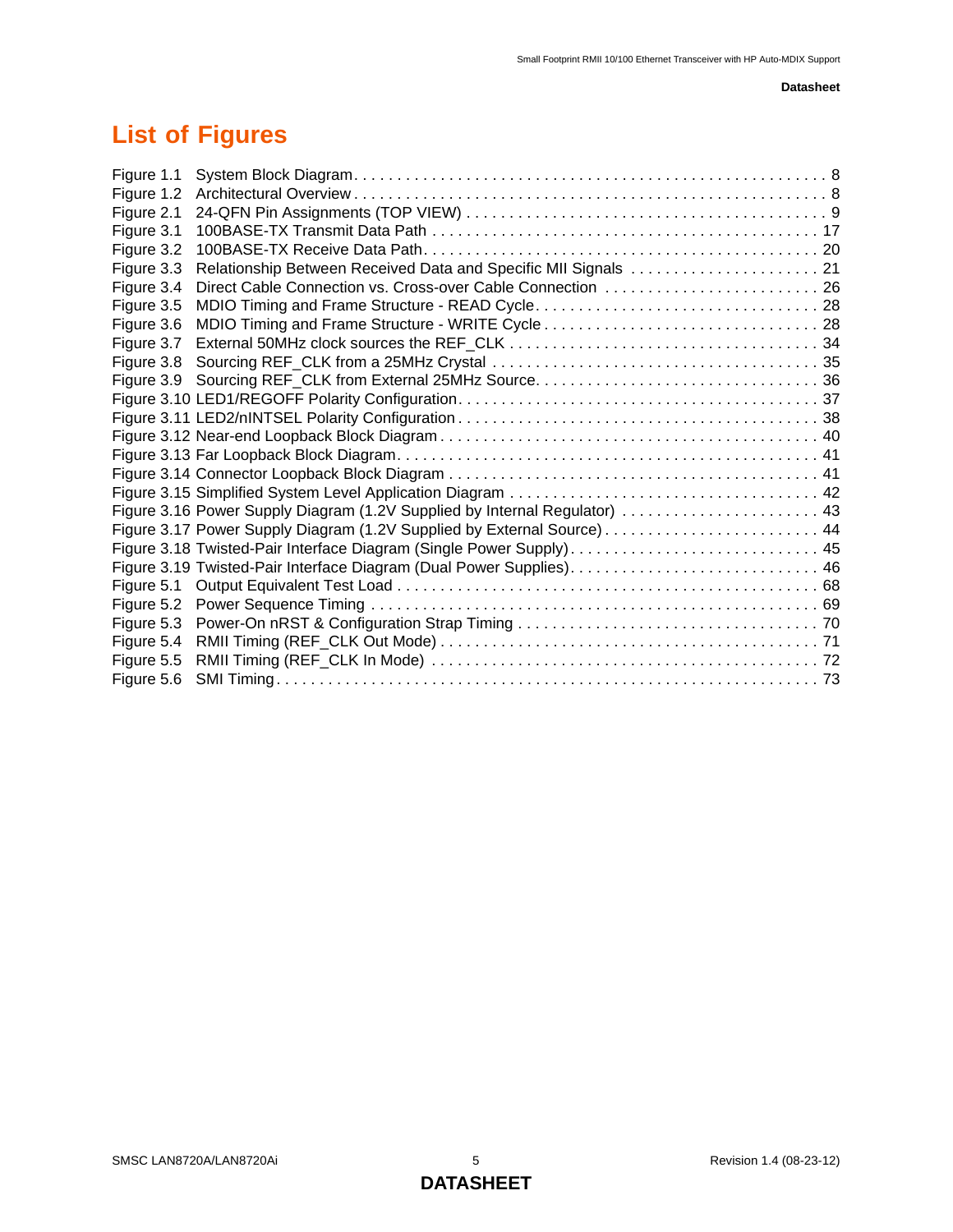# List of Figures

Figure 1.1 System Block Diagram . . . . . . . . . . 8
Figure 1.2 Architectural Overview . . . . . . . . . . 8
Figure 2.1 24-QFN Pin Assignments (TOP VIEW) . . . . . . . . . . 9
Figure 3.1 100BASE-TX Transmit Data Path . . . . . . . . . . 17
Figure 3.2 100BASE-TX Receive Data Path . . . . . . . . . . 20
Figure 3.3 Relationship Between Received Data and Specific MII Signals . . . . . . . . . . 21
Figure 3.4 Direct Cable Connection vs. Cross-over Cable Connection . . . . . . . . . . 26
Figure 3.5 MDIO Timing and Frame Structure - READ Cycle . . . . . . . . . . 28
Figure 3.6 MDIO Timing and Frame Structure - WRITE Cycle . . . . . . . . . . 28
Figure 3.7 External 50MHz clock sources the REF_CLK . . . . . . . . . . 34
Figure 3.8 Sourcing REF_CLK from a 25MHz Crystal . . . . . . . . . . 35
Figure 3.9 Sourcing REF_CLK from External 25MHz Source . . . . . . . . . . 36
Figure 3.10 LED1/REGOFF Polarity Configuration . . . . . . . . . . 37
Figure 3.11 LED2/nINTSEL Polarity Configuration . . . . . . . . . . 38
Figure 3.12 Near-end Loopback Block Diagram . . . . . . . . . . 40
Figure 3.13 Far Loopback Block Diagram . . . . . . . . . . 41
Figure 3.14 Connector Loopback Block Diagram . . . . . . . . . . 41
Figure 3.15 Simplified System Level Application Diagram . . . . . . . . . . 42
Figure 3.16 Power Supply Diagram (1.2V Supplied by Internal Regulator) . . . . . . . . . . 43
Figure 3.17 Power Supply Diagram (1.2V Supplied by External Source) . . . . . . . . . . 44
Figure 3.18 Twisted-Pair Interface Diagram (Single Power Supply) . . . . . . . . . . 45
Figure 3.19 Twisted-Pair Interface Diagram (Dual Power Supplies) . . . . . . . . . . 46
Figure 5.1 Output Equivalent Test Load . . . . . . . . . . 68
Figure 5.2 Power Sequence Timing . . . . . . . . . . 69
Figure 5.3 Power-On nRST & Configuration Strap Timing . . . . . . . . . . 70
Figure 5.4 RMII Timing (REF_CLK Out Mode) . . . . . . . . . . 71
Figure 5.5 RMII Timing (REF_CLK In Mode) . . . . . . . . . . 72
Figure 5.6 SMI Timing . . . . . . . . . . 73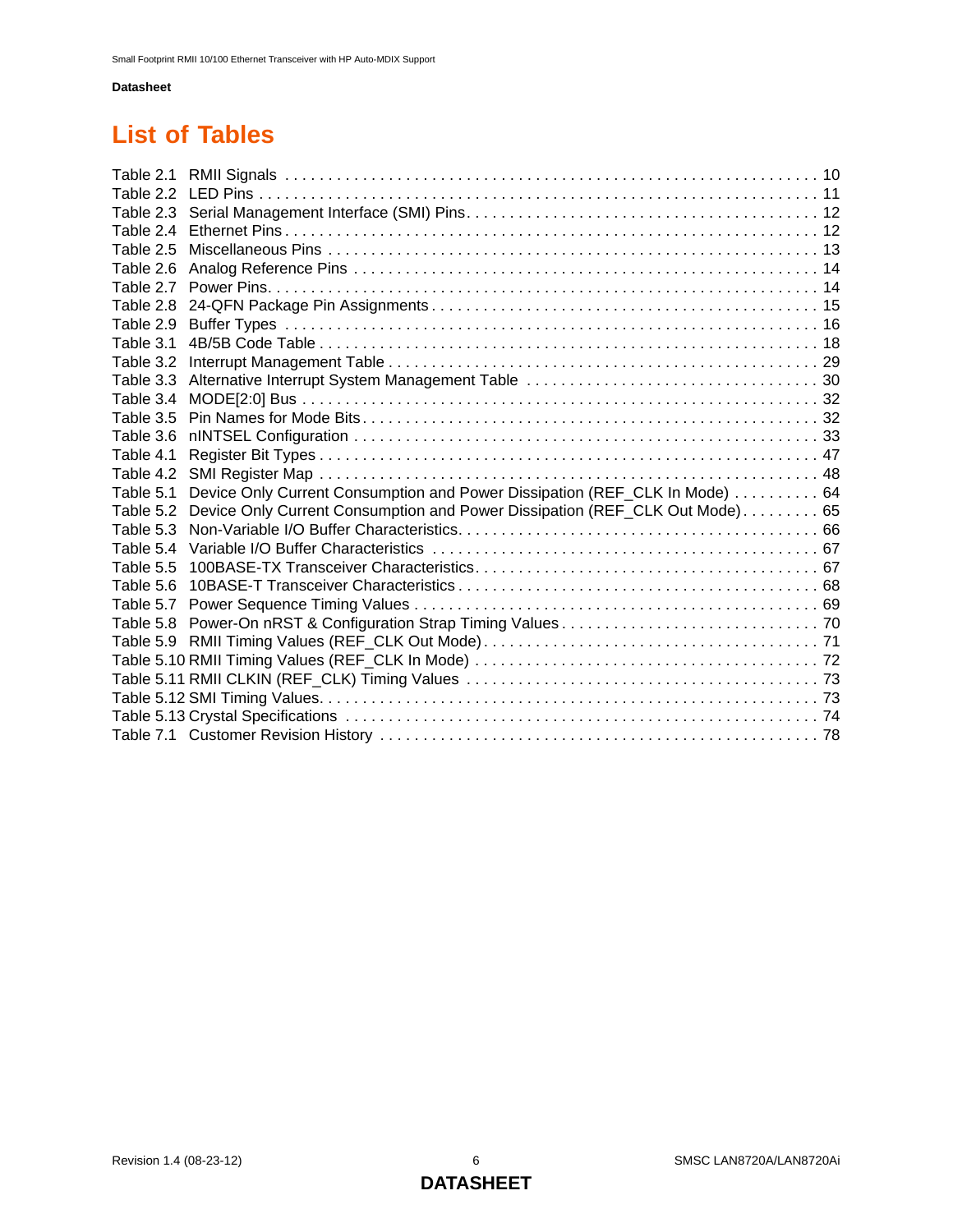# List of Tables

Table 2.1 RMII Signals . . . . . . . . . . . . . . . . . . . . . . . . . . . . . . . . . . . . . . . . . . . . . . . . . . . . . . . . . . . . . 10
Table 2.2 LED Pins . . . . . . . . . . . . . . . . . . . . . . . . . . . . . . . . . . . . . . . . . . . . . . . . . . . . . . . . . . . . . . . . 11
Table 2.3 Serial Management Interface (SMI) Pins . . . . . . . . . . . . . . . . . . . . . . . . . . . . . . . . . . . . . . . . . 12
Table 2.4 Ethernet Pins . . . . . . . . . . . . . . . . . . . . . . . . . . . . . . . . . . . . . . . . . . . . . . . . . . . . . . . . . . . . . 12
Table 2.5 Miscellaneous Pins . . . . . . . . . . . . . . . . . . . . . . . . . . . . . . . . . . . . . . . . . . . . . . . . . . . . . . . . 13
Table 2.6 Analog Reference Pins . . . . . . . . . . . . . . . . . . . . . . . . . . . . . . . . . . . . . . . . . . . . . . . . . . . . . 14
Table 2.7 Power Pins. . . . . . . . . . . . . . . . . . . . . . . . . . . . . . . . . . . . . . . . . . . . . . . . . . . . . . . . . . . . . . . 14
Table 2.8 24-QFN Package Pin Assignments . . . . . . . . . . . . . . . . . . . . . . . . . . . . . . . . . . . . . . . . . . . . 15
Table 2.9 Buffer Types . . . . . . . . . . . . . . . . . . . . . . . . . . . . . . . . . . . . . . . . . . . . . . . . . . . . . . . . . . . . . 16
Table 3.1 4B/5B Code Table . . . . . . . . . . . . . . . . . . . . . . . . . . . . . . . . . . . . . . . . . . . . . . . . . . . . . . . . . 18
Table 3.2 Interrupt Management Table . . . . . . . . . . . . . . . . . . . . . . . . . . . . . . . . . . . . . . . . . . . . . . . . . 29
Table 3.3 Alternative Interrupt System Management Table . . . . . . . . . . . . . . . . . . . . . . . . . . . . . . . . . . 30
Table 3.4 MODE[2:0] Bus . . . . . . . . . . . . . . . . . . . . . . . . . . . . . . . . . . . . . . . . . . . . . . . . . . . . . . . . . . . . 32
Table 3.5 Pin Names for Mode Bits . . . . . . . . . . . . . . . . . . . . . . . . . . . . . . . . . . . . . . . . . . . . . . . . . . . . 32
Table 3.6 nINTSEL Configuration . . . . . . . . . . . . . . . . . . . . . . . . . . . . . . . . . . . . . . . . . . . . . . . . . . . . . . 33
Table 4.1 Register Bit Types . . . . . . . . . . . . . . . . . . . . . . . . . . . . . . . . . . . . . . . . . . . . . . . . . . . . . . . . . . 47
Table 4.2 SMI Register Map . . . . . . . . . . . . . . . . . . . . . . . . . . . . . . . . . . . . . . . . . . . . . . . . . . . . . . . . . . 48
Table 5.1 Device Only Current Consumption and Power Dissipation (REF_CLK In Mode) . . . . . . . . . . 64
Table 5.2 Device Only Current Consumption and Power Dissipation (REF_CLK Out Mode) . . . . . . . . . 65
Table 5.3 Non-Variable I/O Buffer Characteristics. . . . . . . . . . . . . . . . . . . . . . . . . . . . . . . . . . . . . . . . . . 66
Table 5.4 Variable I/O Buffer Characteristics . . . . . . . . . . . . . . . . . . . . . . . . . . . . . . . . . . . . . . . . . . . . . 67
Table 5.5 100BASE-TX Transceiver Characteristics. . . . . . . . . . . . . . . . . . . . . . . . . . . . . . . . . . . . . . . . 67
Table 5.6 10BASE-T Transceiver Characteristics . . . . . . . . . . . . . . . . . . . . . . . . . . . . . . . . . . . . . . . . . . 68
Table 5.7 Power Sequence Timing Values . . . . . . . . . . . . . . . . . . . . . . . . . . . . . . . . . . . . . . . . . . . . . . . 69
Table 5.8 Power-On nRST & Configuration Strap Timing Values . . . . . . . . . . . . . . . . . . . . . . . . . . . . . . 70
Table 5.9 RMII Timing Values (REF_CLK Out Mode). . . . . . . . . . . . . . . . . . . . . . . . . . . . . . . . . . . . . . . 71
Table 5.10 RMII Timing Values (REF_CLK In Mode) . . . . . . . . . . . . . . . . . . . . . . . . . . . . . . . . . . . . . . . 72
Table 5.11 RMII CLKIN (REF_CLK) Timing Values . . . . . . . . . . . . . . . . . . . . . . . . . . . . . . . . . . . . . . . . 73
Table 5.12 SMI Timing Values. . . . . . . . . . . . . . . . . . . . . . . . . . . . . . . . . . . . . . . . . . . . . . . . . . . . . . . . . 73
Table 5.13 Crystal Specifications . . . . . . . . . . . . . . . . . . . . . . . . . . . . . . . . . . . . . . . . . . . . . . . . . . . . . . 74
Table 7.1 Customer Revision History . . . . . . . . . . . . . . . . . . . . . . . . . . . . . . . . . . . . . . . . . . . . . . . . . . . 78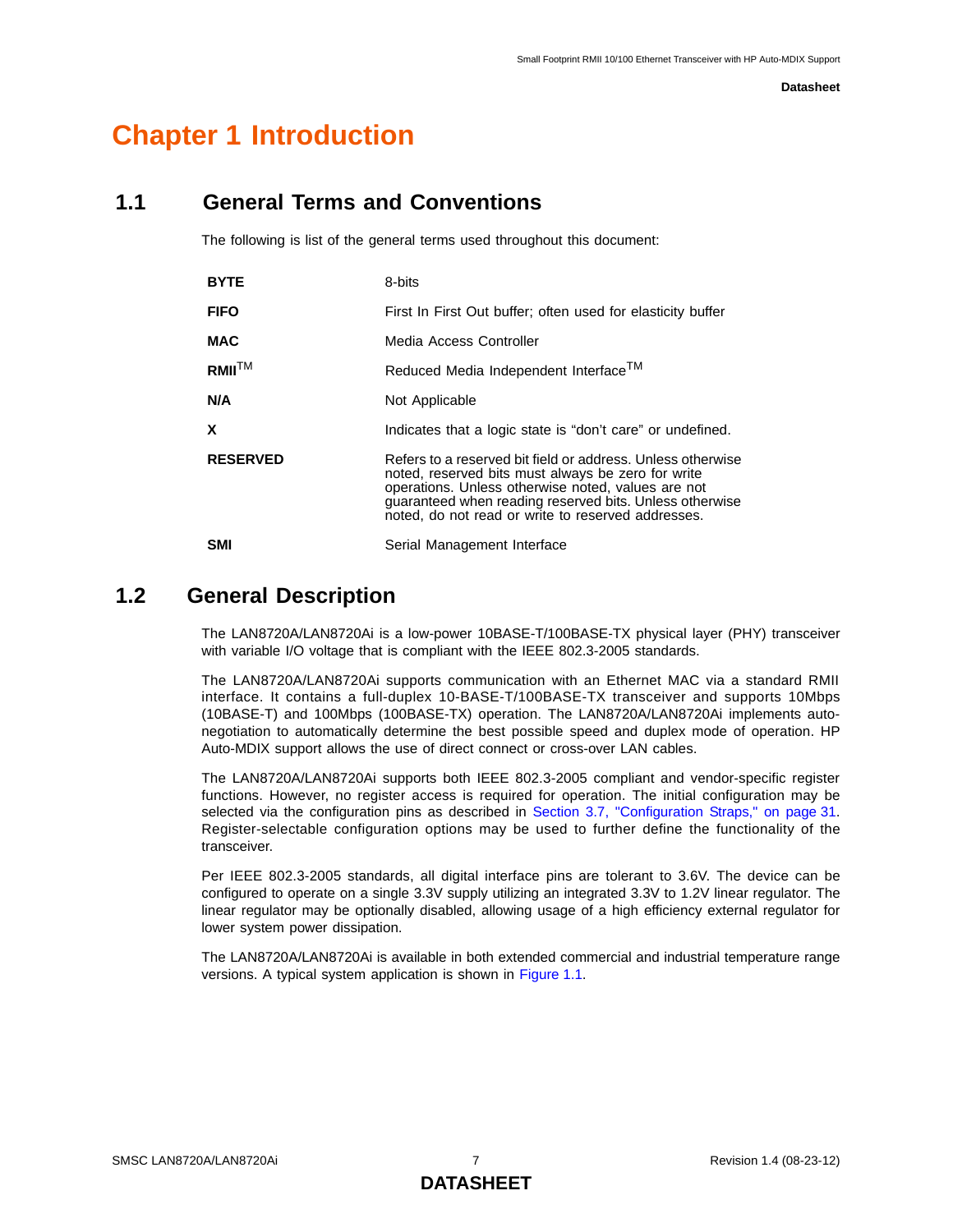# Chapter 1 Introduction

## 1.1 General Terms and Conventions

The following is list of the general terms used throughout this document:

| | |
|---|---|
| **BYTE** | 8-bits |
| **FIFO** | First In First Out buffer; often used for elasticity buffer |
| **MAC** | Media Access Controller |
| **RMII**™ | Reduced Media Independent Interface™ |
| **N/A** | Not Applicable |
| **X** | Indicates that a logic state is “don’t care” or undefined. |
| **RESERVED** | Refers to a reserved bit field or address. Unless otherwise noted, reserved bits must always be zero for write operations. Unless otherwise noted, values are not guaranteed when reading reserved bits. Unless otherwise noted, do not read or write to reserved addresses. |
| **SMI** | Serial Management Interface |

## 1.2 General Description

The LAN8720A/LAN8720Ai is a low-power 10BASE-T/100BASE-TX physical layer (PHY) transceiver with variable I/O voltage that is compliant with the IEEE 802.3-2005 standards.

The LAN8720A/LAN8720Ai supports communication with an Ethernet MAC via a standard RMII interface. It contains a full-duplex 10-BASE-T/100BASE-TX transceiver and supports 10Mbps (10BASE-T) and 100Mbps (100BASE-TX) operation. The LAN8720A/LAN8720Ai implements auto-negotiation to automatically determine the best possible speed and duplex mode of operation. HP Auto-MDIX support allows the use of direct connect or cross-over LAN cables.

The LAN8720A/LAN8720Ai supports both IEEE 802.3-2005 compliant and vendor-specific register functions. However, no register access is required for operation. The initial configuration may be selected via the configuration pins as described in Section 3.7, "Configuration Straps," on page 31. Register-selectable configuration options may be used to further define the functionality of the transceiver.

Per IEEE 802.3-2005 standards, all digital interface pins are tolerant to 3.6V. The device can be configured to operate on a single 3.3V supply utilizing an integrated 3.3V to 1.2V linear regulator. The linear regulator may be optionally disabled, allowing usage of a high efficiency external regulator for lower system power dissipation.

The LAN8720A/LAN8720Ai is available in both extended commercial and industrial temperature range versions. A typical system application is shown in Figure 1.1.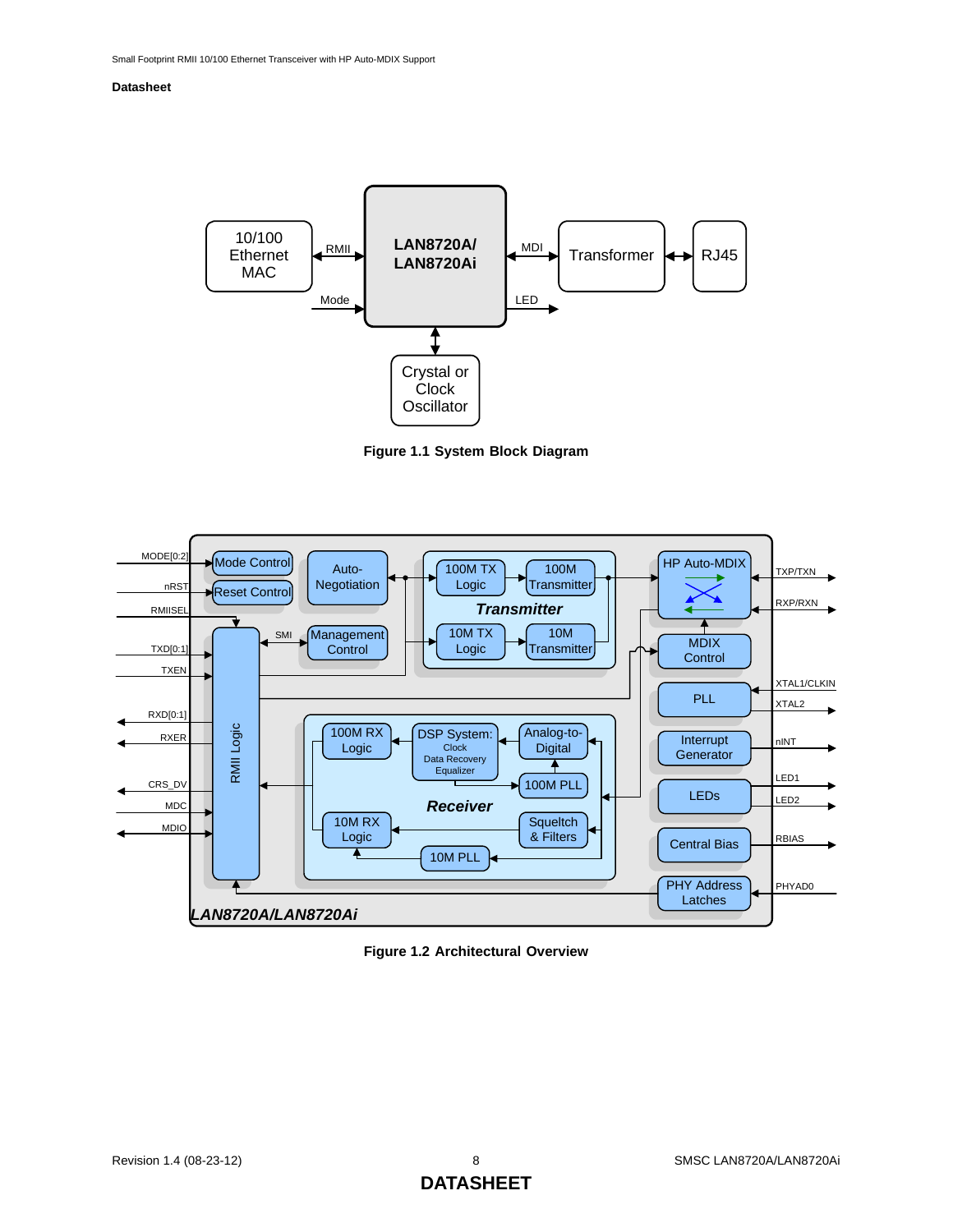Figure 1.1 System Block Diagram

Figure 1.2 Architectural Overview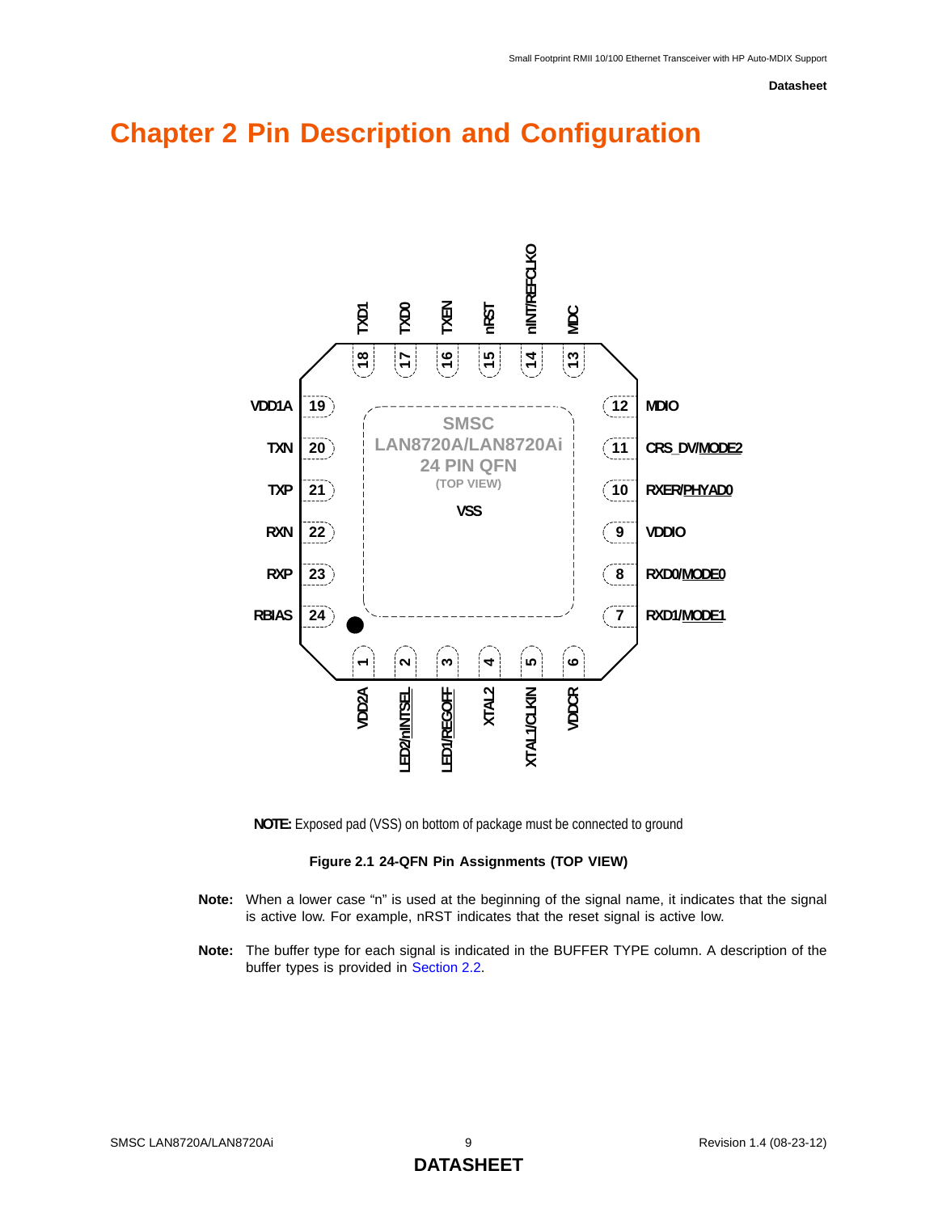# Chapter 2 Pin Description and Configuration

**NOTE:** Exposed pad (VSS) on bottom of package must be connected to ground

**Figure 2.1 24-QFN Pin Assignments (TOP VIEW)**

**Note:** When a lower case “n” is used at the beginning of the signal name, it indicates that the signal is active low. For example, nRST indicates that the reset signal is active low.

**Note:** The buffer type for each signal is indicated in the BUFFER TYPE column. A description of the buffer types is provided in Section 2.2.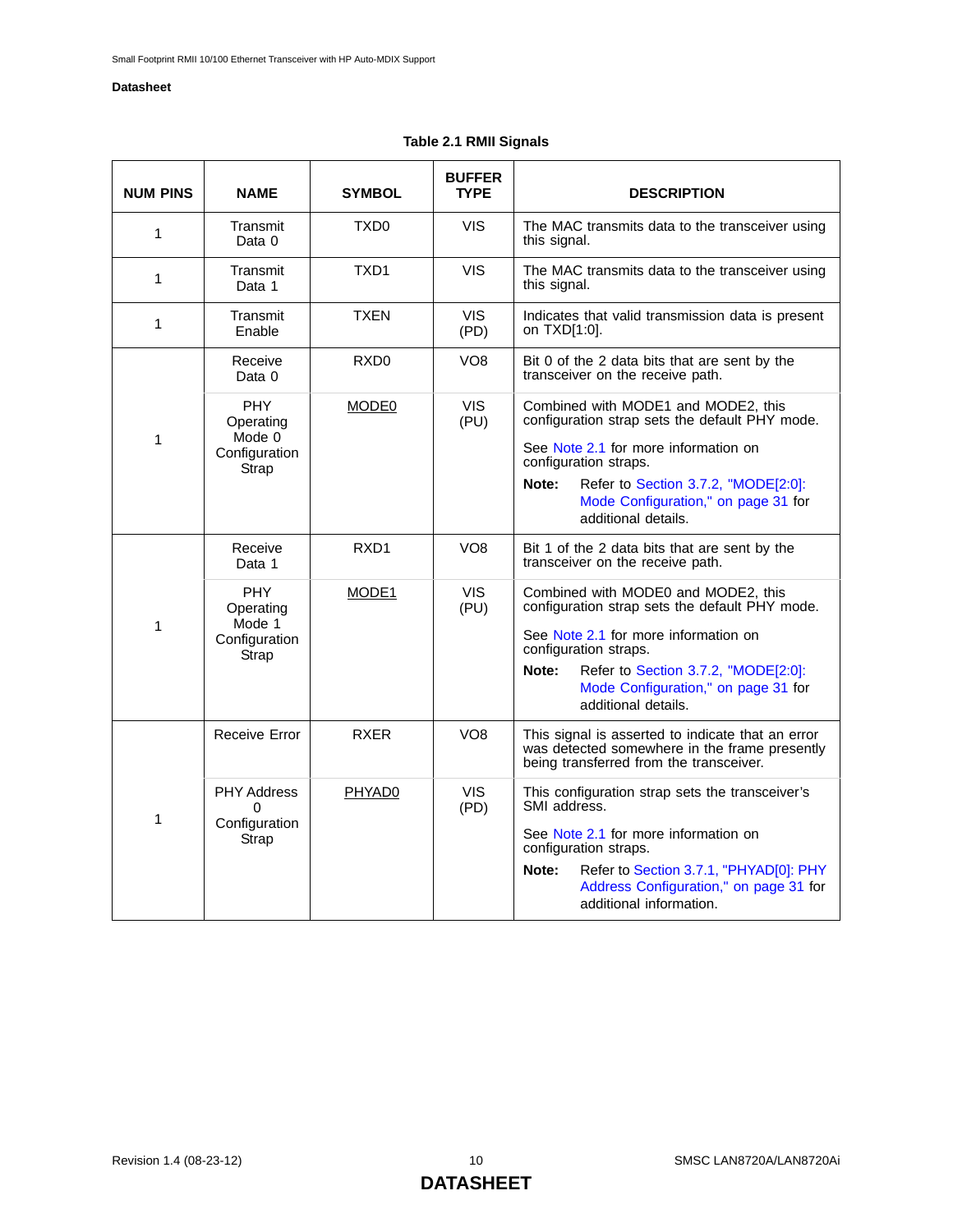**Table 2.1 RMII Signals**

| NUM PINS | NAME | SYMBOL | BUFFER TYPE | DESCRIPTION |
|---|---|---|---|---|
| 1 | Transmit Data 0 | TXD0 | VIS | The MAC transmits data to the transceiver using this signal. |
| 1 | Transmit Data 1 | TXD1 | VIS | The MAC transmits data to the transceiver using this signal. |
| 1 | Transmit Enable | TXEN | VIS (PD) | Indicates that valid transmission data is present on TXD[1:0]. |
| 1 | Receive Data 0 | RXD0 | VO8 | Bit 0 of the 2 data bits that are sent by the transceiver on the receive path. |
| | PHY Operating Mode 0 Configuration Strap | MODE0 | VIS (PU) | Combined with MODE1 and MODE2, this configuration strap sets the default PHY mode. See Note 2.1 for more information on configuration straps. **Note:** Refer to Section 3.7.2, "MODE[2:0]: Mode Configuration," on page 31 for additional details. |
| 1 | Receive Data 1 | RXD1 | VO8 | Bit 1 of the 2 data bits that are sent by the transceiver on the receive path. |
| | PHY Operating Mode 1 Configuration Strap | MODE1 | VIS (PU) | Combined with MODE0 and MODE2, this configuration strap sets the default PHY mode. See Note 2.1 for more information on configuration straps. **Note:** Refer to Section 3.7.2, "MODE[2:0]: Mode Configuration," on page 31 for additional details. |
| 1 | Receive Error | RXER | VO8 | This signal is asserted to indicate that an error was detected somewhere in the frame presently being transferred from the transceiver. |
| | PHY Address 0 Configuration Strap | PHYAD0 | VIS (PD) | This configuration strap sets the transceiver's SMI address. See Note 2.1 for more information on configuration straps. **Note:** Refer to Section 3.7.1, "PHYAD[0]: PHY Address Configuration," on page 31 for additional information. |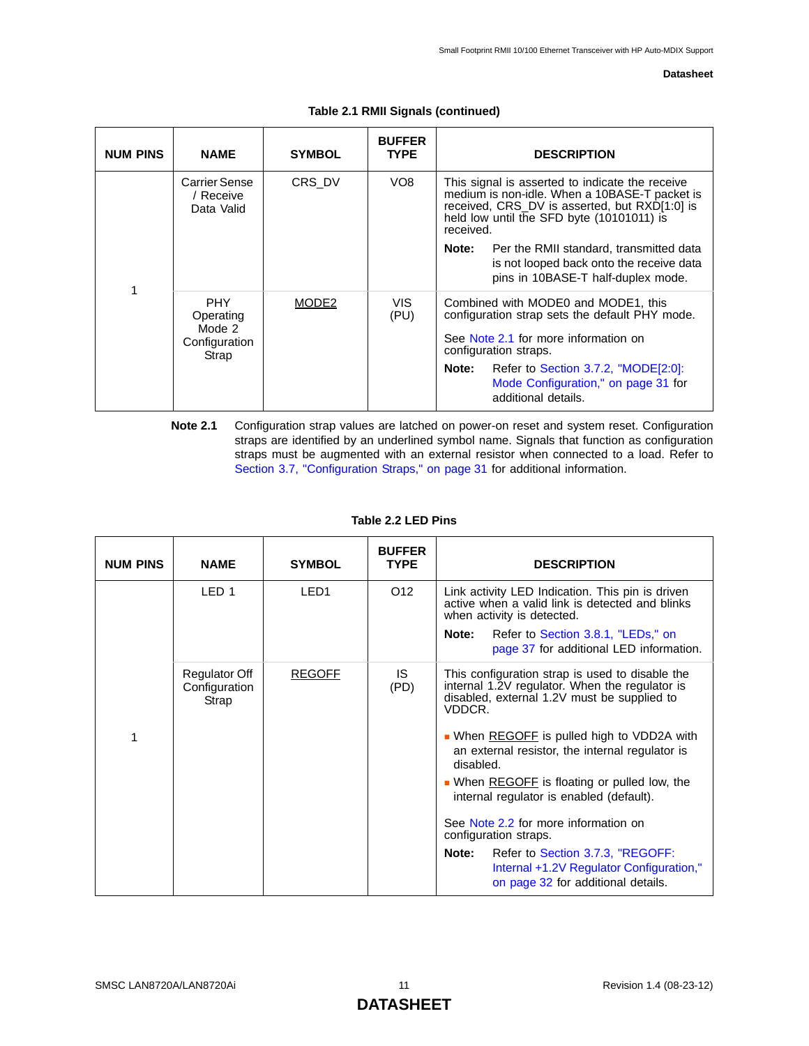**Table 2.1 RMII Signals (continued)**

| NUM PINS | NAME | SYMBOL | BUFFER TYPE | DESCRIPTION |
|---|---|---|---|---|
| 1 | Carrier Sense / Receive Data Valid | CRS_DV | VO8 | This signal is asserted to indicate the receive medium is non-idle. When a 10BASE-T packet is received, CRS_DV is asserted, but RXD[1:0] is held low until the SFD byte (10101011) is received.<br><br>**Note:** Per the RMII standard, transmitted data is not looped back onto the receive data pins in 10BASE-T half-duplex mode. |
| | PHY Operating Mode 2 Configuration Strap | <u>MODE2</u> | VIS (PU) | Combined with MODE0 and MODE1, this configuration strap sets the default PHY mode.<br><br>See Note 2.1 for more information on configuration straps.<br><br>**Note:** Refer to Section 3.7.2, "MODE[2:0]: Mode Configuration," on page 31 for additional details. |

**Note 2.1** Configuration strap values are latched on power-on reset and system reset. Configuration straps are identified by an underlined symbol name. Signals that function as configuration straps must be augmented with an external resistor when connected to a load. Refer to Section 3.7, "Configuration Straps," on page 31 for additional information.

**Table 2.2 LED Pins**

| NUM PINS | NAME | SYMBOL | BUFFER TYPE | DESCRIPTION |
|---|---|---|---|---|
| 1 | LED 1 | LED1 | O12 | Link activity LED Indication. This pin is driven active when a valid link is detected and blinks when activity is detected.<br><br>**Note:** Refer to Section 3.8.1, "LEDs," on page 37 for additional LED information. |
| | Regulator Off Configuration Strap | <u>REGOFF</u> | IS (PD) | This configuration strap is used to disable the internal 1.2V regulator. When the regulator is disabled, external 1.2V must be supplied to VDDCR.<br><br>▪ When <u>REGOFF</u> is pulled high to VDD2A with an external resistor, the internal regulator is disabled.<br>▪ When <u>REGOFF</u> is floating or pulled low, the internal regulator is enabled (default).<br><br>See Note 2.2 for more information on configuration straps.<br><br>**Note:** Refer to Section 3.7.3, "REGOFF: Internal +1.2V Regulator Configuration," on page 32 for additional details. |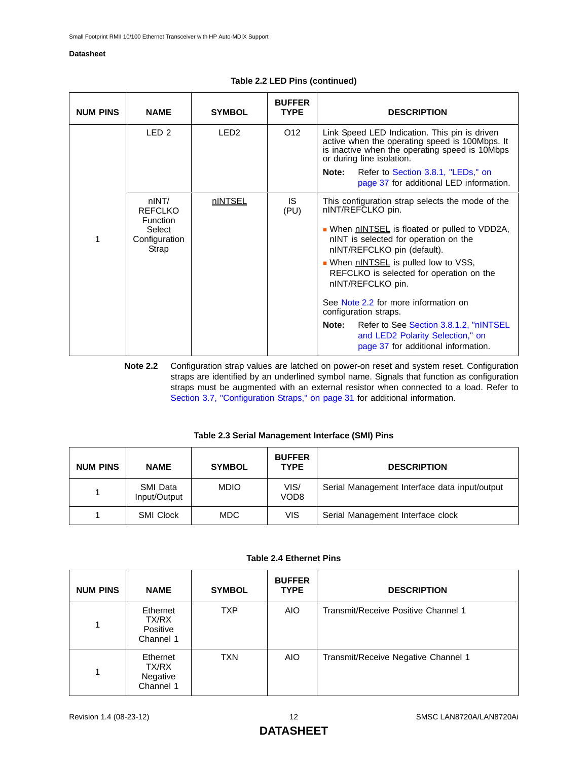**Table 2.2 LED Pins (continued)**

| NUM PINS | NAME | SYMBOL | BUFFER TYPE | DESCRIPTION |
|---|---|---|---|---|
| 1 | LED 2 | LED2 | O12 | Link Speed LED Indication. This pin is driven active when the operating speed is 100Mbps. It is inactive when the operating speed is 10Mbps or during line isolation.<br><br>**Note:** Refer to Section 3.8.1, "LEDs," on page 37 for additional LED information. |
| | nINT/ REFCLKO Function Select Configuration Strap | nINTSEL | IS (PU) | This configuration strap selects the mode of the nINT/REFCLKO pin.<br><br>▪ When nINTSEL is floated or pulled to VDD2A, nINT is selected for operation on the nINT/REFCLKO pin (default).<br>▪ When nINTSEL is pulled low to VSS, REFCLKO is selected for operation on the nINT/REFCLKO pin.<br><br>See Note 2.2 for more information on configuration straps.<br><br>**Note:** Refer to See Section 3.8.1.2, "nINTSEL and LED2 Polarity Selection," on page 37 for additional information. |

**Note 2.2** Configuration strap values are latched on power-on reset and system reset. Configuration straps are identified by an underlined symbol name. Signals that function as configuration straps must be augmented with an external resistor when connected to a load. Refer to Section 3.7, "Configuration Straps," on page 31 for additional information.

**Table 2.3 Serial Management Interface (SMI) Pins**

| NUM PINS | NAME | SYMBOL | BUFFER TYPE | DESCRIPTION |
|---|---|---|---|---|
| 1 | SMI Data Input/Output | MDIO | VIS/ VOD8 | Serial Management Interface data input/output |
| 1 | SMI Clock | MDC | VIS | Serial Management Interface clock |

**Table 2.4 Ethernet Pins**

| NUM PINS | NAME | SYMBOL | BUFFER TYPE | DESCRIPTION |
|---|---|---|---|---|
| 1 | Ethernet TX/RX Positive Channel 1 | TXP | AIO | Transmit/Receive Positive Channel 1 |
| 1 | Ethernet TX/RX Negative Channel 1 | TXN | AIO | Transmit/Receive Negative Channel 1 |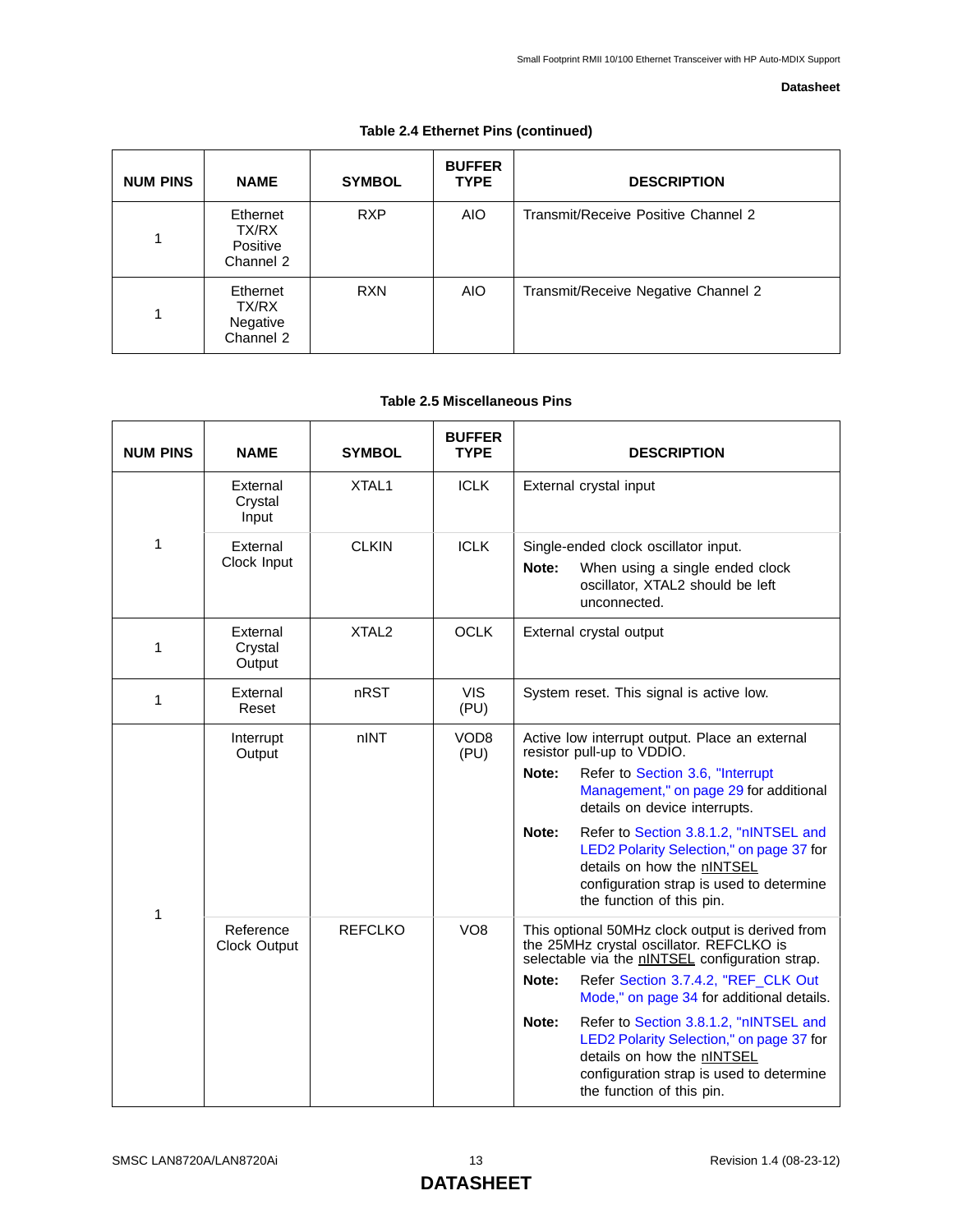**Table 2.4 Ethernet Pins (continued)**

| NUM PINS | NAME | SYMBOL | BUFFER TYPE | DESCRIPTION |
|---|---|---|---|---|
| 1 | Ethernet TX/RX Positive Channel 2 | RXP | AIO | Transmit/Receive Positive Channel 2 |
| 1 | Ethernet TX/RX Negative Channel 2 | RXN | AIO | Transmit/Receive Negative Channel 2 |

**Table 2.5 Miscellaneous Pins**

| NUM PINS | NAME | SYMBOL | BUFFER TYPE | DESCRIPTION |
|---|---|---|---|---|
| 1 | External Crystal Input | XTAL1 | ICLK | External crystal input |
| | External Clock Input | CLKIN | ICLK | Single-ended clock oscillator input.<br>**Note:** When using a single ended clock oscillator, XTAL2 should be left unconnected. |
| 1 | External Crystal Output | XTAL2 | OCLK | External crystal output |
| 1 | External Reset | nRST | VIS (PU) | System reset. This signal is active low. |
| 1 | Interrupt Output | nINT | VOD8 (PU) | Active low interrupt output. Place an external resistor pull-up to VDDIO.<br>**Note:** Refer to Section 3.6, "Interrupt Management," on page 29 for additional details on device interrupts.<br>**Note:** Refer to Section 3.8.1.2, "nINTSEL and LED2 Polarity Selection," on page 37 for details on how the nINTSEL configuration strap is used to determine the function of this pin. |
| | Reference Clock Output | REFCLKO | VO8 | This optional 50MHz clock output is derived from the 25MHz crystal oscillator. REFCLKO is selectable via the nINTSEL configuration strap.<br>**Note:** Refer Section 3.7.4.2, "REF_CLK Out Mode," on page 34 for additional details.<br>**Note:** Refer to Section 3.8.1.2, "nINTSEL and LED2 Polarity Selection," on page 37 for details on how the nINTSEL configuration strap is used to determine the function of this pin. |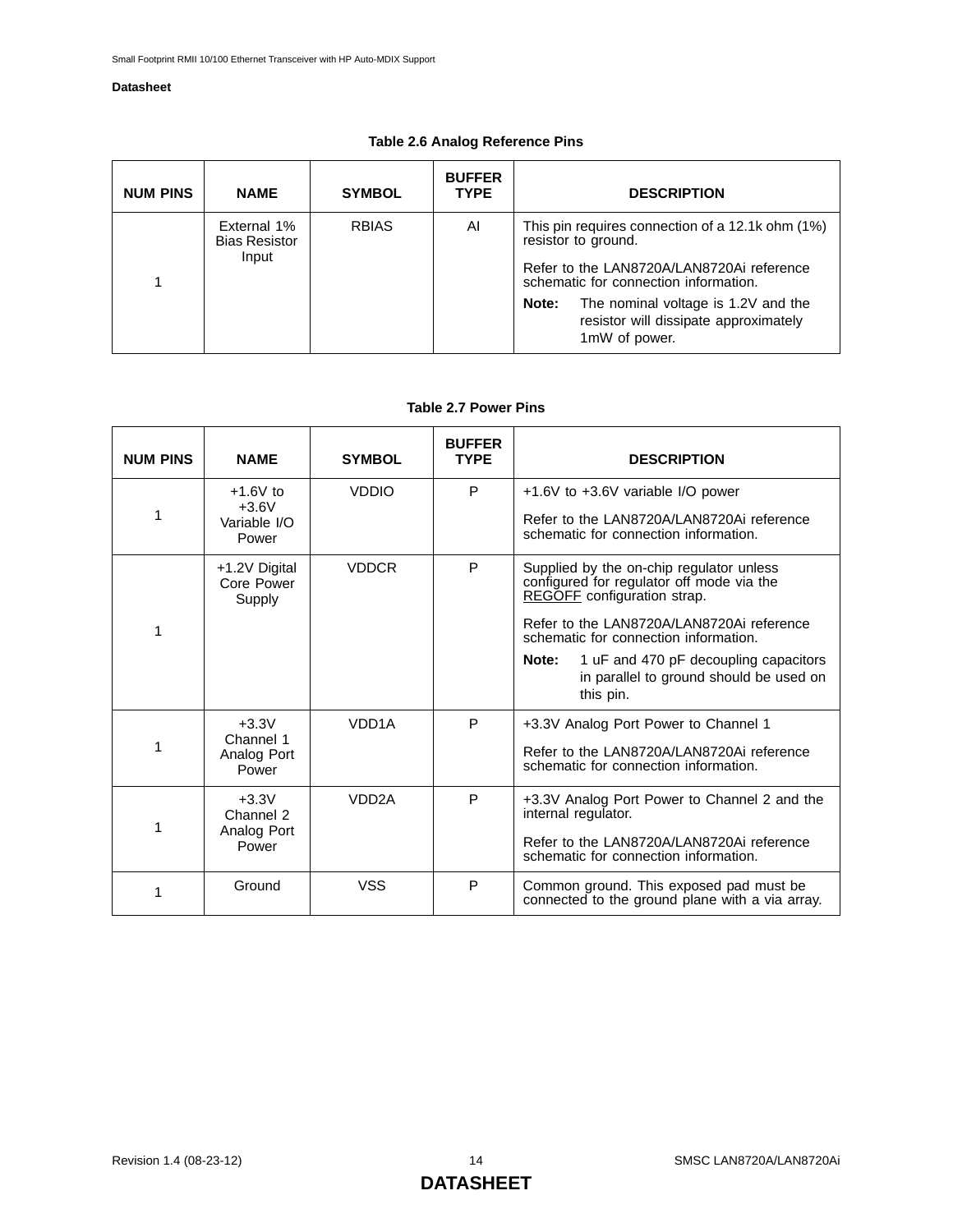**Table 2.6 Analog Reference Pins**

| NUM PINS | NAME | SYMBOL | BUFFER TYPE | DESCRIPTION |
|---|---|---|---|---|
| 1 | External 1% Bias Resistor Input | RBIAS | AI | This pin requires connection of a 12.1k ohm (1%) resistor to ground.<br><br>Refer to the LAN8720A/LAN8720Ai reference schematic for connection information.<br><br>**Note:** The nominal voltage is 1.2V and the resistor will dissipate approximately 1mW of power. |

**Table 2.7 Power Pins**

| NUM PINS | NAME | SYMBOL | BUFFER TYPE | DESCRIPTION |
|---|---|---|---|---|
| 1 | +1.6V to +3.6V Variable I/O Power | VDDIO | P | +1.6V to +3.6V variable I/O power<br><br>Refer to the LAN8720A/LAN8720Ai reference schematic for connection information. |
| 1 | +1.2V Digital Core Power Supply | VDDCR | P | Supplied by the on-chip regulator unless configured for regulator off mode via the REGOFF configuration strap.<br><br>Refer to the LAN8720A/LAN8720Ai reference schematic for connection information.<br><br>**Note:** 1 uF and 470 pF decoupling capacitors in parallel to ground should be used on this pin. |
| 1 | +3.3V Channel 1 Analog Port Power | VDD1A | P | +3.3V Analog Port Power to Channel 1<br><br>Refer to the LAN8720A/LAN8720Ai reference schematic for connection information. |
| 1 | +3.3V Channel 2 Analog Port Power | VDD2A | P | +3.3V Analog Port Power to Channel 2 and the internal regulator.<br><br>Refer to the LAN8720A/LAN8720Ai reference schematic for connection information. |
| 1 | Ground | VSS | P | Common ground. This exposed pad must be connected to the ground plane with a via array. |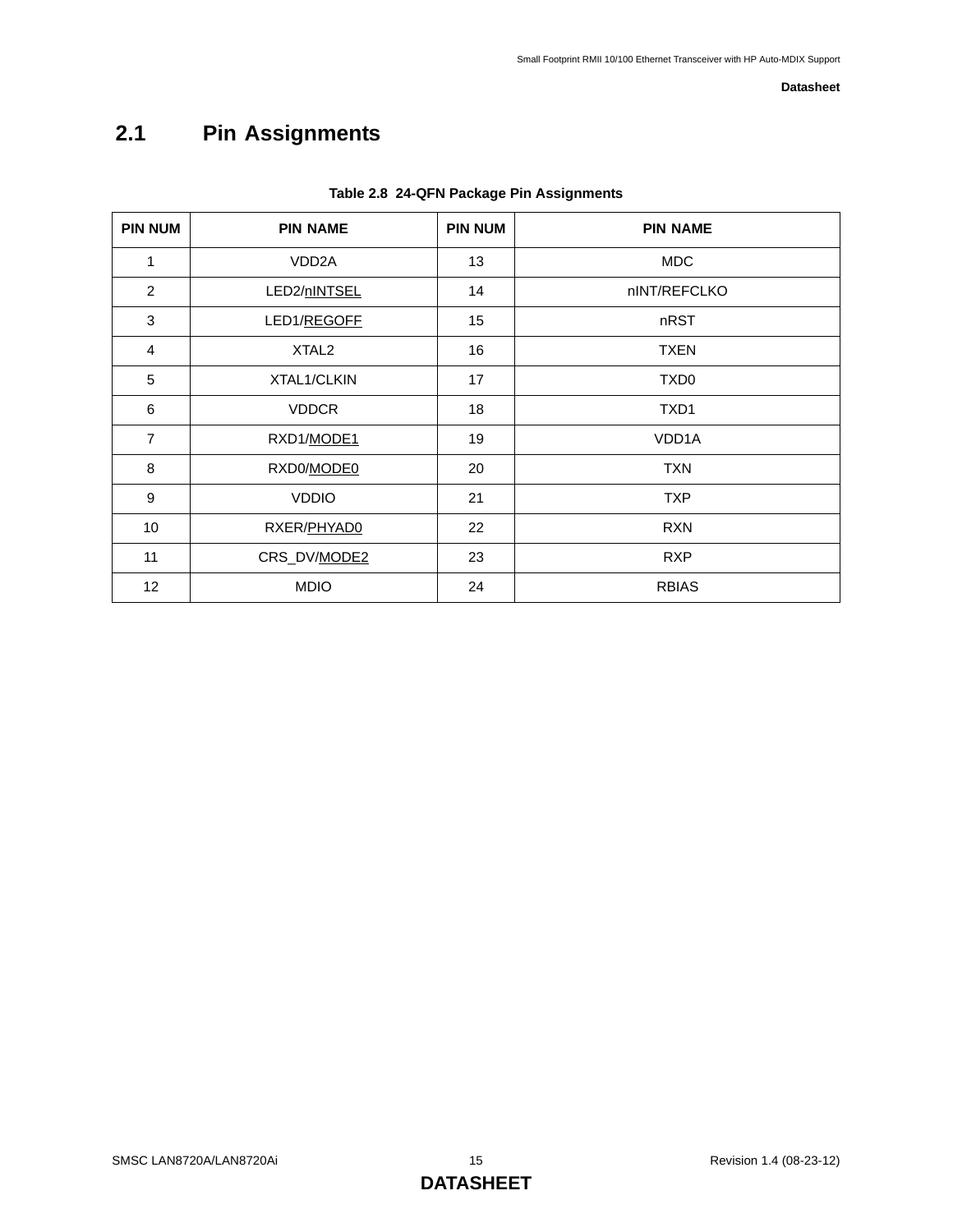## 2.1 Pin Assignments

**Table 2.8 24-QFN Package Pin Assignments**

| PIN NUM | PIN NAME | PIN NUM | PIN NAME |
|---|---|---|---|
| 1 | VDD2A | 13 | MDC |
| 2 | LED2/nINTSEL | 14 | nINT/REFCLKO |
| 3 | LED1/REGOFF | 15 | nRST |
| 4 | XTAL2 | 16 | TXEN |
| 5 | XTAL1/CLKIN | 17 | TXD0 |
| 6 | VDDCR | 18 | TXD1 |
| 7 | RXD1/MODE1 | 19 | VDD1A |
| 8 | RXD0/MODE0 | 20 | TXN |
| 9 | VDDIO | 21 | TXP |
| 10 | RXER/PHYAD0 | 22 | RXN |
| 11 | CRS_DV/MODE2 | 23 | RXP |
| 12 | MDIO | 24 | RBIAS |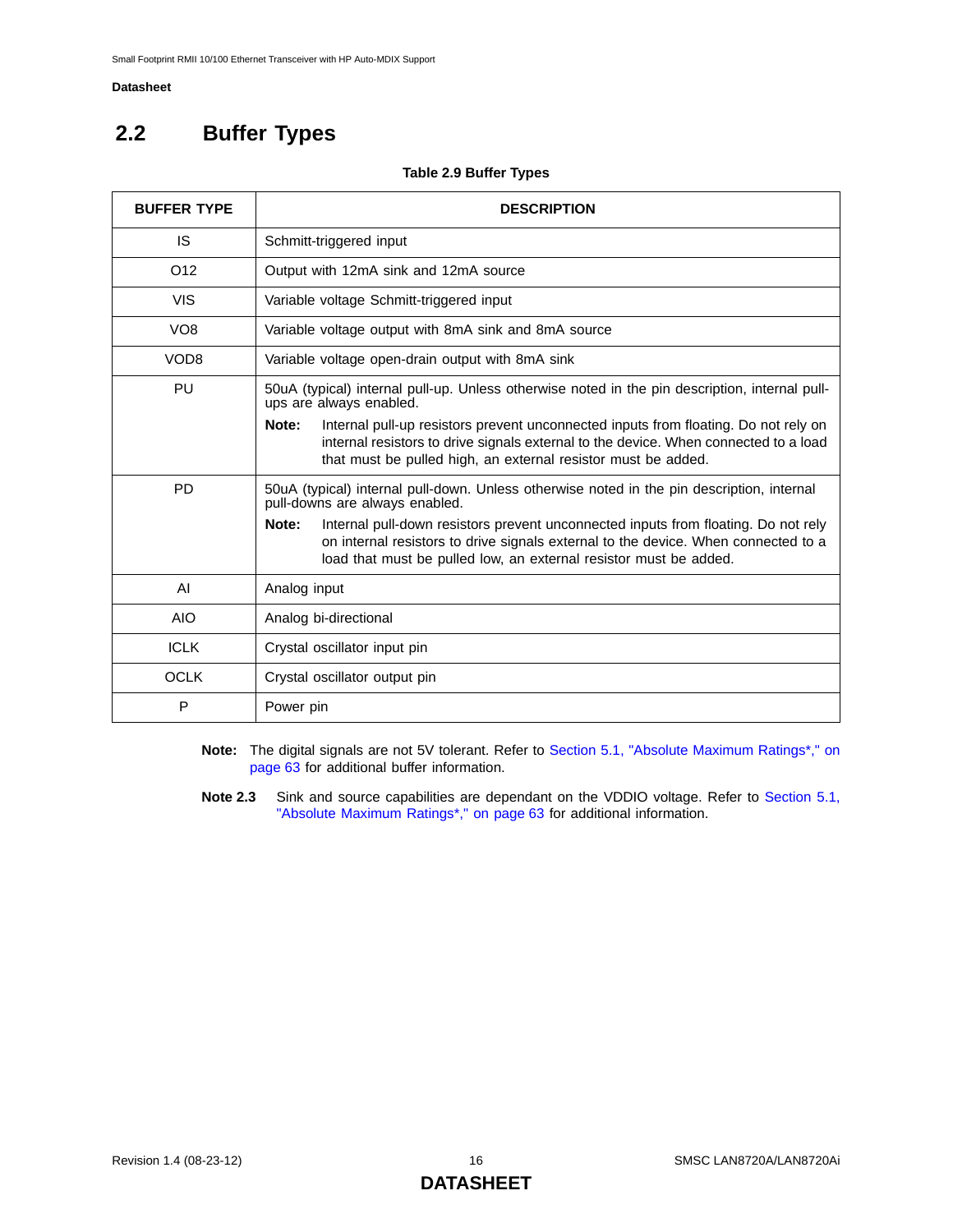## 2.2 Buffer Types

**Table 2.9 Buffer Types**

| BUFFER TYPE | DESCRIPTION |
|---|---|
| IS | Schmitt-triggered input |
| O12 | Output with 12mA sink and 12mA source |
| VIS | Variable voltage Schmitt-triggered input |
| VO8 | Variable voltage output with 8mA sink and 8mA source |
| VOD8 | Variable voltage open-drain output with 8mA sink |
| PU | 50uA (typical) internal pull-up. Unless otherwise noted in the pin description, internal pull-ups are always enabled. **Note:** Internal pull-up resistors prevent unconnected inputs from floating. Do not rely on internal resistors to drive signals external to the device. When connected to a load that must be pulled high, an external resistor must be added. |
| PD | 50uA (typical) internal pull-down. Unless otherwise noted in the pin description, internal pull-downs are always enabled. **Note:** Internal pull-down resistors prevent unconnected inputs from floating. Do not rely on internal resistors to drive signals external to the device. When connected to a load that must be pulled low, an external resistor must be added. |
| AI | Analog input |
| AIO | Analog bi-directional |
| ICLK | Crystal oscillator input pin |
| OCLK | Crystal oscillator output pin |
| P | Power pin |

**Note:** The digital signals are not 5V tolerant. Refer to Section 5.1, "Absolute Maximum Ratings*," on page 63 for additional buffer information.

**Note 2.3** Sink and source capabilities are dependant on the VDDIO voltage. Refer to Section 5.1, "Absolute Maximum Ratings*," on page 63 for additional information.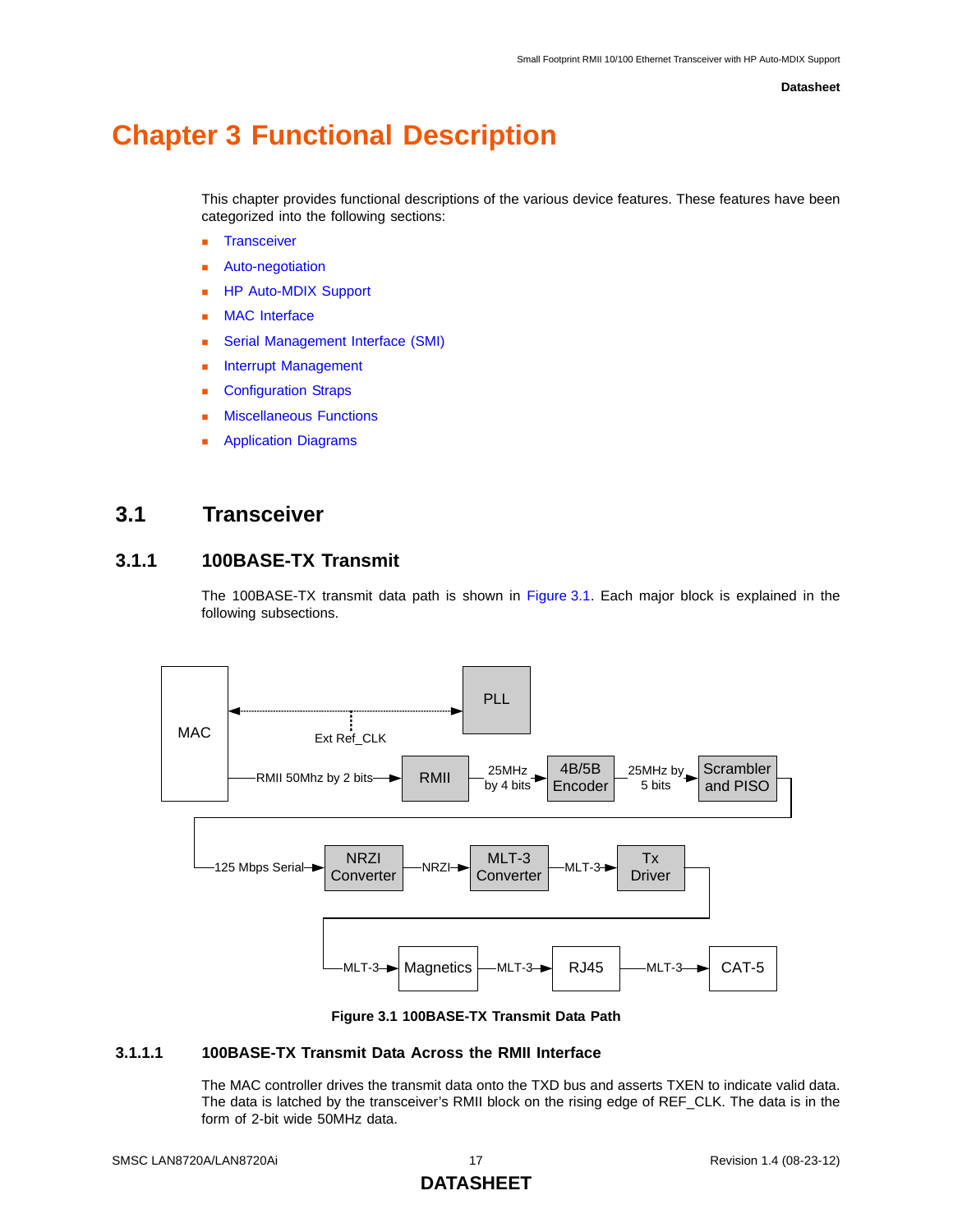# Chapter 3 Functional Description

This chapter provides functional descriptions of the various device features. These features have been categorized into the following sections:

- Transceiver
- Auto-negotiation
- HP Auto-MDIX Support
- MAC Interface
- Serial Management Interface (SMI)
- Interrupt Management
- Configuration Straps
- Miscellaneous Functions
- Application Diagrams

## 3.1 Transceiver

### 3.1.1 100BASE-TX Transmit

The 100BASE-TX transmit data path is shown in Figure 3.1. Each major block is explained in the following subsections.

Figure 3.1 100BASE-TX Transmit Data Path

#### 3.1.1.1 100BASE-TX Transmit Data Across the RMII Interface

The MAC controller drives the transmit data onto the TXD bus and asserts TXEN to indicate valid data. The data is latched by the transceiver's RMII block on the rising edge of REF_CLK. The data is in the form of 2-bit wide 50MHz data.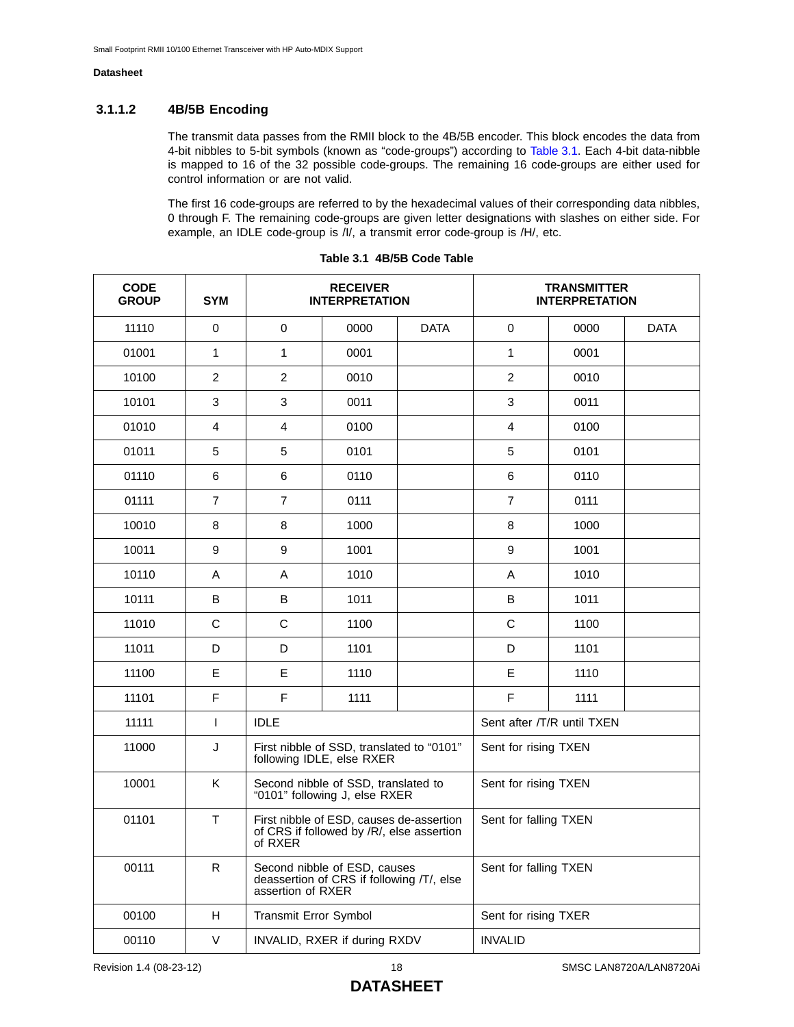### 3.1.1.2 4B/5B Encoding

The transmit data passes from the RMII block to the 4B/5B encoder. This block encodes the data from 4-bit nibbles to 5-bit symbols (known as "code-groups") according to Table 3.1. Each 4-bit data-nibble is mapped to 16 of the 32 possible code-groups. The remaining 16 code-groups are either used for control information or are not valid.

The first 16 code-groups are referred to by the hexadecimal values of their corresponding data nibbles, 0 through F. The remaining code-groups are given letter designations with slashes on either side. For example, an IDLE code-group is /I/, a transmit error code-group is /H/, etc.

**Table 3.1 4B/5B Code Table**

| CODE GROUP | SYM | RECEIVER INTERPRETATION | | | TRANSMITTER INTERPRETATION | | |
|---|---|---|---|---|---|---|---|
| 11110 | 0 | 0 | 0000 | DATA | 0 | 0000 | DATA |
| 01001 | 1 | 1 | 0001 | | 1 | 0001 | |
| 10100 | 2 | 2 | 0010 | | 2 | 0010 | |
| 10101 | 3 | 3 | 0011 | | 3 | 0011 | |
| 01010 | 4 | 4 | 0100 | | 4 | 0100 | |
| 01011 | 5 | 5 | 0101 | | 5 | 0101 | |
| 01110 | 6 | 6 | 0110 | | 6 | 0110 | |
| 01111 | 7 | 7 | 0111 | | 7 | 0111 | |
| 10010 | 8 | 8 | 1000 | | 8 | 1000 | |
| 10011 | 9 | 9 | 1001 | | 9 | 1001 | |
| 10110 | A | A | 1010 | | A | 1010 | |
| 10111 | B | B | 1011 | | B | 1011 | |
| 11010 | C | C | 1100 | | C | 1100 | |
| 11011 | D | D | 1101 | | D | 1101 | |
| 11100 | E | E | 1110 | | E | 1110 | |
| 11101 | F | F | 1111 | | F | 1111 | |
| 11111 | I | IDLE | | | Sent after /T/R until TXEN | | |
| 11000 | J | First nibble of SSD, translated to "0101" following IDLE, else RXER | | | Sent for rising TXEN | | |
| 10001 | K | Second nibble of SSD, translated to "0101" following J, else RXER | | | Sent for rising TXEN | | |
| 01101 | T | First nibble of ESD, causes de-assertion of CRS if followed by /R/, else assertion of RXER | | | Sent for falling TXEN | | |
| 00111 | R | Second nibble of ESD, causes deassertion of CRS if following /T/, else assertion of RXER | | | Sent for falling TXEN | | |
| 00100 | H | Transmit Error Symbol | | | Sent for rising TXER | | |
| 00110 | V | INVALID, RXER if during RXDV | | | INVALID | | |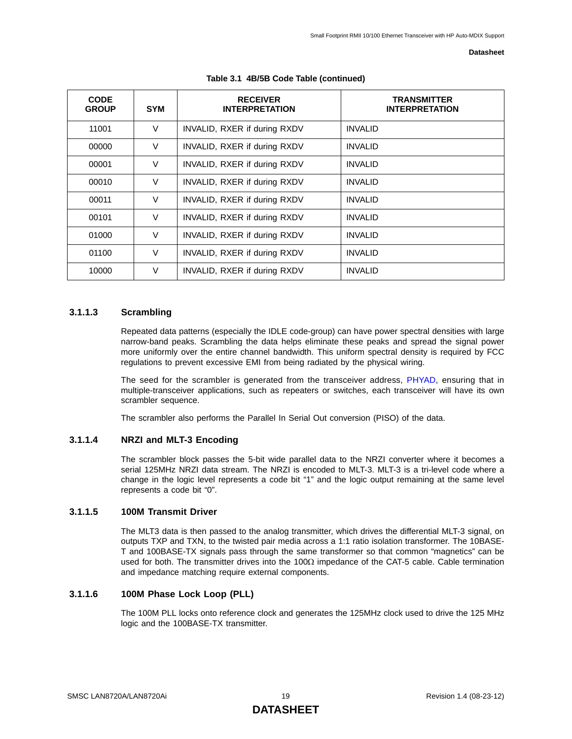**Table 3.1 4B/5B Code Table (continued)**

| CODE GROUP | SYM | RECEIVER INTERPRETATION | TRANSMITTER INTERPRETATION |
|---|---|---|---|
| 11001 | V | INVALID, RXER if during RXDV | INVALID |
| 00000 | V | INVALID, RXER if during RXDV | INVALID |
| 00001 | V | INVALID, RXER if during RXDV | INVALID |
| 00010 | V | INVALID, RXER if during RXDV | INVALID |
| 00011 | V | INVALID, RXER if during RXDV | INVALID |
| 00101 | V | INVALID, RXER if during RXDV | INVALID |
| 01000 | V | INVALID, RXER if during RXDV | INVALID |
| 01100 | V | INVALID, RXER if during RXDV | INVALID |
| 10000 | V | INVALID, RXER if during RXDV | INVALID |

#### 3.1.1.3 Scrambling

Repeated data patterns (especially the IDLE code-group) can have power spectral densities with large narrow-band peaks. Scrambling the data helps eliminate these peaks and spread the signal power more uniformly over the entire channel bandwidth. This uniform spectral density is required by FCC regulations to prevent excessive EMI from being radiated by the physical wiring.

The seed for the scrambler is generated from the transceiver address, PHYAD, ensuring that in multiple-transceiver applications, such as repeaters or switches, each transceiver will have its own scrambler sequence.

The scrambler also performs the Parallel In Serial Out conversion (PISO) of the data.

#### 3.1.1.4 NRZI and MLT-3 Encoding

The scrambler block passes the 5-bit wide parallel data to the NRZI converter where it becomes a serial 125MHz NRZI data stream. The NRZI is encoded to MLT-3. MLT-3 is a tri-level code where a change in the logic level represents a code bit “1” and the logic output remaining at the same level represents a code bit “0”.

#### 3.1.1.5 100M Transmit Driver

The MLT3 data is then passed to the analog transmitter, which drives the differential MLT-3 signal, on outputs TXP and TXN, to the twisted pair media across a 1:1 ratio isolation transformer. The 10BASE-T and 100BASE-TX signals pass through the same transformer so that common “magnetics” can be used for both. The transmitter drives into the 100Ω impedance of the CAT-5 cable. Cable termination and impedance matching require external components.

#### 3.1.1.6 100M Phase Lock Loop (PLL)

The 100M PLL locks onto reference clock and generates the 125MHz clock used to drive the 125 MHz logic and the 100BASE-TX transmitter.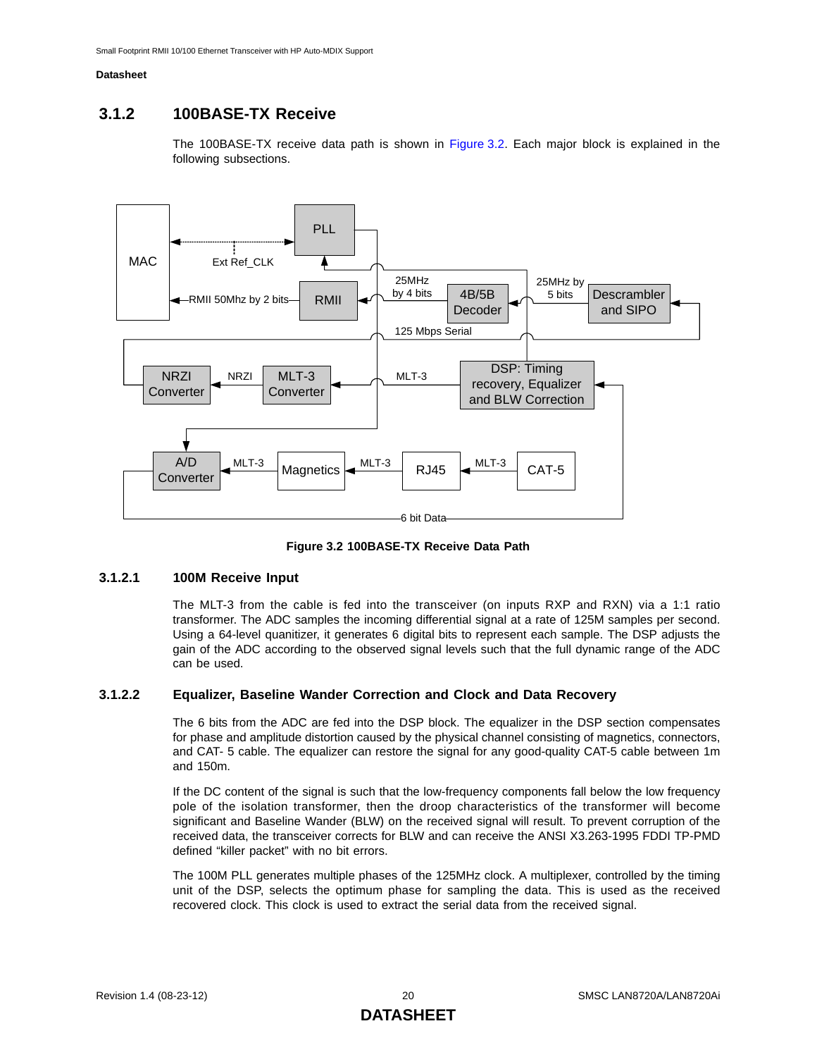## 3.1.2 100BASE-TX Receive

The 100BASE-TX receive data path is shown in Figure 3.2. Each major block is explained in the following subsections.

**Figure 3.2 100BASE-TX Receive Data Path**

### 3.1.2.1 100M Receive Input

The MLT-3 from the cable is fed into the transceiver (on inputs RXP and RXN) via a 1:1 ratio transformer. The ADC samples the incoming differential signal at a rate of 125M samples per second. Using a 64-level quanitizer, it generates 6 digital bits to represent each sample. The DSP adjusts the gain of the ADC according to the observed signal levels such that the full dynamic range of the ADC can be used.

### 3.1.2.2 Equalizer, Baseline Wander Correction and Clock and Data Recovery

The 6 bits from the ADC are fed into the DSP block. The equalizer in the DSP section compensates for phase and amplitude distortion caused by the physical channel consisting of magnetics, connectors, and CAT- 5 cable. The equalizer can restore the signal for any good-quality CAT-5 cable between 1m and 150m.

If the DC content of the signal is such that the low-frequency components fall below the low frequency pole of the isolation transformer, then the droop characteristics of the transformer will become significant and Baseline Wander (BLW) on the received signal will result. To prevent corruption of the received data, the transceiver corrects for BLW and can receive the ANSI X3.263-1995 FDDI TP-PMD defined "killer packet" with no bit errors.

The 100M PLL generates multiple phases of the 125MHz clock. A multiplexer, controlled by the timing unit of the DSP, selects the optimum phase for sampling the data. This is used as the received recovered clock. This clock is used to extract the serial data from the received signal.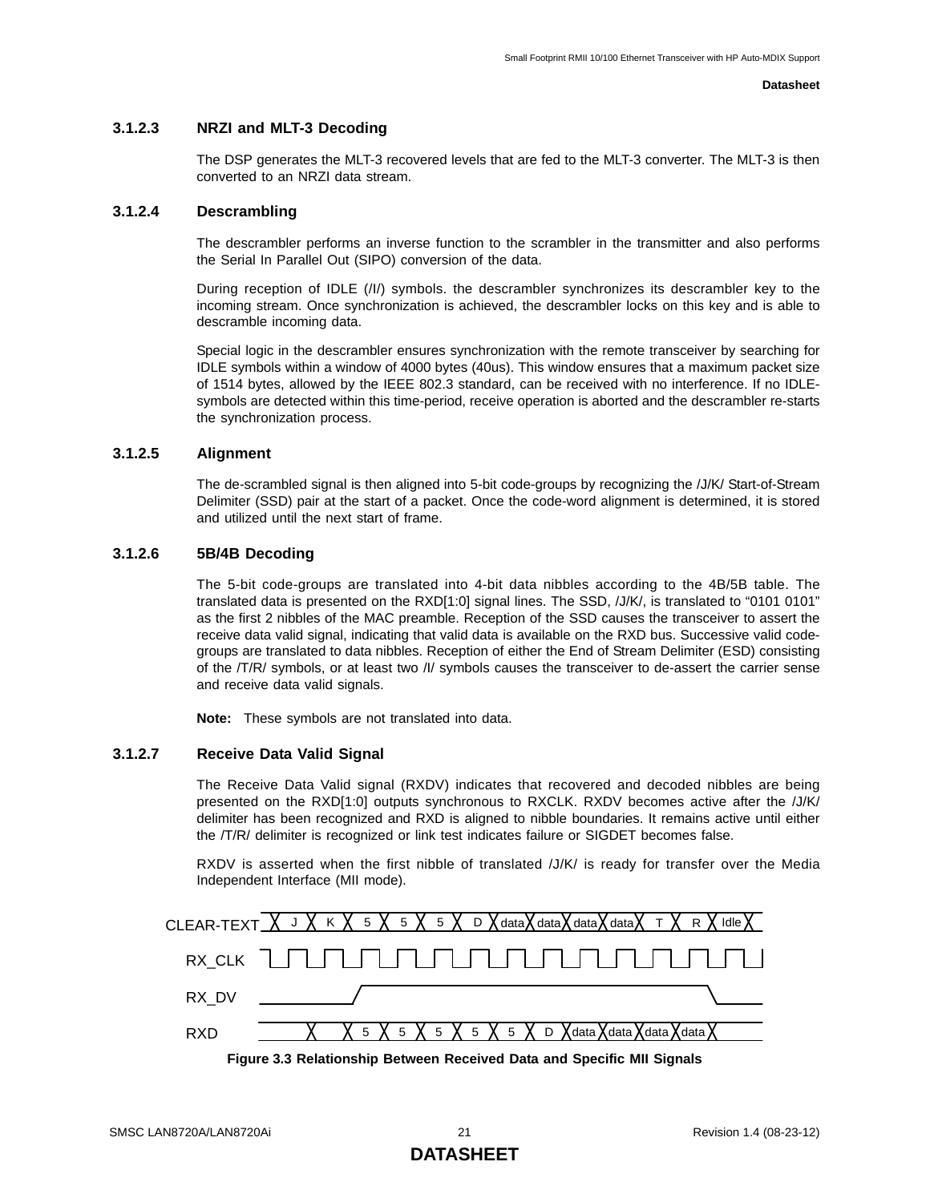### 3.1.2.3 NRZI and MLT-3 Decoding

The DSP generates the MLT-3 recovered levels that are fed to the MLT-3 converter. The MLT-3 is then converted to an NRZI data stream.

### 3.1.2.4 Descrambling

The descrambler performs an inverse function to the scrambler in the transmitter and also performs the Serial In Parallel Out (SIPO) conversion of the data.

During reception of IDLE (/I/) symbols. the descrambler synchronizes its descrambler key to the incoming stream. Once synchronization is achieved, the descrambler locks on this key and is able to descramble incoming data.

Special logic in the descrambler ensures synchronization with the remote transceiver by searching for IDLE symbols within a window of 4000 bytes (40us). This window ensures that a maximum packet size of 1514 bytes, allowed by the IEEE 802.3 standard, can be received with no interference. If no IDLE-symbols are detected within this time-period, receive operation is aborted and the descrambler re-starts the synchronization process.

### 3.1.2.5 Alignment

The de-scrambled signal is then aligned into 5-bit code-groups by recognizing the /J/K/ Start-of-Stream Delimiter (SSD) pair at the start of a packet. Once the code-word alignment is determined, it is stored and utilized until the next start of frame.

### 3.1.2.6 5B/4B Decoding

The 5-bit code-groups are translated into 4-bit data nibbles according to the 4B/5B table. The translated data is presented on the RXD[1:0] signal lines. The SSD, /J/K/, is translated to “0101 0101” as the first 2 nibbles of the MAC preamble. Reception of the SSD causes the transceiver to assert the receive data valid signal, indicating that valid data is available on the RXD bus. Successive valid code-groups are translated to data nibbles. Reception of either the End of Stream Delimiter (ESD) consisting of the /T/R/ symbols, or at least two /I/ symbols causes the transceiver to de-assert the carrier sense and receive data valid signals.

**Note:** These symbols are not translated into data.

### 3.1.2.7 Receive Data Valid Signal

The Receive Data Valid signal (RXDV) indicates that recovered and decoded nibbles are being presented on the RXD[1:0] outputs synchronous to RXCLK. RXDV becomes active after the /J/K/ delimiter has been recognized and RXD is aligned to nibble boundaries. It remains active until either the /T/R/ delimiter is recognized or link test indicates failure or SIGDET becomes false.

RXDV is asserted when the first nibble of translated /J/K/ is ready for transfer over the Media Independent Interface (MII mode).

CLEAR-TEXT: J | K | 5 | 5 | 5 | D | data | data | data | data | T | R | Idle

RX_CLK

RX_DV

RXD: 5 | 5 | 5 | 5 | 5 | D | data | data | data | data

**Figure 3.3 Relationship Between Received Data and Specific MII Signals**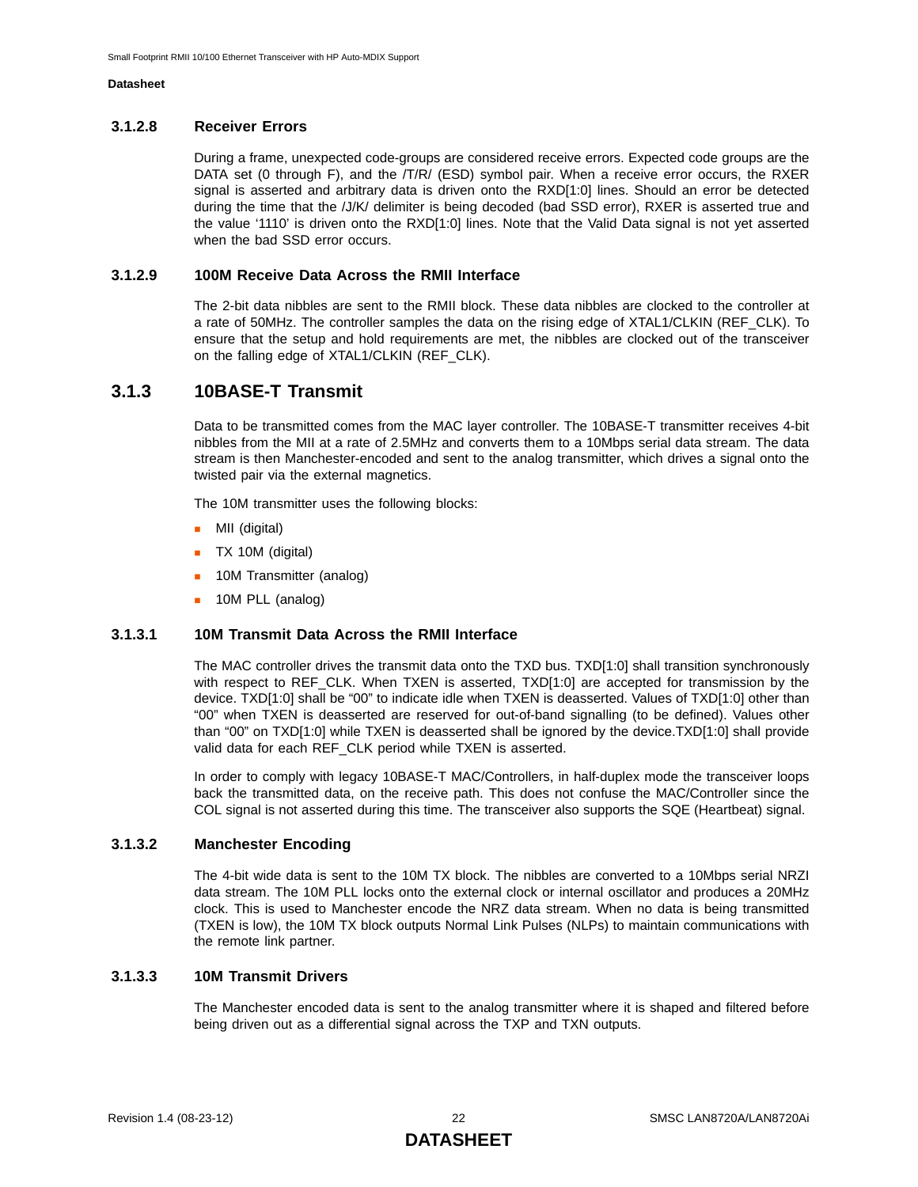#### 3.1.2.8 Receiver Errors

During a frame, unexpected code-groups are considered receive errors. Expected code groups are the DATA set (0 through F), and the /T/R/ (ESD) symbol pair. When a receive error occurs, the RXER signal is asserted and arbitrary data is driven onto the RXD[1:0] lines. Should an error be detected during the time that the /J/K/ delimiter is being decoded (bad SSD error), RXER is asserted true and the value '1110' is driven onto the RXD[1:0] lines. Note that the Valid Data signal is not yet asserted when the bad SSD error occurs.

#### 3.1.2.9 100M Receive Data Across the RMII Interface

The 2-bit data nibbles are sent to the RMII block. These data nibbles are clocked to the controller at a rate of 50MHz. The controller samples the data on the rising edge of XTAL1/CLKIN (REF_CLK). To ensure that the setup and hold requirements are met, the nibbles are clocked out of the transceiver on the falling edge of XTAL1/CLKIN (REF_CLK).

### 3.1.3 10BASE-T Transmit

Data to be transmitted comes from the MAC layer controller. The 10BASE-T transmitter receives 4-bit nibbles from the MII at a rate of 2.5MHz and converts them to a 10Mbps serial data stream. The data stream is then Manchester-encoded and sent to the analog transmitter, which drives a signal onto the twisted pair via the external magnetics.

The 10M transmitter uses the following blocks:

- MII (digital)
- TX 10M (digital)
- 10M Transmitter (analog)
- 10M PLL (analog)

#### 3.1.3.1 10M Transmit Data Across the RMII Interface

The MAC controller drives the transmit data onto the TXD bus. TXD[1:0] shall transition synchronously with respect to REF_CLK. When TXEN is asserted, TXD[1:0] are accepted for transmission by the device. TXD[1:0] shall be "00" to indicate idle when TXEN is deasserted. Values of TXD[1:0] other than "00" when TXEN is deasserted are reserved for out-of-band signalling (to be defined). Values other than "00" on TXD[1:0] while TXEN is deasserted shall be ignored by the device.TXD[1:0] shall provide valid data for each REF_CLK period while TXEN is asserted.

In order to comply with legacy 10BASE-T MAC/Controllers, in half-duplex mode the transceiver loops back the transmitted data, on the receive path. This does not confuse the MAC/Controller since the COL signal is not asserted during this time. The transceiver also supports the SQE (Heartbeat) signal.

#### 3.1.3.2 Manchester Encoding

The 4-bit wide data is sent to the 10M TX block. The nibbles are converted to a 10Mbps serial NRZI data stream. The 10M PLL locks onto the external clock or internal oscillator and produces a 20MHz clock. This is used to Manchester encode the NRZ data stream. When no data is being transmitted (TXEN is low), the 10M TX block outputs Normal Link Pulses (NLPs) to maintain communications with the remote link partner.

#### 3.1.3.3 10M Transmit Drivers

The Manchester encoded data is sent to the analog transmitter where it is shaped and filtered before being driven out as a differential signal across the TXP and TXN outputs.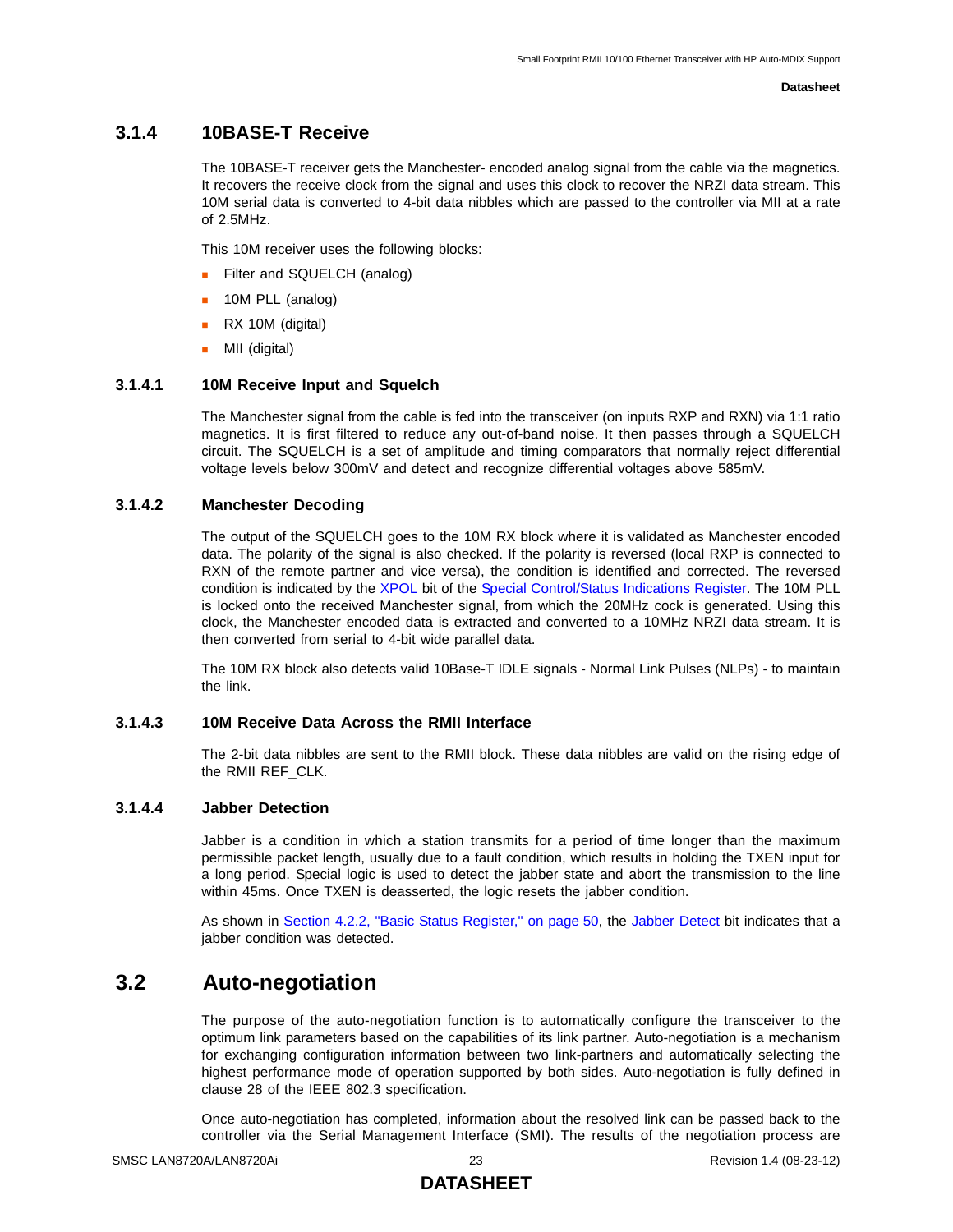### 3.1.4 10BASE-T Receive

The 10BASE-T receiver gets the Manchester- encoded analog signal from the cable via the magnetics. It recovers the receive clock from the signal and uses this clock to recover the NRZI data stream. This 10M serial data is converted to 4-bit data nibbles which are passed to the controller via MII at a rate of 2.5MHz.

This 10M receiver uses the following blocks:

- Filter and SQUELCH (analog)
- 10M PLL (analog)
- RX 10M (digital)
- MII (digital)

#### 3.1.4.1 10M Receive Input and Squelch

The Manchester signal from the cable is fed into the transceiver (on inputs RXP and RXN) via 1:1 ratio magnetics. It is first filtered to reduce any out-of-band noise. It then passes through a SQUELCH circuit. The SQUELCH is a set of amplitude and timing comparators that normally reject differential voltage levels below 300mV and detect and recognize differential voltages above 585mV.

#### 3.1.4.2 Manchester Decoding

The output of the SQUELCH goes to the 10M RX block where it is validated as Manchester encoded data. The polarity of the signal is also checked. If the polarity is reversed (local RXP is connected to RXN of the remote partner and vice versa), the condition is identified and corrected. The reversed condition is indicated by the XPOL bit of the Special Control/Status Indications Register. The 10M PLL is locked onto the received Manchester signal, from which the 20MHz cock is generated. Using this clock, the Manchester encoded data is extracted and converted to a 10MHz NRZI data stream. It is then converted from serial to 4-bit wide parallel data.

The 10M RX block also detects valid 10Base-T IDLE signals - Normal Link Pulses (NLPs) - to maintain the link.

#### 3.1.4.3 10M Receive Data Across the RMII Interface

The 2-bit data nibbles are sent to the RMII block. These data nibbles are valid on the rising edge of the RMII REF_CLK.

#### 3.1.4.4 Jabber Detection

Jabber is a condition in which a station transmits for a period of time longer than the maximum permissible packet length, usually due to a fault condition, which results in holding the TXEN input for a long period. Special logic is used to detect the jabber state and abort the transmission to the line within 45ms. Once TXEN is deasserted, the logic resets the jabber condition.

As shown in Section 4.2.2, "Basic Status Register," on page 50, the Jabber Detect bit indicates that a jabber condition was detected.

## 3.2 Auto-negotiation

The purpose of the auto-negotiation function is to automatically configure the transceiver to the optimum link parameters based on the capabilities of its link partner. Auto-negotiation is a mechanism for exchanging configuration information between two link-partners and automatically selecting the highest performance mode of operation supported by both sides. Auto-negotiation is fully defined in clause 28 of the IEEE 802.3 specification.

Once auto-negotiation has completed, information about the resolved link can be passed back to the controller via the Serial Management Interface (SMI). The results of the negotiation process are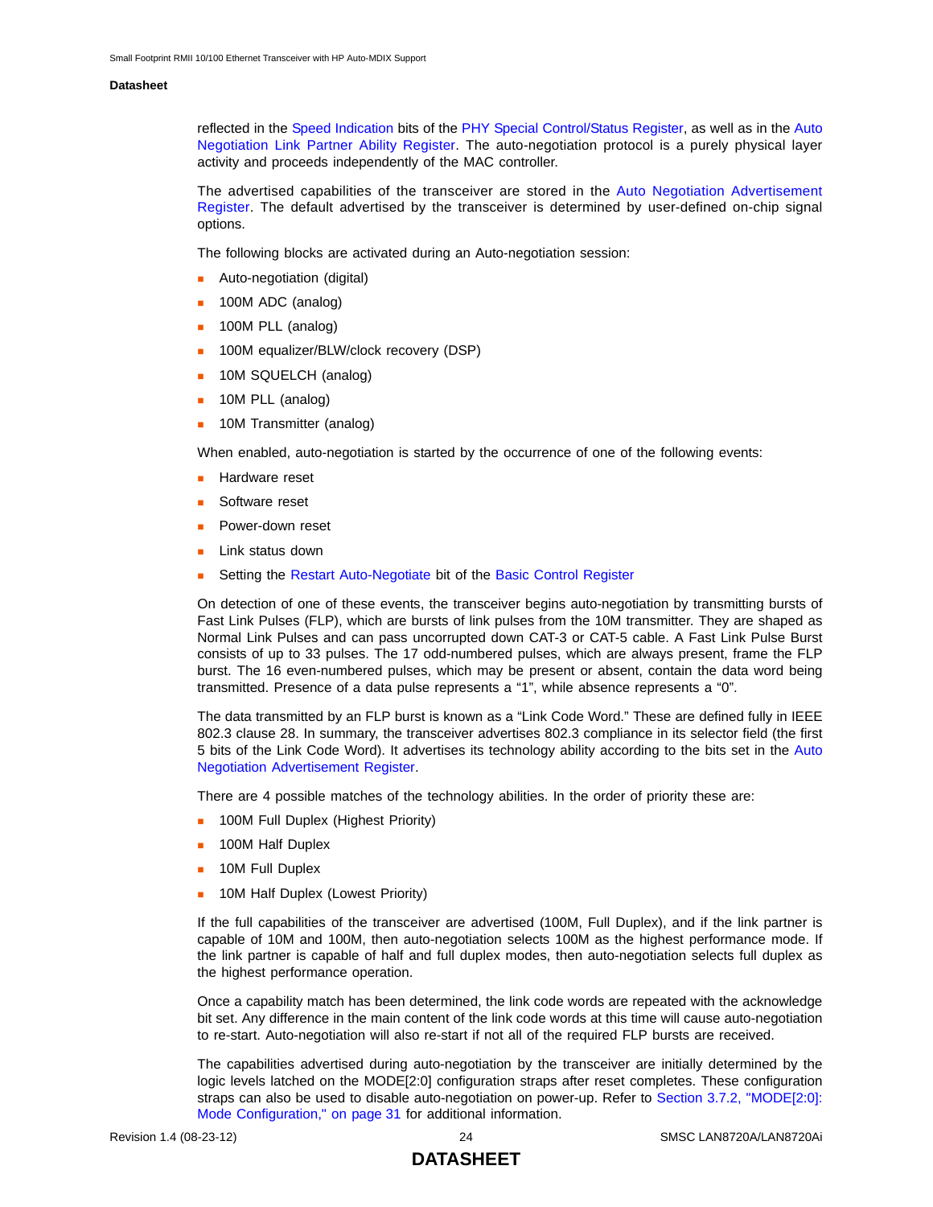reflected in the Speed Indication bits of the PHY Special Control/Status Register, as well as in the Auto Negotiation Link Partner Ability Register. The auto-negotiation protocol is a purely physical layer activity and proceeds independently of the MAC controller.

The advertised capabilities of the transceiver are stored in the Auto Negotiation Advertisement Register. The default advertised by the transceiver is determined by user-defined on-chip signal options.

The following blocks are activated during an Auto-negotiation session:

- Auto-negotiation (digital)
- 100M ADC (analog)
- 100M PLL (analog)
- 100M equalizer/BLW/clock recovery (DSP)
- 10M SQUELCH (analog)
- 10M PLL (analog)
- 10M Transmitter (analog)

When enabled, auto-negotiation is started by the occurrence of one of the following events:

- Hardware reset
- Software reset
- Power-down reset
- Link status down
- Setting the Restart Auto-Negotiate bit of the Basic Control Register

On detection of one of these events, the transceiver begins auto-negotiation by transmitting bursts of Fast Link Pulses (FLP), which are bursts of link pulses from the 10M transmitter. They are shaped as Normal Link Pulses and can pass uncorrupted down CAT-3 or CAT-5 cable. A Fast Link Pulse Burst consists of up to 33 pulses. The 17 odd-numbered pulses, which are always present, frame the FLP burst. The 16 even-numbered pulses, which may be present or absent, contain the data word being transmitted. Presence of a data pulse represents a "1", while absence represents a "0".

The data transmitted by an FLP burst is known as a "Link Code Word." These are defined fully in IEEE 802.3 clause 28. In summary, the transceiver advertises 802.3 compliance in its selector field (the first 5 bits of the Link Code Word). It advertises its technology ability according to the bits set in the Auto Negotiation Advertisement Register.

There are 4 possible matches of the technology abilities. In the order of priority these are:

- 100M Full Duplex (Highest Priority)
- 100M Half Duplex
- 10M Full Duplex
- 10M Half Duplex (Lowest Priority)

If the full capabilities of the transceiver are advertised (100M, Full Duplex), and if the link partner is capable of 10M and 100M, then auto-negotiation selects 100M as the highest performance mode. If the link partner is capable of half and full duplex modes, then auto-negotiation selects full duplex as the highest performance operation.

Once a capability match has been determined, the link code words are repeated with the acknowledge bit set. Any difference in the main content of the link code words at this time will cause auto-negotiation to re-start. Auto-negotiation will also re-start if not all of the required FLP bursts are received.

The capabilities advertised during auto-negotiation by the transceiver are initially determined by the logic levels latched on the MODE[2:0] configuration straps after reset completes. These configuration straps can also be used to disable auto-negotiation on power-up. Refer to Section 3.7.2, "MODE[2:0]: Mode Configuration," on page 31 for additional information.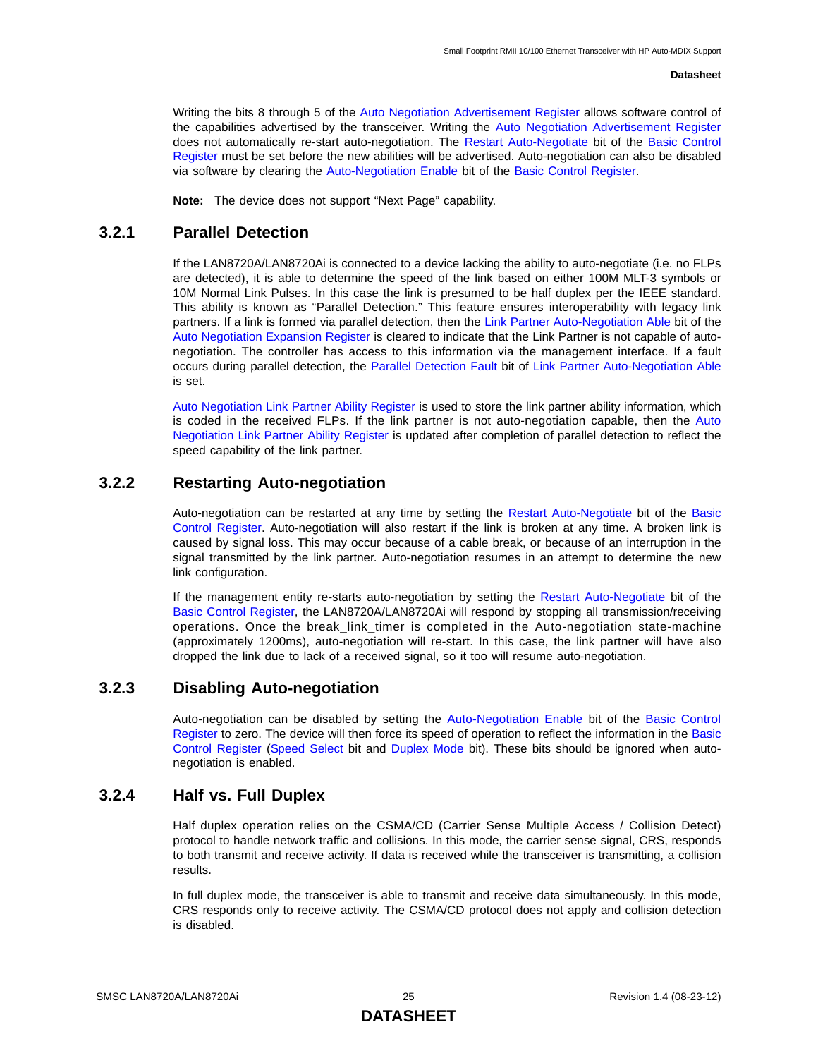Writing the bits 8 through 5 of the Auto Negotiation Advertisement Register allows software control of the capabilities advertised by the transceiver. Writing the Auto Negotiation Advertisement Register does not automatically re-start auto-negotiation. The Restart Auto-Negotiate bit of the Basic Control Register must be set before the new abilities will be advertised. Auto-negotiation can also be disabled via software by clearing the Auto-Negotiation Enable bit of the Basic Control Register.

**Note:** The device does not support "Next Page" capability.

### 3.2.1 Parallel Detection

If the LAN8720A/LAN8720Ai is connected to a device lacking the ability to auto-negotiate (i.e. no FLPs are detected), it is able to determine the speed of the link based on either 100M MLT-3 symbols or 10M Normal Link Pulses. In this case the link is presumed to be half duplex per the IEEE standard. This ability is known as "Parallel Detection." This feature ensures interoperability with legacy link partners. If a link is formed via parallel detection, then the Link Partner Auto-Negotiation Able bit of the Auto Negotiation Expansion Register is cleared to indicate that the Link Partner is not capable of auto-negotiation. The controller has access to this information via the management interface. If a fault occurs during parallel detection, the Parallel Detection Fault bit of Link Partner Auto-Negotiation Able is set.

Auto Negotiation Link Partner Ability Register is used to store the link partner ability information, which is coded in the received FLPs. If the link partner is not auto-negotiation capable, then the Auto Negotiation Link Partner Ability Register is updated after completion of parallel detection to reflect the speed capability of the link partner.

### 3.2.2 Restarting Auto-negotiation

Auto-negotiation can be restarted at any time by setting the Restart Auto-Negotiate bit of the Basic Control Register. Auto-negotiation will also restart if the link is broken at any time. A broken link is caused by signal loss. This may occur because of a cable break, or because of an interruption in the signal transmitted by the link partner. Auto-negotiation resumes in an attempt to determine the new link configuration.

If the management entity re-starts auto-negotiation by setting the Restart Auto-Negotiate bit of the Basic Control Register, the LAN8720A/LAN8720Ai will respond by stopping all transmission/receiving operations. Once the break_link_timer is completed in the Auto-negotiation state-machine (approximately 1200ms), auto-negotiation will re-start. In this case, the link partner will have also dropped the link due to lack of a received signal, so it too will resume auto-negotiation.

### 3.2.3 Disabling Auto-negotiation

Auto-negotiation can be disabled by setting the Auto-Negotiation Enable bit of the Basic Control Register to zero. The device will then force its speed of operation to reflect the information in the Basic Control Register (Speed Select bit and Duplex Mode bit). These bits should be ignored when auto-negotiation is enabled.

### 3.2.4 Half vs. Full Duplex

Half duplex operation relies on the CSMA/CD (Carrier Sense Multiple Access / Collision Detect) protocol to handle network traffic and collisions. In this mode, the carrier sense signal, CRS, responds to both transmit and receive activity. If data is received while the transceiver is transmitting, a collision results.

In full duplex mode, the transceiver is able to transmit and receive data simultaneously. In this mode, CRS responds only to receive activity. The CSMA/CD protocol does not apply and collision detection is disabled.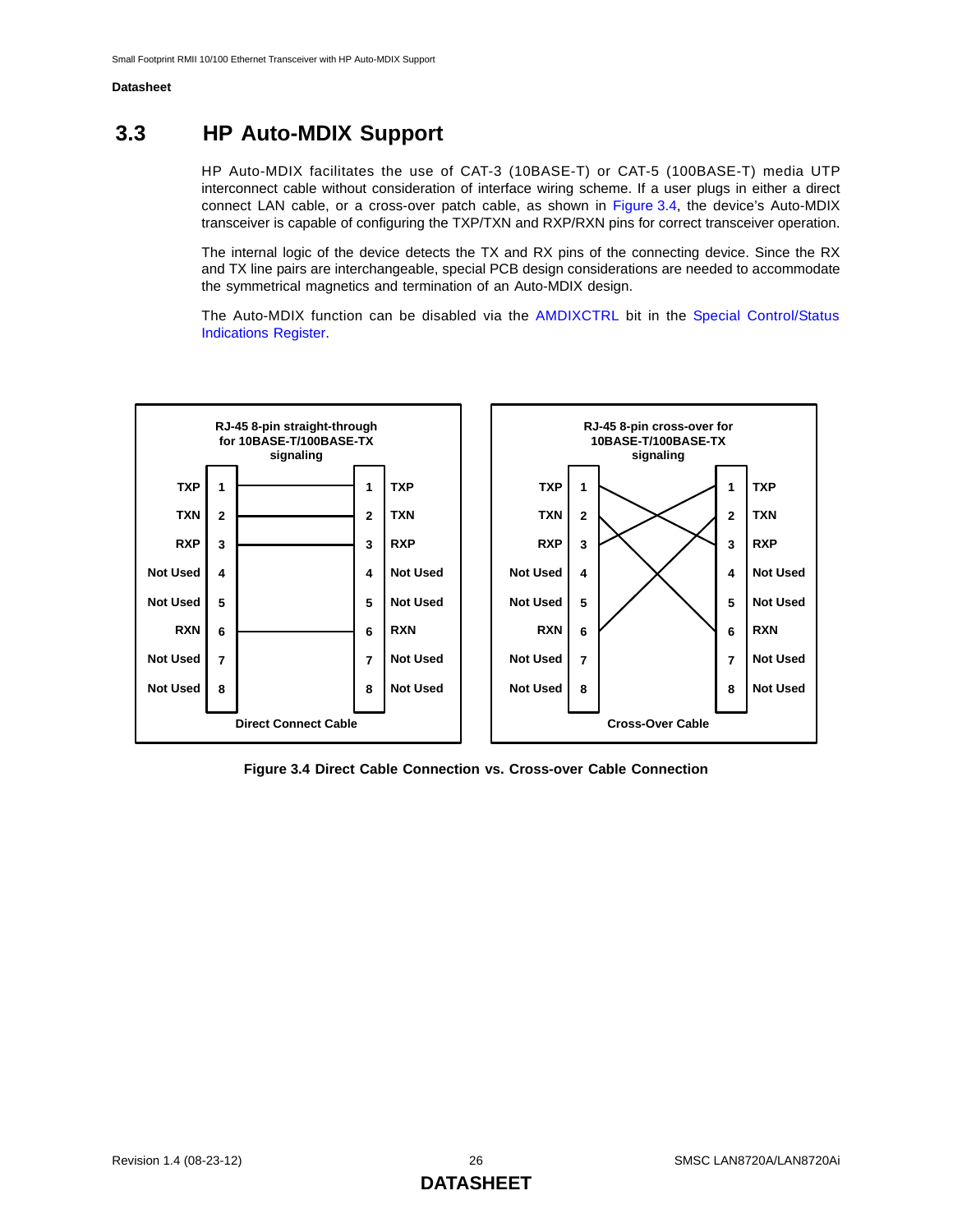## 3.3 HP Auto-MDIX Support

HP Auto-MDIX facilitates the use of CAT-3 (10BASE-T) or CAT-5 (100BASE-T) media UTP interconnect cable without consideration of interface wiring scheme. If a user plugs in either a direct connect LAN cable, or a cross-over patch cable, as shown in Figure 3.4, the device's Auto-MDIX transceiver is capable of configuring the TXP/TXN and RXP/RXN pins for correct transceiver operation.

The internal logic of the device detects the TX and RX pins of the connecting device. Since the RX and TX line pairs are interchangeable, special PCB design considerations are needed to accommodate the symmetrical magnetics and termination of an Auto-MDIX design.

The Auto-MDIX function can be disabled via the AMDIXCTRL bit in the Special Control/Status Indications Register.

**RJ-45 8-pin straight-through for 10BASE-T/100BASE-TX signaling**

| Signal | Pin | | Pin | Signal |
|---|---|---|---|---|
| TXP | 1 | — | 1 | TXP |
| TXN | 2 | — | 2 | TXN |
| RXP | 3 | — | 3 | RXP |
| Not Used | 4 | | 4 | Not Used |
| Not Used | 5 | | 5 | Not Used |
| RXN | 6 | — | 6 | RXN |
| Not Used | 7 | | 7 | Not Used |
| Not Used | 8 | | 8 | Not Used |

Direct Connect Cable

**RJ-45 8-pin cross-over for 10BASE-T/100BASE-TX signaling**

| Signal | Pin | Connects to Pin | Signal |
|---|---|---|---|
| TXP | 1 | 3 | RXP |
| TXN | 2 | 6 | RXN |
| RXP | 3 | 1 | TXP |
| Not Used | 4 | | Not Used |
| Not Used | 5 | | Not Used |
| RXN | 6 | 2 | TXN |
| Not Used | 7 | | Not Used |
| Not Used | 8 | | Not Used |

Cross-Over Cable

**Figure 3.4 Direct Cable Connection vs. Cross-over Cable Connection**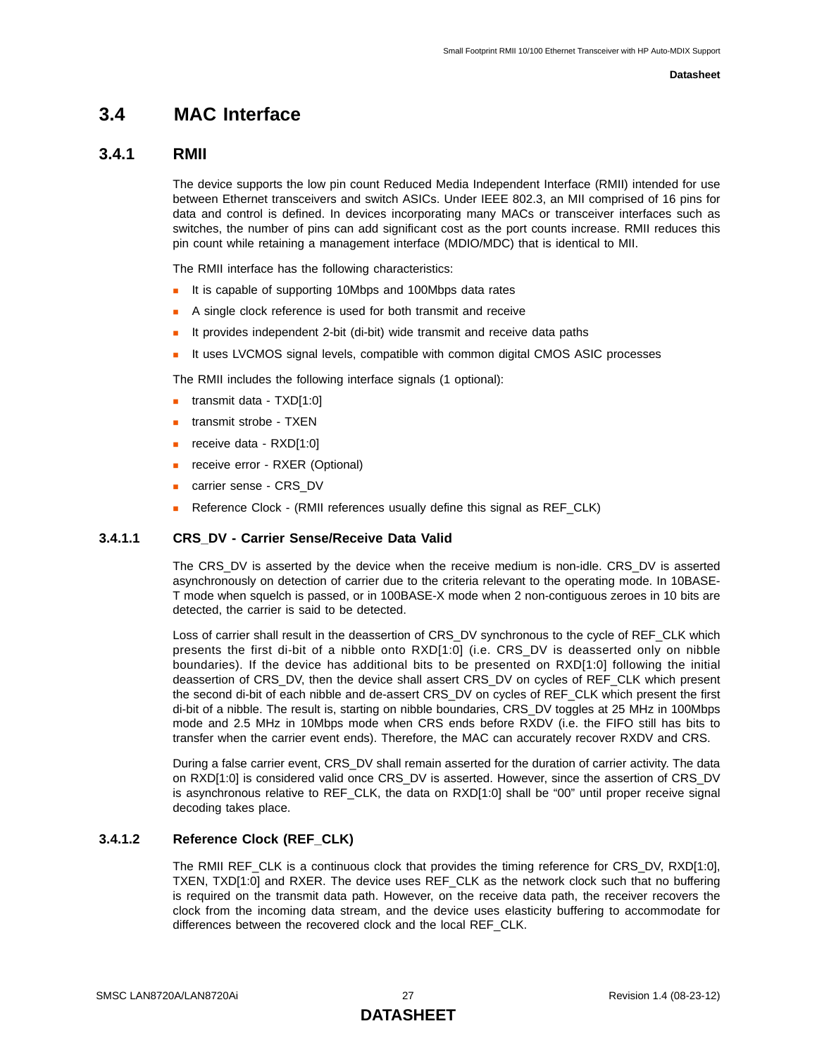## 3.4 MAC Interface

### 3.4.1 RMII

The device supports the low pin count Reduced Media Independent Interface (RMII) intended for use between Ethernet transceivers and switch ASICs. Under IEEE 802.3, an MII comprised of 16 pins for data and control is defined. In devices incorporating many MACs or transceiver interfaces such as switches, the number of pins can add significant cost as the port counts increase. RMII reduces this pin count while retaining a management interface (MDIO/MDC) that is identical to MII.

The RMII interface has the following characteristics:

- It is capable of supporting 10Mbps and 100Mbps data rates
- A single clock reference is used for both transmit and receive
- It provides independent 2-bit (di-bit) wide transmit and receive data paths
- It uses LVCMOS signal levels, compatible with common digital CMOS ASIC processes

The RMII includes the following interface signals (1 optional):

- transmit data - TXD[1:0]
- transmit strobe - TXEN
- receive data - RXD[1:0]
- receive error - RXER (Optional)
- carrier sense - CRS_DV
- Reference Clock - (RMII references usually define this signal as REF_CLK)

#### 3.4.1.1 CRS_DV - Carrier Sense/Receive Data Valid

The CRS_DV is asserted by the device when the receive medium is non-idle. CRS_DV is asserted asynchronously on detection of carrier due to the criteria relevant to the operating mode. In 10BASE-T mode when squelch is passed, or in 100BASE-X mode when 2 non-contiguous zeroes in 10 bits are detected, the carrier is said to be detected.

Loss of carrier shall result in the deassertion of CRS_DV synchronous to the cycle of REF_CLK which presents the first di-bit of a nibble onto RXD[1:0] (i.e. CRS_DV is deasserted only on nibble boundaries). If the device has additional bits to be presented on RXD[1:0] following the initial deassertion of CRS_DV, then the device shall assert CRS_DV on cycles of REF_CLK which present the second di-bit of each nibble and de-assert CRS_DV on cycles of REF_CLK which present the first di-bit of a nibble. The result is, starting on nibble boundaries, CRS_DV toggles at 25 MHz in 100Mbps mode and 2.5 MHz in 10Mbps mode when CRS ends before RXDV (i.e. the FIFO still has bits to transfer when the carrier event ends). Therefore, the MAC can accurately recover RXDV and CRS.

During a false carrier event, CRS_DV shall remain asserted for the duration of carrier activity. The data on RXD[1:0] is considered valid once CRS_DV is asserted. However, since the assertion of CRS_DV is asynchronous relative to REF_CLK, the data on RXD[1:0] shall be "00" until proper receive signal decoding takes place.

#### 3.4.1.2 Reference Clock (REF_CLK)

The RMII REF_CLK is a continuous clock that provides the timing reference for CRS_DV, RXD[1:0], TXEN, TXD[1:0] and RXER. The device uses REF_CLK as the network clock such that no buffering is required on the transmit data path. However, on the receive data path, the receiver recovers the clock from the incoming data stream, and the device uses elasticity buffering to accommodate for differences between the recovered clock and the local REF_CLK.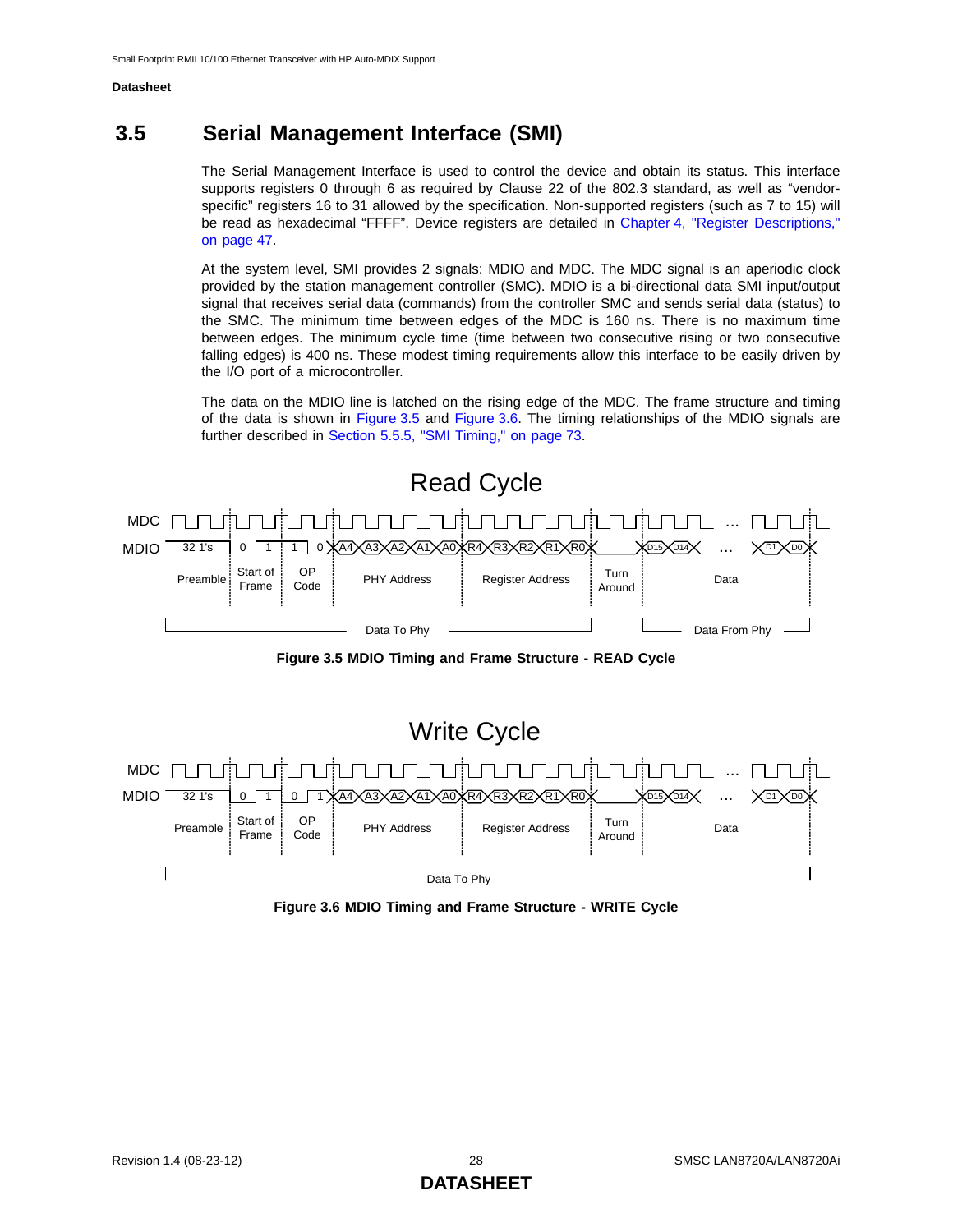## 3.5 Serial Management Interface (SMI)

The Serial Management Interface is used to control the device and obtain its status. This interface supports registers 0 through 6 as required by Clause 22 of the 802.3 standard, as well as “vendor-specific” registers 16 to 31 allowed by the specification. Non-supported registers (such as 7 to 15) will be read as hexadecimal “FFFF”. Device registers are detailed in Chapter 4, "Register Descriptions," on page 47.

At the system level, SMI provides 2 signals: MDIO and MDC. The MDC signal is an aperiodic clock provided by the station management controller (SMC). MDIO is a bi-directional data SMI input/output signal that receives serial data (commands) from the controller SMC and sends serial data (status) to the SMC. The minimum time between edges of the MDC is 160 ns. There is no maximum time between edges. The minimum cycle time (time between two consecutive rising or two consecutive falling edges) is 400 ns. These modest timing requirements allow this interface to be easily driven by the I/O port of a microcontroller.

The data on the MDIO line is latched on the rising edge of the MDC. The frame structure and timing of the data is shown in Figure 3.5 and Figure 3.6. The timing relationships of the MDIO signals are further described in Section 5.5.5, "SMI Timing," on page 73.

**Figure 3.5 MDIO Timing and Frame Structure - READ Cycle**

**Figure 3.6 MDIO Timing and Frame Structure - WRITE Cycle**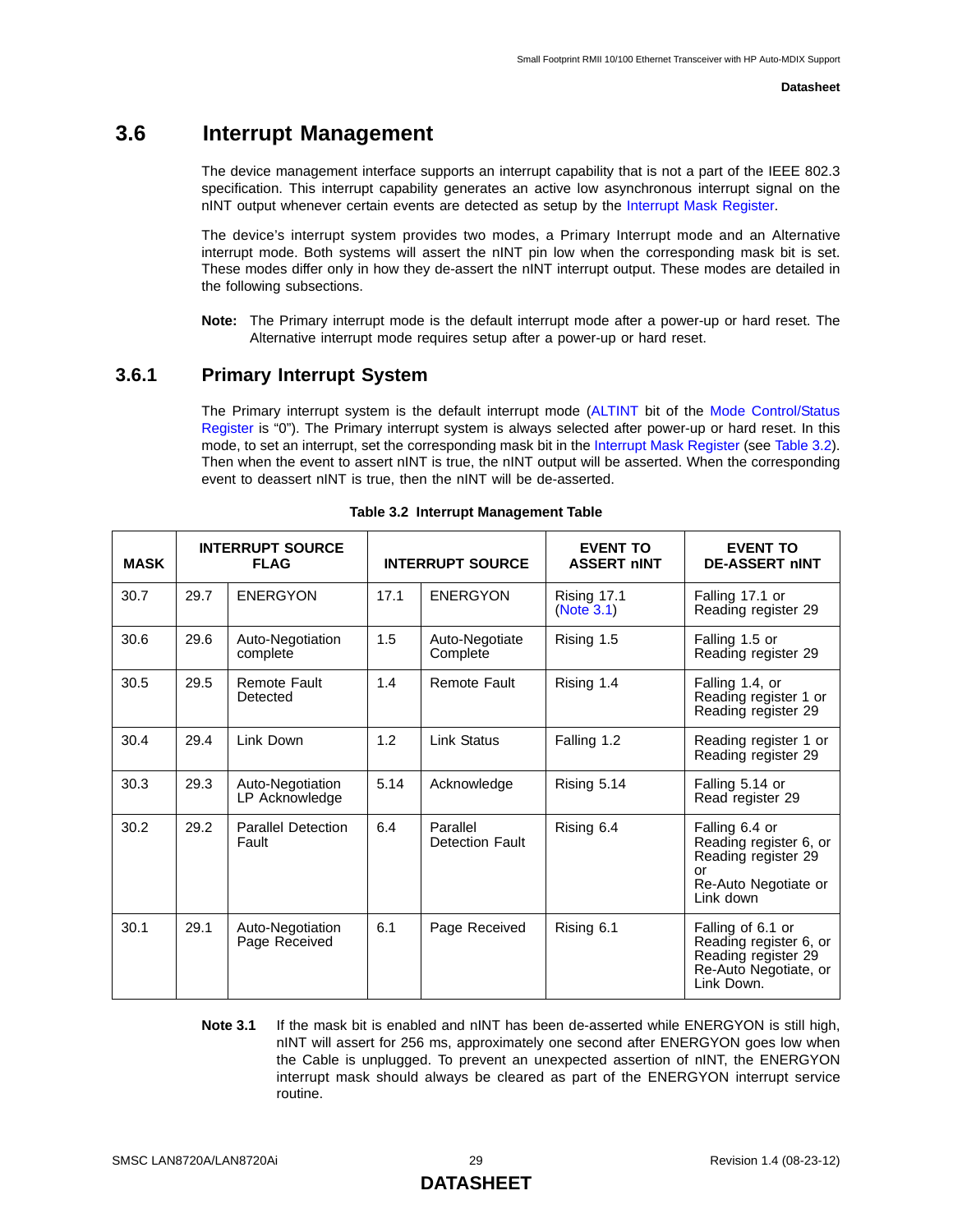## 3.6 Interrupt Management

The device management interface supports an interrupt capability that is not a part of the IEEE 802.3 specification. This interrupt capability generates an active low asynchronous interrupt signal on the nINT output whenever certain events are detected as setup by the Interrupt Mask Register.

The device's interrupt system provides two modes, a Primary Interrupt mode and an Alternative interrupt mode. Both systems will assert the nINT pin low when the corresponding mask bit is set. These modes differ only in how they de-assert the nINT interrupt output. These modes are detailed in the following subsections.

**Note:** The Primary interrupt mode is the default interrupt mode after a power-up or hard reset. The Alternative interrupt mode requires setup after a power-up or hard reset.

### 3.6.1 Primary Interrupt System

The Primary interrupt system is the default interrupt mode (ALTINT bit of the Mode Control/Status Register is "0"). The Primary interrupt system is always selected after power-up or hard reset. In this mode, to set an interrupt, set the corresponding mask bit in the Interrupt Mask Register (see Table 3.2). Then when the event to assert nINT is true, the nINT output will be asserted. When the corresponding event to deassert nINT is true, then the nINT will be de-asserted.

**Table 3.2 Interrupt Management Table**

| MASK | INTERRUPT SOURCE FLAG | | INTERRUPT SOURCE | | EVENT TO ASSERT nINT | EVENT TO DE-ASSERT nINT |
|---|---|---|---|---|---|---|
| 30.7 | 29.7 | ENERGYON | 17.1 | ENERGYON | Rising 17.1 (Note 3.1) | Falling 17.1 or Reading register 29 |
| 30.6 | 29.6 | Auto-Negotiation complete | 1.5 | Auto-Negotiate Complete | Rising 1.5 | Falling 1.5 or Reading register 29 |
| 30.5 | 29.5 | Remote Fault Detected | 1.4 | Remote Fault | Rising 1.4 | Falling 1.4, or Reading register 1 or Reading register 29 |
| 30.4 | 29.4 | Link Down | 1.2 | Link Status | Falling 1.2 | Reading register 1 or Reading register 29 |
| 30.3 | 29.3 | Auto-Negotiation LP Acknowledge | 5.14 | Acknowledge | Rising 5.14 | Falling 5.14 or Read register 29 |
| 30.2 | 29.2 | Parallel Detection Fault | 6.4 | Parallel Detection Fault | Rising 6.4 | Falling 6.4 or Reading register 6, or Reading register 29 or Re-Auto Negotiate or Link down |
| 30.1 | 29.1 | Auto-Negotiation Page Received | 6.1 | Page Received | Rising 6.1 | Falling of 6.1 or Reading register 6, or Reading register 29 Re-Auto Negotiate, or Link Down. |

**Note 3.1** If the mask bit is enabled and nINT has been de-asserted while ENERGYON is still high, nINT will assert for 256 ms, approximately one second after ENERGYON goes low when the Cable is unplugged. To prevent an unexpected assertion of nINT, the ENERGYON interrupt mask should always be cleared as part of the ENERGYON interrupt service routine.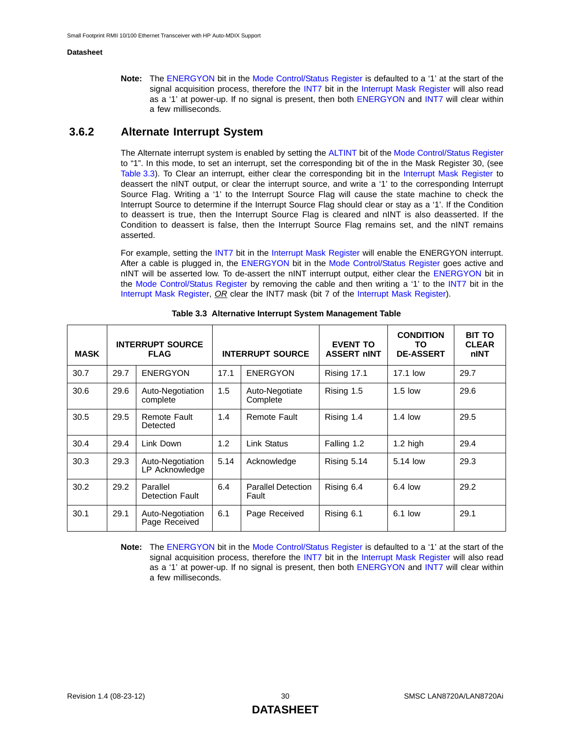**Note:** The ENERGYON bit in the Mode Control/Status Register is defaulted to a '1' at the start of the signal acquisition process, therefore the INT7 bit in the Interrupt Mask Register will also read as a '1' at power-up. If no signal is present, then both ENERGYON and INT7 will clear within a few milliseconds.

### 3.6.2 Alternate Interrupt System

The Alternate interrupt system is enabled by setting the ALTINT bit of the Mode Control/Status Register to "1". In this mode, to set an interrupt, set the corresponding bit of the in the Mask Register 30, (see Table 3.3). To Clear an interrupt, either clear the corresponding bit in the Interrupt Mask Register to deassert the nINT output, or clear the interrupt source, and write a '1' to the corresponding Interrupt Source Flag. Writing a '1' to the Interrupt Source Flag will cause the state machine to check the Interrupt Source to determine if the Interrupt Source Flag should clear or stay as a '1'. If the Condition to deassert is true, then the Interrupt Source Flag is cleared and nINT is also deasserted. If the Condition to deassert is false, then the Interrupt Source Flag remains set, and the nINT remains asserted.

For example, setting the INT7 bit in the Interrupt Mask Register will enable the ENERGYON interrupt. After a cable is plugged in, the ENERGYON bit in the Mode Control/Status Register goes active and nINT will be asserted low. To de-assert the nINT interrupt output, either clear the ENERGYON bit in the Mode Control/Status Register by removing the cable and then writing a '1' to the INT7 bit in the Interrupt Mask Register, _OR_ clear the INT7 mask (bit 7 of the Interrupt Mask Register).

**Table 3.3 Alternative Interrupt System Management Table**

| MASK | INTERRUPT SOURCE FLAG | | INTERRUPT SOURCE | | EVENT TO ASSERT nINT | CONDITION TO DE-ASSERT | BIT TO CLEAR nINT |
|---|---|---|---|---|---|---|---|
| 30.7 | 29.7 | ENERGYON | 17.1 | ENERGYON | Rising 17.1 | 17.1 low | 29.7 |
| 30.6 | 29.6 | Auto-Negotiation complete | 1.5 | Auto-Negotiate Complete | Rising 1.5 | 1.5 low | 29.6 |
| 30.5 | 29.5 | Remote Fault Detected | 1.4 | Remote Fault | Rising 1.4 | 1.4 low | 29.5 |
| 30.4 | 29.4 | Link Down | 1.2 | Link Status | Falling 1.2 | 1.2 high | 29.4 |
| 30.3 | 29.3 | Auto-Negotiation LP Acknowledge | 5.14 | Acknowledge | Rising 5.14 | 5.14 low | 29.3 |
| 30.2 | 29.2 | Parallel Detection Fault | 6.4 | Parallel Detection Fault | Rising 6.4 | 6.4 low | 29.2 |
| 30.1 | 29.1 | Auto-Negotiation Page Received | 6.1 | Page Received | Rising 6.1 | 6.1 low | 29.1 |

**Note:** The ENERGYON bit in the Mode Control/Status Register is defaulted to a '1' at the start of the signal acquisition process, therefore the INT7 bit in the Interrupt Mask Register will also read as a '1' at power-up. If no signal is present, then both ENERGYON and INT7 will clear within a few milliseconds.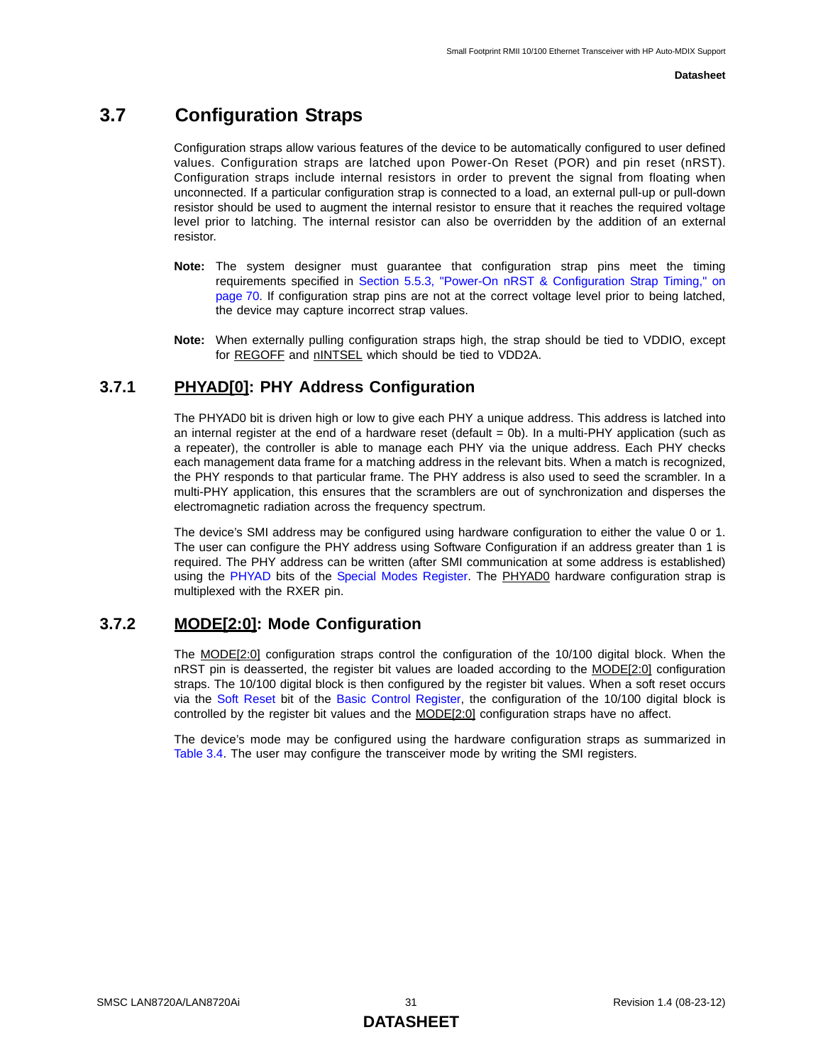## 3.7 Configuration Straps

Configuration straps allow various features of the device to be automatically configured to user defined values. Configuration straps are latched upon Power-On Reset (POR) and pin reset (nRST). Configuration straps include internal resistors in order to prevent the signal from floating when unconnected. If a particular configuration strap is connected to a load, an external pull-up or pull-down resistor should be used to augment the internal resistor to ensure that it reaches the required voltage level prior to latching. The internal resistor can also be overridden by the addition of an external resistor.

**Note:** The system designer must guarantee that configuration strap pins meet the timing requirements specified in Section 5.5.3, "Power-On nRST & Configuration Strap Timing," on page 70. If configuration strap pins are not at the correct voltage level prior to being latched, the device may capture incorrect strap values.

**Note:** When externally pulling configuration straps high, the strap should be tied to VDDIO, except for REGOFF and nINTSEL which should be tied to VDD2A.

### 3.7.1 PHYAD[0]: PHY Address Configuration

The PHYAD0 bit is driven high or low to give each PHY a unique address. This address is latched into an internal register at the end of a hardware reset (default = 0b). In a multi-PHY application (such as a repeater), the controller is able to manage each PHY via the unique address. Each PHY checks each management data frame for a matching address in the relevant bits. When a match is recognized, the PHY responds to that particular frame. The PHY address is also used to seed the scrambler. In a multi-PHY application, this ensures that the scramblers are out of synchronization and disperses the electromagnetic radiation across the frequency spectrum.

The device's SMI address may be configured using hardware configuration to either the value 0 or 1. The user can configure the PHY address using Software Configuration if an address greater than 1 is required. The PHY address can be written (after SMI communication at some address is established) using the PHYAD bits of the Special Modes Register. The PHYAD0 hardware configuration strap is multiplexed with the RXER pin.

### 3.7.2 MODE[2:0]: Mode Configuration

The MODE[2:0] configuration straps control the configuration of the 10/100 digital block. When the nRST pin is deasserted, the register bit values are loaded according to the MODE[2:0] configuration straps. The 10/100 digital block is then configured by the register bit values. When a soft reset occurs via the Soft Reset bit of the Basic Control Register, the configuration of the 10/100 digital block is controlled by the register bit values and the MODE[2:0] configuration straps have no affect.

The device's mode may be configured using the hardware configuration straps as summarized in Table 3.4. The user may configure the transceiver mode by writing the SMI registers.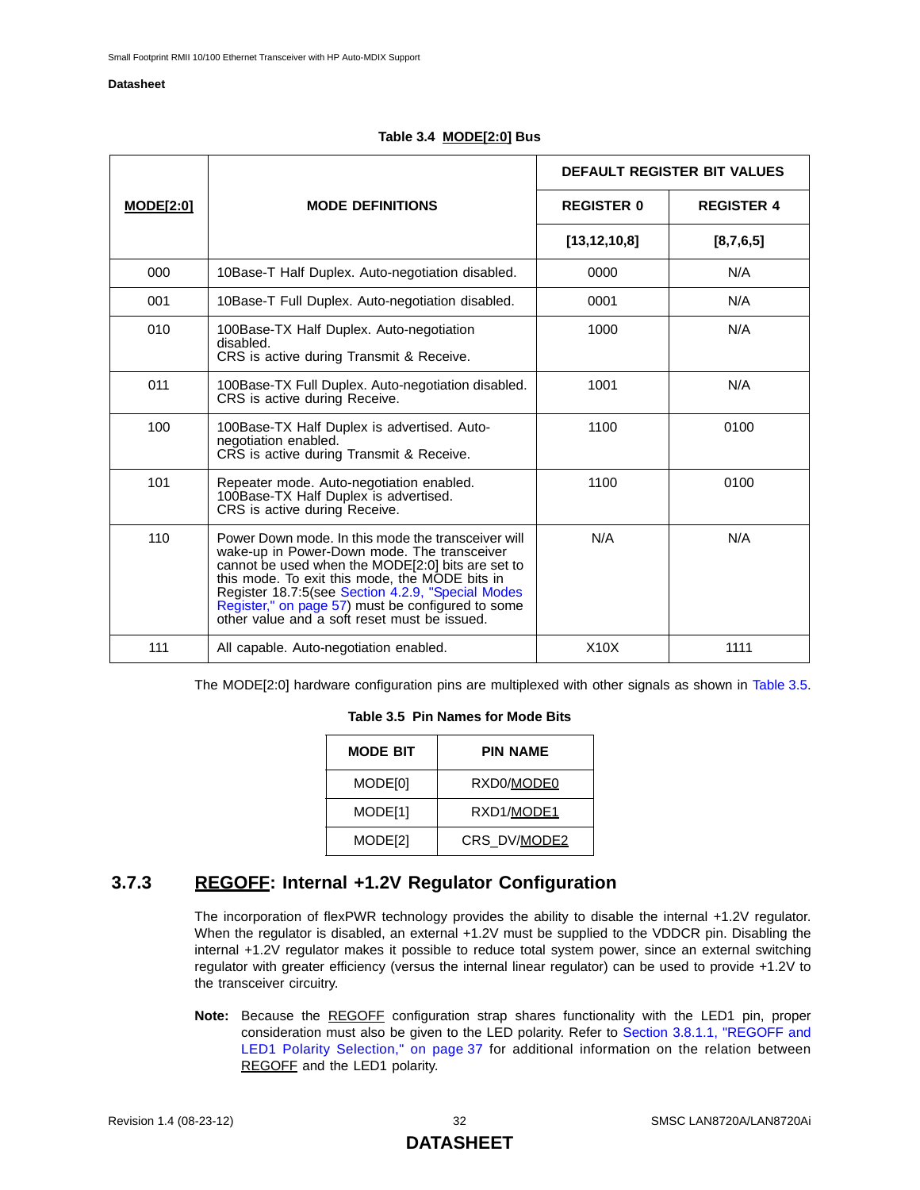**Table 3.4 MODE[2:0] Bus**

| MODE[2:0] | MODE DEFINITIONS | DEFAULT REGISTER BIT VALUES | |
|---|---|---|---|
| | | REGISTER 0 | REGISTER 4 |
| | | [13,12,10,8] | [8,7,6,5] |
| 000 | 10Base-T Half Duplex. Auto-negotiation disabled. | 0000 | N/A |
| 001 | 10Base-T Full Duplex. Auto-negotiation disabled. | 0001 | N/A |
| 010 | 100Base-TX Half Duplex. Auto-negotiation disabled. CRS is active during Transmit & Receive. | 1000 | N/A |
| 011 | 100Base-TX Full Duplex. Auto-negotiation disabled. CRS is active during Receive. | 1001 | N/A |
| 100 | 100Base-TX Half Duplex is advertised. Auto-negotiation enabled. CRS is active during Transmit & Receive. | 1100 | 0100 |
| 101 | Repeater mode. Auto-negotiation enabled. 100Base-TX Half Duplex is advertised. CRS is active during Receive. | 1100 | 0100 |
| 110 | Power Down mode. In this mode the transceiver will wake-up in Power-Down mode. The transceiver cannot be used when the MODE[2:0] bits are set to this mode. To exit this mode, the MODE bits in Register 18.7:5(see Section 4.2.9, "Special Modes Register," on page 57) must be configured to some other value and a soft reset must be issued. | N/A | N/A |
| 111 | All capable. Auto-negotiation enabled. | X10X | 1111 |

The MODE[2:0] hardware configuration pins are multiplexed with other signals as shown in Table 3.5.

**Table 3.5 Pin Names for Mode Bits**

| MODE BIT | PIN NAME |
|---|---|
| MODE[0] | RXD0/MODE0 |
| MODE[1] | RXD1/MODE1 |
| MODE[2] | CRS_DV/MODE2 |

### 3.7.3 REGOFF: Internal +1.2V Regulator Configuration

The incorporation of flexPWR technology provides the ability to disable the internal +1.2V regulator. When the regulator is disabled, an external +1.2V must be supplied to the VDDCR pin. Disabling the internal +1.2V regulator makes it possible to reduce total system power, since an external switching regulator with greater efficiency (versus the internal linear regulator) can be used to provide +1.2V to the transceiver circuitry.

**Note:** Because the REGOFF configuration strap shares functionality with the LED1 pin, proper consideration must also be given to the LED polarity. Refer to Section 3.8.1.1, "REGOFF and LED1 Polarity Selection," on page 37 for additional information on the relation between REGOFF and the LED1 polarity.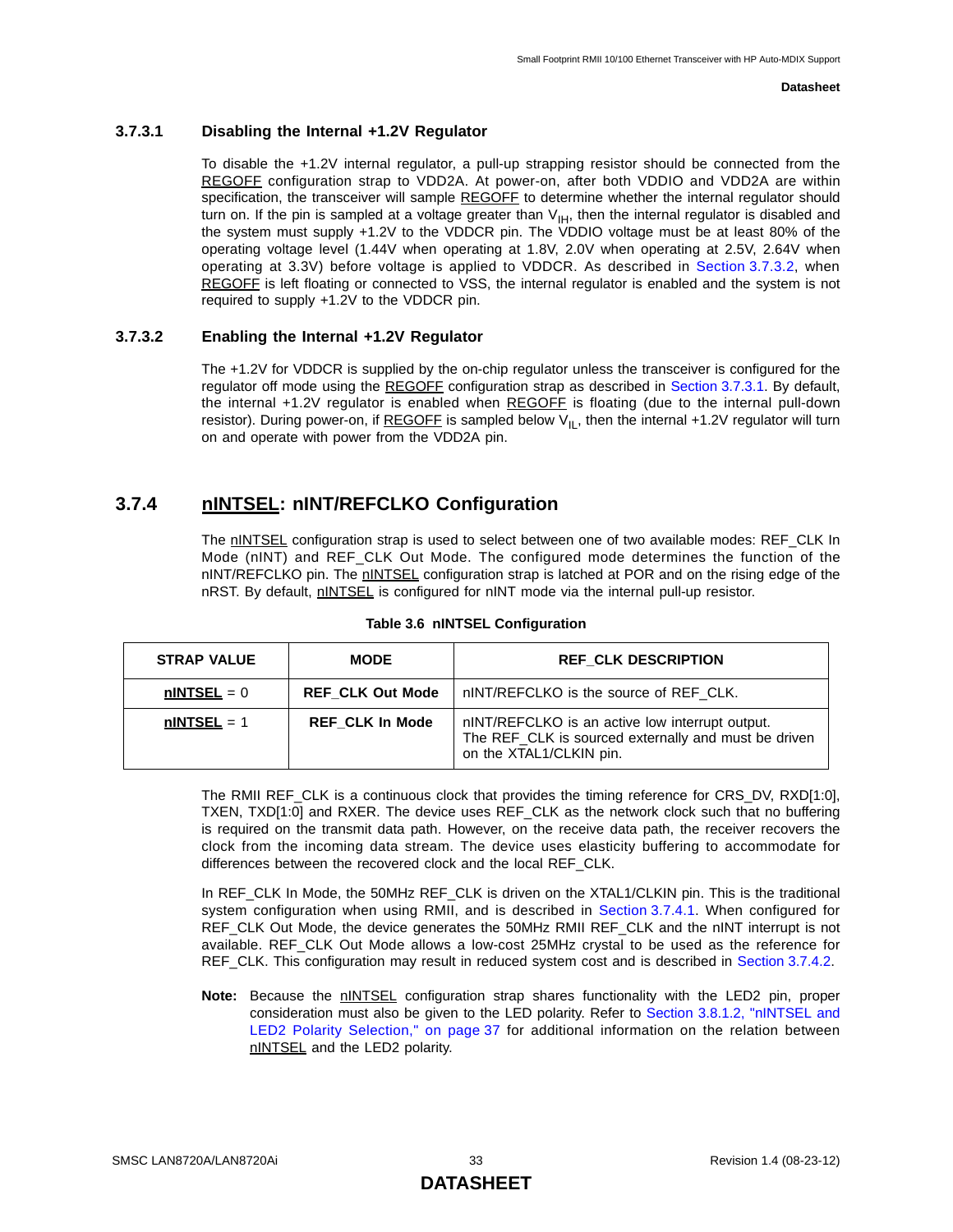#### 3.7.3.1 Disabling the Internal +1.2V Regulator

To disable the +1.2V internal regulator, a pull-up strapping resistor should be connected from the REGOFF configuration strap to VDD2A. At power-on, after both VDDIO and VDD2A are within specification, the transceiver will sample REGOFF to determine whether the internal regulator should turn on. If the pin is sampled at a voltage greater than $V_{IH}$, then the internal regulator is disabled and the system must supply +1.2V to the VDDCR pin. The VDDIO voltage must be at least 80% of the operating voltage level (1.44V when operating at 1.8V, 2.0V when operating at 2.5V, 2.64V when operating at 3.3V) before voltage is applied to VDDCR. As described in Section 3.7.3.2, when REGOFF is left floating or connected to VSS, the internal regulator is enabled and the system is not required to supply +1.2V to the VDDCR pin.

#### 3.7.3.2 Enabling the Internal +1.2V Regulator

The +1.2V for VDDCR is supplied by the on-chip regulator unless the transceiver is configured for the regulator off mode using the REGOFF configuration strap as described in Section 3.7.3.1. By default, the internal +1.2V regulator is enabled when REGOFF is floating (due to the internal pull-down resistor). During power-on, if REGOFF is sampled below $V_{IL}$, then the internal +1.2V regulator will turn on and operate with power from the VDD2A pin.

### 3.7.4 nINTSEL: nINT/REFCLKO Configuration

The nINTSEL configuration strap is used to select between one of two available modes: REF_CLK In Mode (nINT) and REF_CLK Out Mode. The configured mode determines the function of the nINT/REFCLKO pin. The nINTSEL configuration strap is latched at POR and on the rising edge of the nRST. By default, nINTSEL is configured for nINT mode via the internal pull-up resistor.

**Table 3.6 nINTSEL Configuration**

| STRAP VALUE | MODE | REF_CLK DESCRIPTION |
|---|---|---|
| **nINTSEL** = 0 | **REF_CLK Out Mode** | nINT/REFCLKO is the source of REF_CLK. |
| **nINTSEL** = 1 | **REF_CLK In Mode** | nINT/REFCLKO is an active low interrupt output. The REF_CLK is sourced externally and must be driven on the XTAL1/CLKIN pin. |

The RMII REF_CLK is a continuous clock that provides the timing reference for CRS_DV, RXD[1:0], TXEN, TXD[1:0] and RXER. The device uses REF_CLK as the network clock such that no buffering is required on the transmit data path. However, on the receive data path, the receiver recovers the clock from the incoming data stream. The device uses elasticity buffering to accommodate for differences between the recovered clock and the local REF_CLK.

In REF_CLK In Mode, the 50MHz REF_CLK is driven on the XTAL1/CLKIN pin. This is the traditional system configuration when using RMII, and is described in Section 3.7.4.1. When configured for REF_CLK Out Mode, the device generates the 50MHz RMII REF_CLK and the nINT interrupt is not available. REF_CLK Out Mode allows a low-cost 25MHz crystal to be used as the reference for REF_CLK. This configuration may result in reduced system cost and is described in Section 3.7.4.2.

**Note:** Because the nINTSEL configuration strap shares functionality with the LED2 pin, proper consideration must also be given to the LED polarity. Refer to Section 3.8.1.2, "nINTSEL and LED2 Polarity Selection," on page 37 for additional information on the relation between nINTSEL and the LED2 polarity.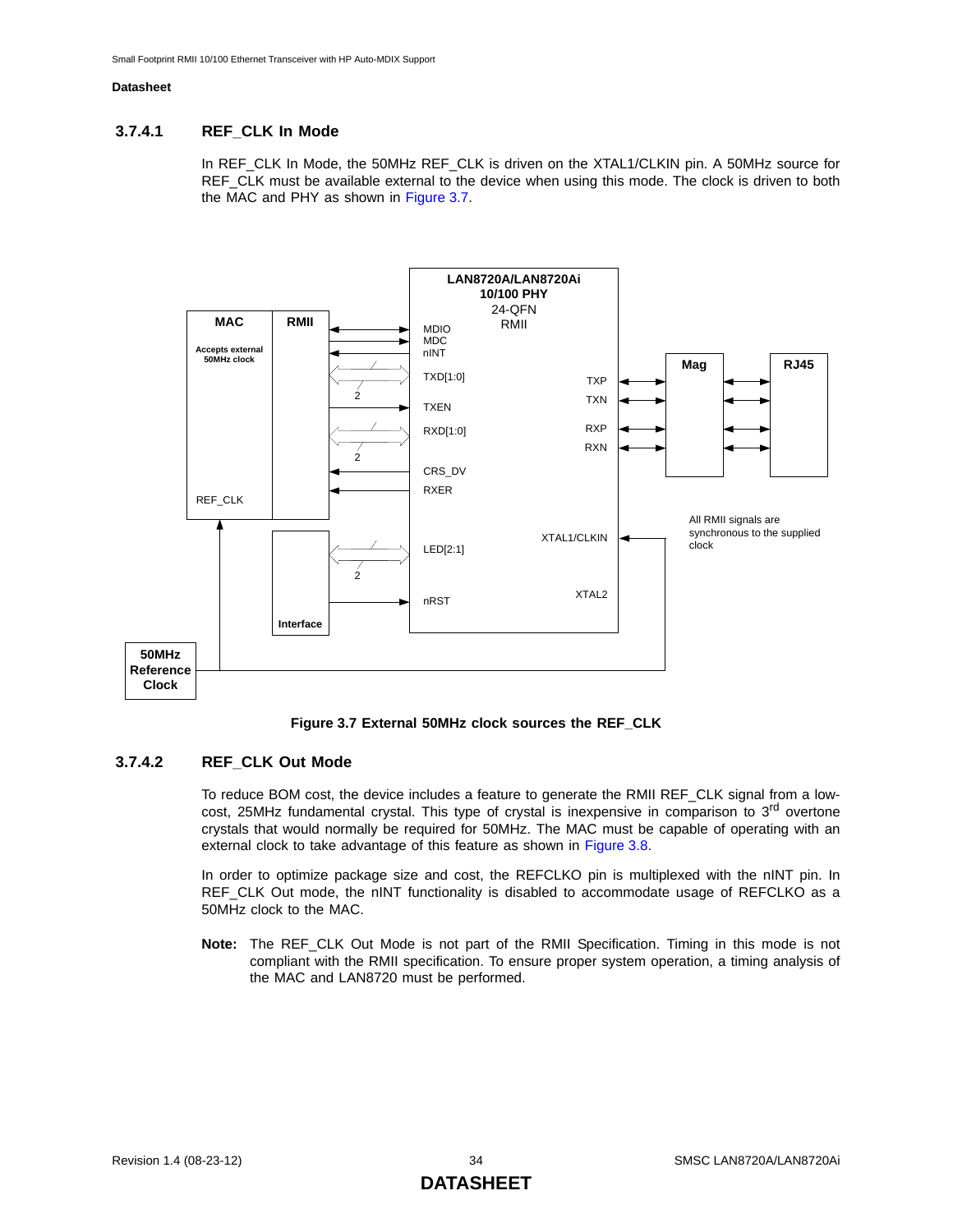### 3.7.4.1 REF_CLK In Mode

In REF_CLK In Mode, the 50MHz REF_CLK is driven on the XTAL1/CLKIN pin. A 50MHz source for REF_CLK must be available external to the device when using this mode. The clock is driven to both the MAC and PHY as shown in Figure 3.7.

**Figure 3.7 External 50MHz clock sources the REF_CLK**

### 3.7.4.2 REF_CLK Out Mode

To reduce BOM cost, the device includes a feature to generate the RMII REF_CLK signal from a low-cost, 25MHz fundamental crystal. This type of crystal is inexpensive in comparison to 3rd overtone crystals that would normally be required for 50MHz. The MAC must be capable of operating with an external clock to take advantage of this feature as shown in Figure 3.8.

In order to optimize package size and cost, the REFCLKO pin is multiplexed with the nINT pin. In REF_CLK Out mode, the nINT functionality is disabled to accommodate usage of REFCLKO as a 50MHz clock to the MAC.

**Note:** The REF_CLK Out Mode is not part of the RMII Specification. Timing in this mode is not compliant with the RMII specification. To ensure proper system operation, a timing analysis of the MAC and LAN8720 must be performed.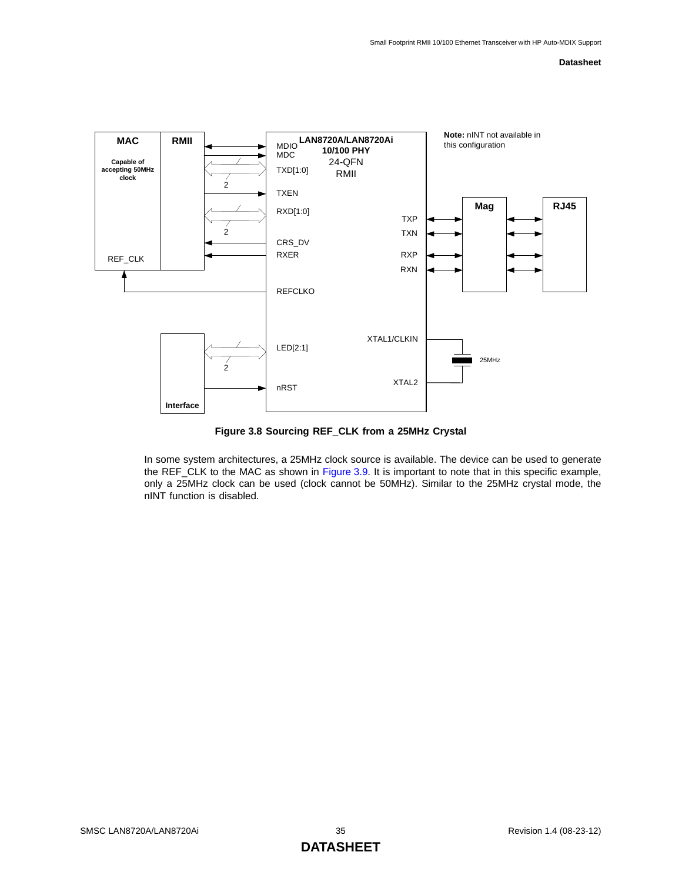Figure 3.8 Sourcing REF_CLK from a 25MHz Crystal

In some system architectures, a 25MHz clock source is available. The device can be used to generate the REF_CLK to the MAC as shown in Figure 3.9. It is important to note that in this specific example, only a 25MHz clock can be used (clock cannot be 50MHz). Similar to the 25MHz crystal mode, the nINT function is disabled.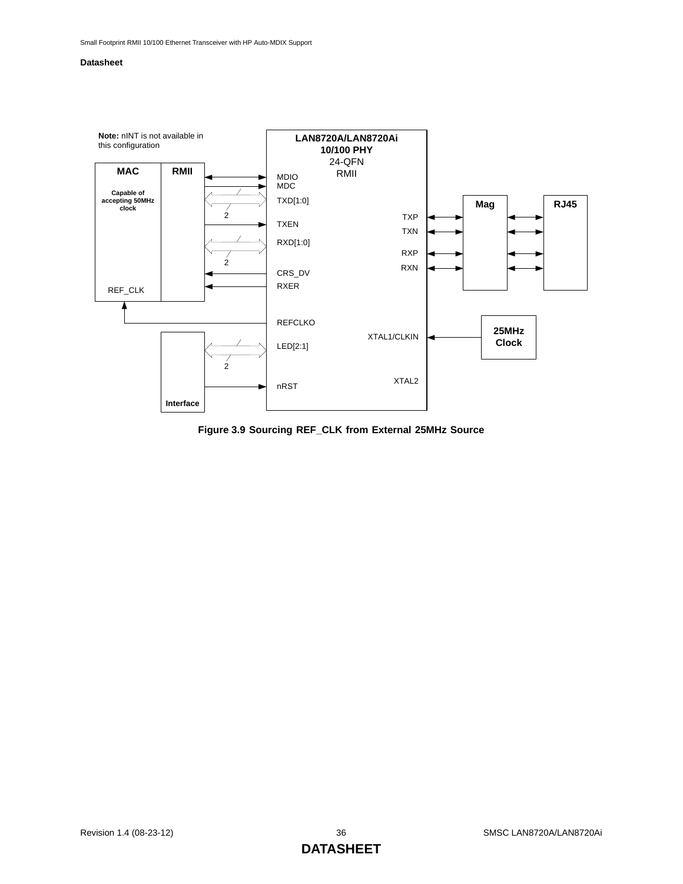Note: nINT is not available in this configuration

MAC

Capable of accepting 50MHz clock

REF_CLK

RMII

LAN8720A/LAN8720Ai
10/100 PHY
24-QFN
RMII

MDIO
MDC
TXD[1:0]
TXEN
RXD[1:0]
CRS_DV
RXER
REFCLKO
LED[2:1]
nRST

TXP
TXN
RXP
RXN
XTAL1/CLKIN
XTAL2

Mag

RJ45

25MHz Clock

Interface

**Figure 3.9 Sourcing REF_CLK from External 25MHz Source**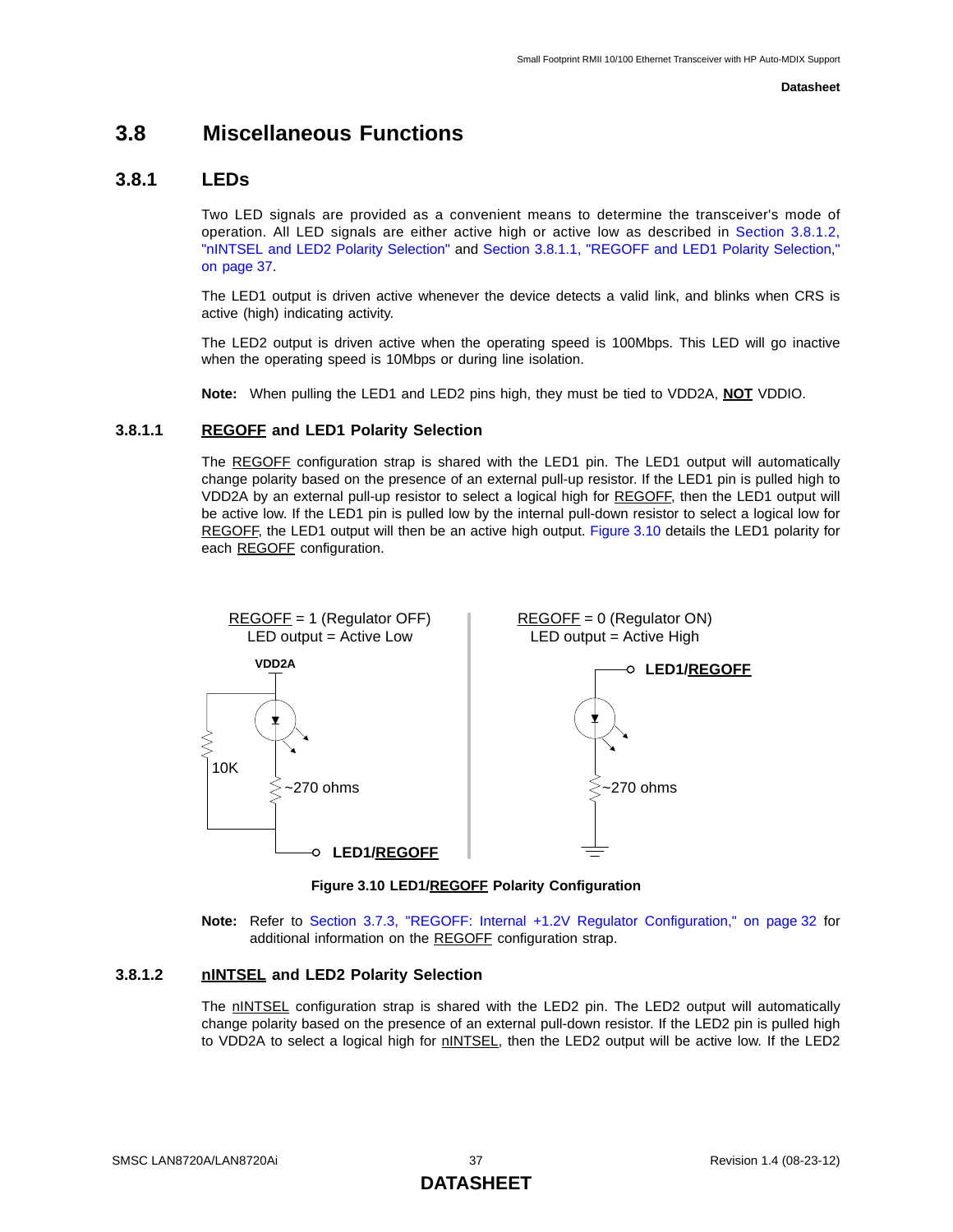## 3.8 Miscellaneous Functions

### 3.8.1 LEDs

Two LED signals are provided as a convenient means to determine the transceiver's mode of operation. All LED signals are either active high or active low as described in Section 3.8.1.2, "nINTSEL and LED2 Polarity Selection" and Section 3.8.1.1, "REGOFF and LED1 Polarity Selection," on page 37.

The LED1 output is driven active whenever the device detects a valid link, and blinks when CRS is active (high) indicating activity.

The LED2 output is driven active when the operating speed is 100Mbps. This LED will go inactive when the operating speed is 10Mbps or during line isolation.

**Note:** When pulling the LED1 and LED2 pins high, they must be tied to VDD2A, **NOT** VDDIO.

#### 3.8.1.1 REGOFF and LED1 Polarity Selection

The REGOFF configuration strap is shared with the LED1 pin. The LED1 output will automatically change polarity based on the presence of an external pull-up resistor. If the LED1 pin is pulled high to VDD2A by an external pull-up resistor to select a logical high for REGOFF, then the LED1 output will be active low. If the LED1 pin is pulled low by the internal pull-down resistor to select a logical low for REGOFF, the LED1 output will then be an active high output. Figure 3.10 details the LED1 polarity for each REGOFF configuration.

REGOFF = 1 (Regulator OFF)
LED output = Active Low

VDD2A

10K

~270 ohms

LED1/REGOFF

REGOFF = 0 (Regulator ON)
LED output = Active High

LED1/REGOFF

~270 ohms

**Figure 3.10 LED1/REGOFF Polarity Configuration**

**Note:** Refer to Section 3.7.3, "REGOFF: Internal +1.2V Regulator Configuration," on page 32 for additional information on the REGOFF configuration strap.

#### 3.8.1.2 nINTSEL and LED2 Polarity Selection

The nINTSEL configuration strap is shared with the LED2 pin. The LED2 output will automatically change polarity based on the presence of an external pull-down resistor. If the LED2 pin is pulled high to VDD2A to select a logical high for nINTSEL, then the LED2 output will be active low. If the LED2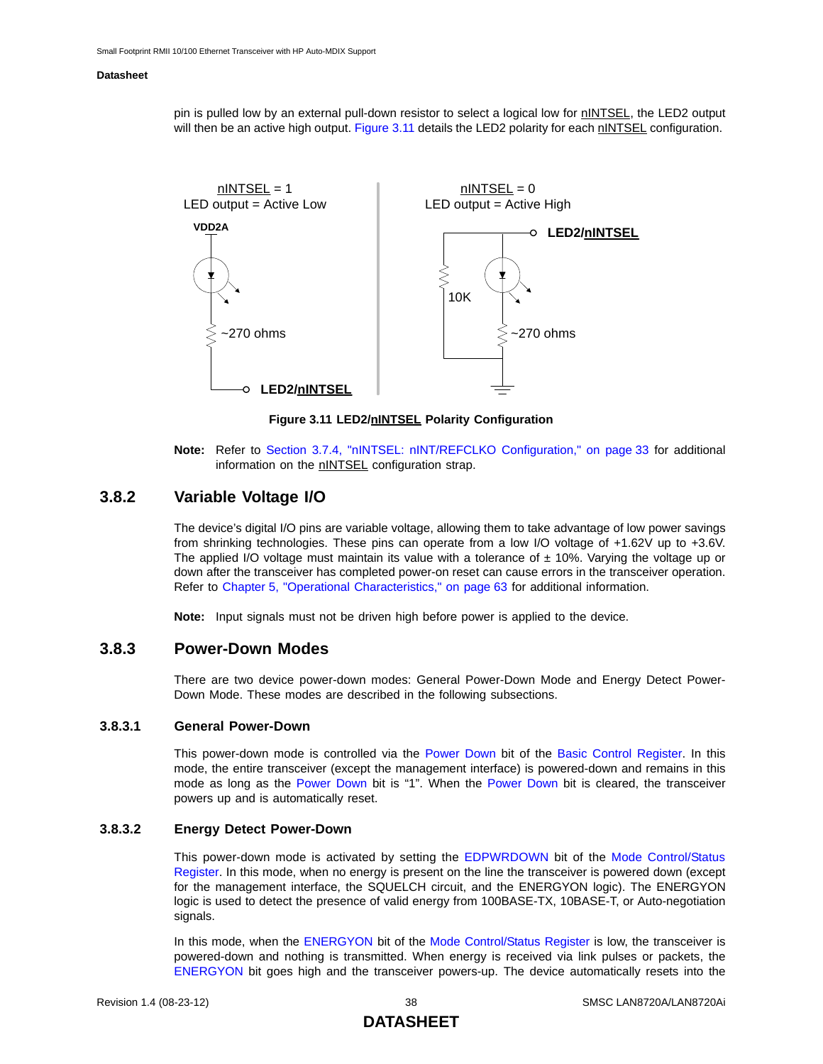pin is pulled low by an external pull-down resistor to select a logical low for nINTSEL, the LED2 output will then be an active high output. Figure 3.11 details the LED2 polarity for each nINTSEL configuration.

**Figure 3.11 LED2/nINTSEL Polarity Configuration**

**Note:** Refer to Section 3.7.4, "nINTSEL: nINT/REFCLKO Configuration," on page 33 for additional information on the nINTSEL configuration strap.

## 3.8.2 Variable Voltage I/O

The device's digital I/O pins are variable voltage, allowing them to take advantage of low power savings from shrinking technologies. These pins can operate from a low I/O voltage of +1.62V up to +3.6V. The applied I/O voltage must maintain its value with a tolerance of ± 10%. Varying the voltage up or down after the transceiver has completed power-on reset can cause errors in the transceiver operation. Refer to Chapter 5, "Operational Characteristics," on page 63 for additional information.

**Note:** Input signals must not be driven high before power is applied to the device.

## 3.8.3 Power-Down Modes

There are two device power-down modes: General Power-Down Mode and Energy Detect Power-Down Mode. These modes are described in the following subsections.

### 3.8.3.1 General Power-Down

This power-down mode is controlled via the Power Down bit of the Basic Control Register. In this mode, the entire transceiver (except the management interface) is powered-down and remains in this mode as long as the Power Down bit is "1". When the Power Down bit is cleared, the transceiver powers up and is automatically reset.

### 3.8.3.2 Energy Detect Power-Down

This power-down mode is activated by setting the EDPWRDOWN bit of the Mode Control/Status Register. In this mode, when no energy is present on the line the transceiver is powered down (except for the management interface, the SQUELCH circuit, and the ENERGYON logic). The ENERGYON logic is used to detect the presence of valid energy from 100BASE-TX, 10BASE-T, or Auto-negotiation signals.

In this mode, when the ENERGYON bit of the Mode Control/Status Register is low, the transceiver is powered-down and nothing is transmitted. When energy is received via link pulses or packets, the ENERGYON bit goes high and the transceiver powers-up. The device automatically resets into the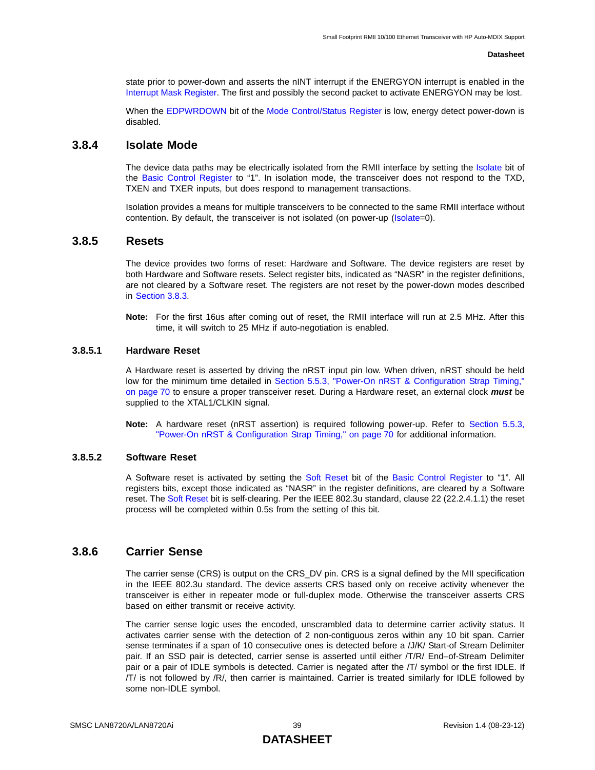state prior to power-down and asserts the nINT interrupt if the ENERGYON interrupt is enabled in the Interrupt Mask Register. The first and possibly the second packet to activate ENERGYON may be lost.

When the EDPWRDOWN bit of the Mode Control/Status Register is low, energy detect power-down is disabled.

## 3.8.4 Isolate Mode

The device data paths may be electrically isolated from the RMII interface by setting the Isolate bit of the Basic Control Register to "1". In isolation mode, the transceiver does not respond to the TXD, TXEN and TXER inputs, but does respond to management transactions.

Isolation provides a means for multiple transceivers to be connected to the same RMII interface without contention. By default, the transceiver is not isolated (on power-up (Isolate=0).

## 3.8.5 Resets

The device provides two forms of reset: Hardware and Software. The device registers are reset by both Hardware and Software resets. Select register bits, indicated as "NASR" in the register definitions, are not cleared by a Software reset. The registers are not reset by the power-down modes described in Section 3.8.3.

**Note:** For the first 16us after coming out of reset, the RMII interface will run at 2.5 MHz. After this time, it will switch to 25 MHz if auto-negotiation is enabled.

### 3.8.5.1 Hardware Reset

A Hardware reset is asserted by driving the nRST input pin low. When driven, nRST should be held low for the minimum time detailed in Section 5.5.3, "Power-On nRST & Configuration Strap Timing," on page 70 to ensure a proper transceiver reset. During a Hardware reset, an external clock ***must*** be supplied to the XTAL1/CLKIN signal.

**Note:** A hardware reset (nRST assertion) is required following power-up. Refer to Section 5.5.3, "Power-On nRST & Configuration Strap Timing," on page 70 for additional information.

### 3.8.5.2 Software Reset

A Software reset is activated by setting the Soft Reset bit of the Basic Control Register to "1". All registers bits, except those indicated as "NASR" in the register definitions, are cleared by a Software reset. The Soft Reset bit is self-clearing. Per the IEEE 802.3u standard, clause 22 (22.2.4.1.1) the reset process will be completed within 0.5s from the setting of this bit.

## 3.8.6 Carrier Sense

The carrier sense (CRS) is output on the CRS_DV pin. CRS is a signal defined by the MII specification in the IEEE 802.3u standard. The device asserts CRS based only on receive activity whenever the transceiver is either in repeater mode or full-duplex mode. Otherwise the transceiver asserts CRS based on either transmit or receive activity.

The carrier sense logic uses the encoded, unscrambled data to determine carrier activity status. It activates carrier sense with the detection of 2 non-contiguous zeros within any 10 bit span. Carrier sense terminates if a span of 10 consecutive ones is detected before a /J/K/ Start-of Stream Delimiter pair. If an SSD pair is detected, carrier sense is asserted until either /T/R/ End–of-Stream Delimiter pair or a pair of IDLE symbols is detected. Carrier is negated after the /T/ symbol or the first IDLE. If /T/ is not followed by /R/, then carrier is maintained. Carrier is treated similarly for IDLE followed by some non-IDLE symbol.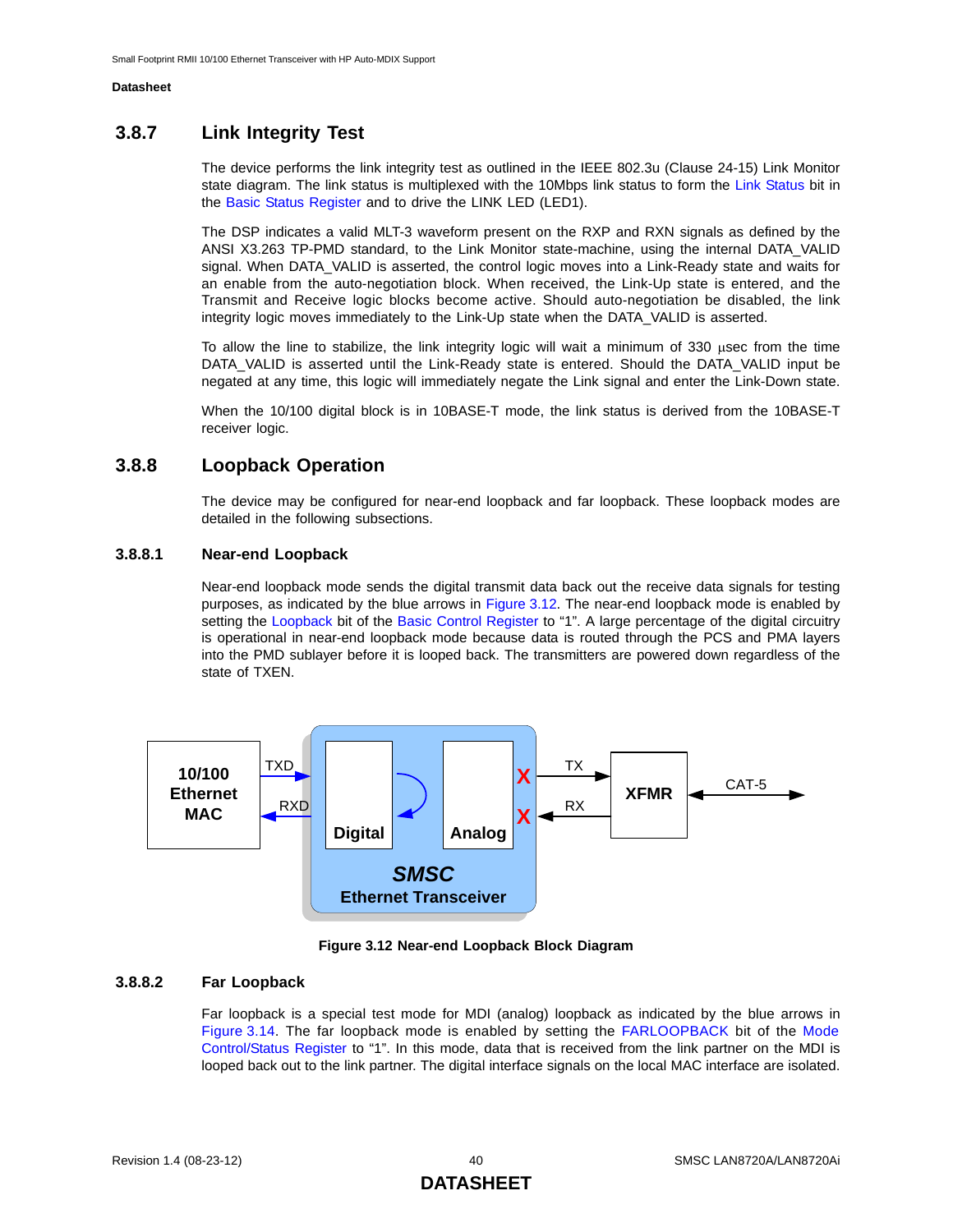### 3.8.7 Link Integrity Test

The device performs the link integrity test as outlined in the IEEE 802.3u (Clause 24-15) Link Monitor state diagram. The link status is multiplexed with the 10Mbps link status to form the Link Status bit in the Basic Status Register and to drive the LINK LED (LED1).

The DSP indicates a valid MLT-3 waveform present on the RXP and RXN signals as defined by the ANSI X3.263 TP-PMD standard, to the Link Monitor state-machine, using the internal DATA_VALID signal. When DATA_VALID is asserted, the control logic moves into a Link-Ready state and waits for an enable from the auto-negotiation block. When received, the Link-Up state is entered, and the Transmit and Receive logic blocks become active. Should auto-negotiation be disabled, the link integrity logic moves immediately to the Link-Up state when the DATA_VALID is asserted.

To allow the line to stabilize, the link integrity logic will wait a minimum of 330 μsec from the time DATA_VALID is asserted until the Link-Ready state is entered. Should the DATA_VALID input be negated at any time, this logic will immediately negate the Link signal and enter the Link-Down state.

When the 10/100 digital block is in 10BASE-T mode, the link status is derived from the 10BASE-T receiver logic.

### 3.8.8 Loopback Operation

The device may be configured for near-end loopback and far loopback. These loopback modes are detailed in the following subsections.

#### 3.8.8.1 Near-end Loopback

Near-end loopback mode sends the digital transmit data back out the receive data signals for testing purposes, as indicated by the blue arrows in Figure 3.12. The near-end loopback mode is enabled by setting the Loopback bit of the Basic Control Register to "1". A large percentage of the digital circuitry is operational in near-end loopback mode because data is routed through the PCS and PMA layers into the PMD sublayer before it is looped back. The transmitters are powered down regardless of the state of TXEN.

10/100 Ethernet MAC | TXD | RXD | Digital | Analog | X | X | TX | RX | XFMR | CAT-5 | SMSC Ethernet Transceiver

**Figure 3.12 Near-end Loopback Block Diagram**

#### 3.8.8.2 Far Loopback

Far loopback is a special test mode for MDI (analog) loopback as indicated by the blue arrows in Figure 3.14. The far loopback mode is enabled by setting the FARLOOPBACK bit of the Mode Control/Status Register to "1". In this mode, data that is received from the link partner on the MDI is looped back out to the link partner. The digital interface signals on the local MAC interface are isolated.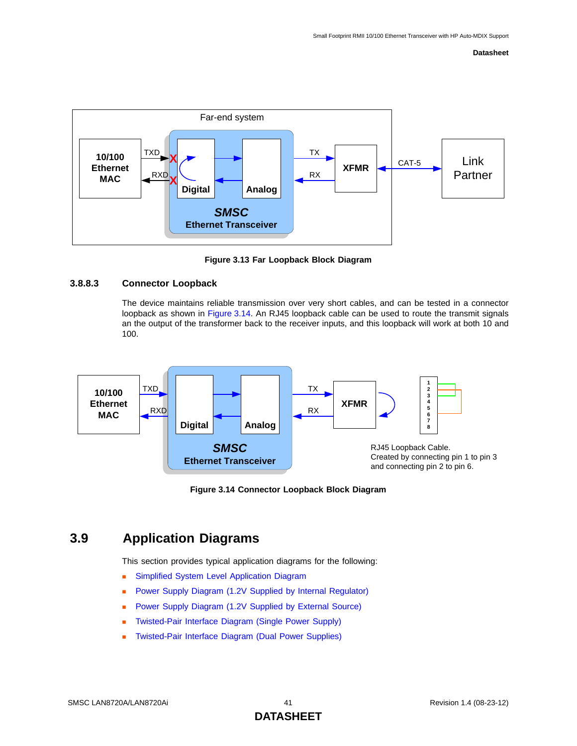Figure 3.13 Far Loopback Block Diagram

#### 3.8.8.3 Connector Loopback

The device maintains reliable transmission over very short cables, and can be tested in a connector loopback as shown in Figure 3.14. An RJ45 loopback cable can be used to route the transmit signals an the output of the transformer back to the receiver inputs, and this loopback will work at both 10 and 100.

RJ45 Loopback Cable.
Created by connecting pin 1 to pin 3 and connecting pin 2 to pin 6.

Figure 3.14 Connector Loopback Block Diagram

## 3.9 Application Diagrams

This section provides typical application diagrams for the following:

- Simplified System Level Application Diagram
- Power Supply Diagram (1.2V Supplied by Internal Regulator)
- Power Supply Diagram (1.2V Supplied by External Source)
- Twisted-Pair Interface Diagram (Single Power Supply)
- Twisted-Pair Interface Diagram (Dual Power Supplies)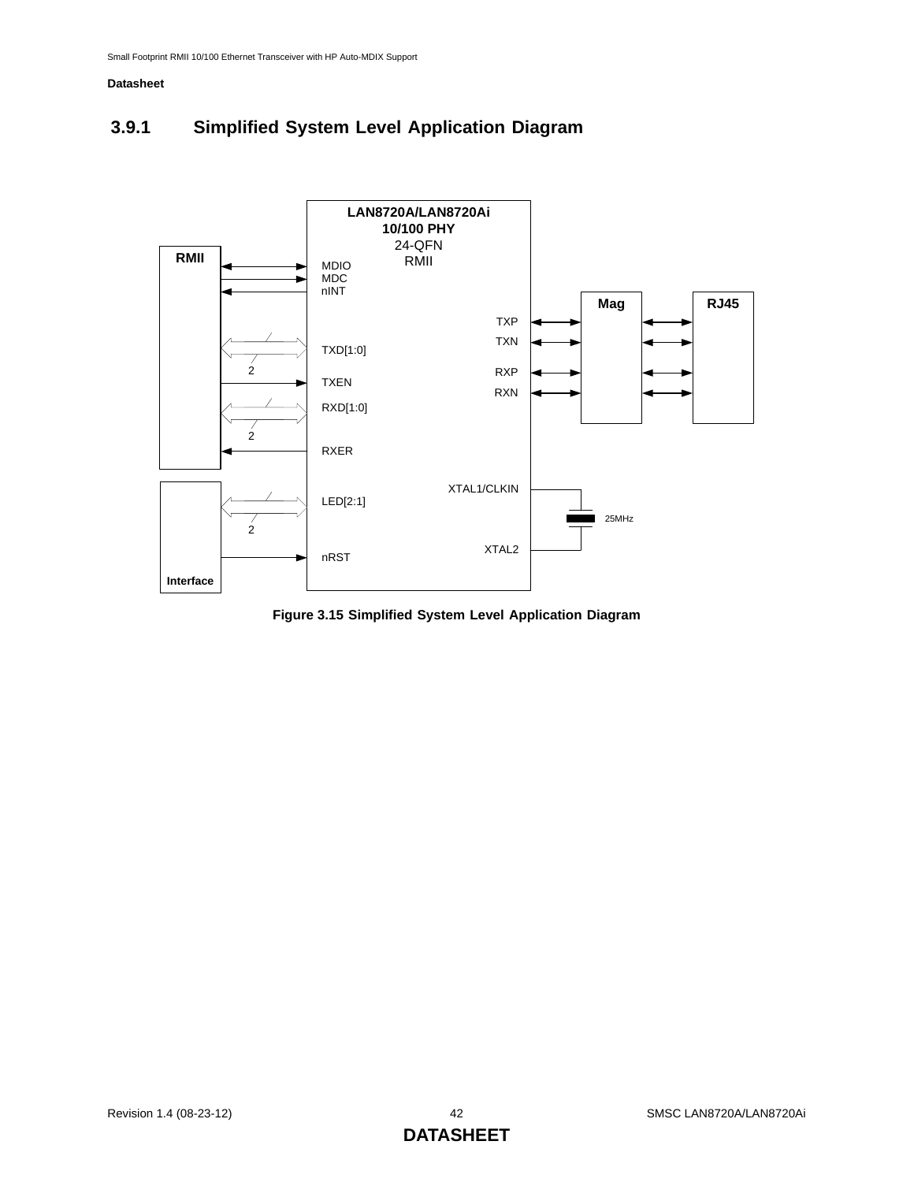### 3.9.1 Simplified System Level Application Diagram

RMII

LAN8720A/LAN8720Ai
10/100 PHY
24-QFN
RMII

MDIO
MDC
nINT

TXD[1:0]

2

TXEN

RXD[1:0]

2

RXER

LED[2:1]

2

nRST

Interface

TXP
TXN
RXP
RXN

Mag

RJ45

XTAL1/CLKIN

25MHz

XTAL2

**Figure 3.15 Simplified System Level Application Diagram**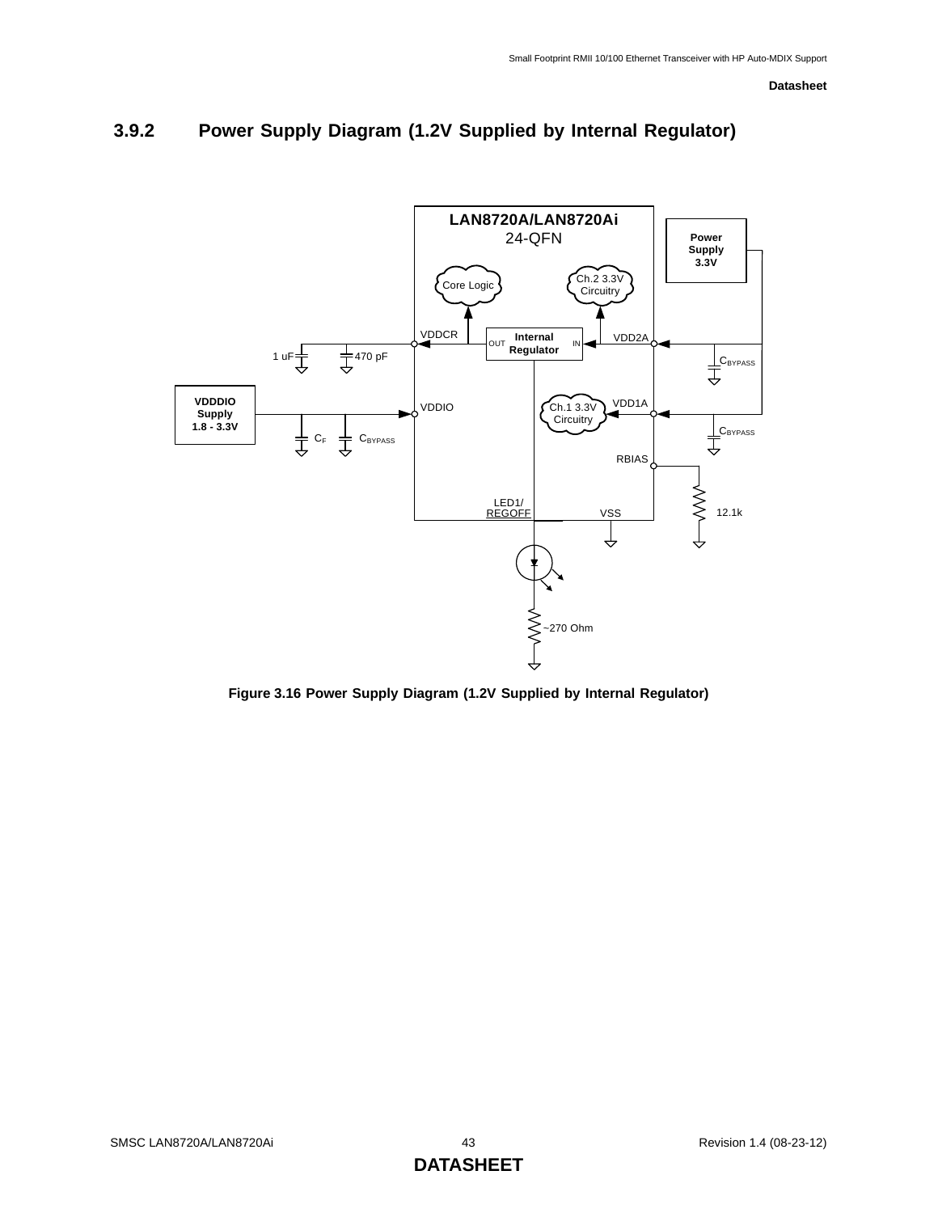### 3.9.2 Power Supply Diagram (1.2V Supplied by Internal Regulator)

**Figure 3.16 Power Supply Diagram (1.2V Supplied by Internal Regulator)**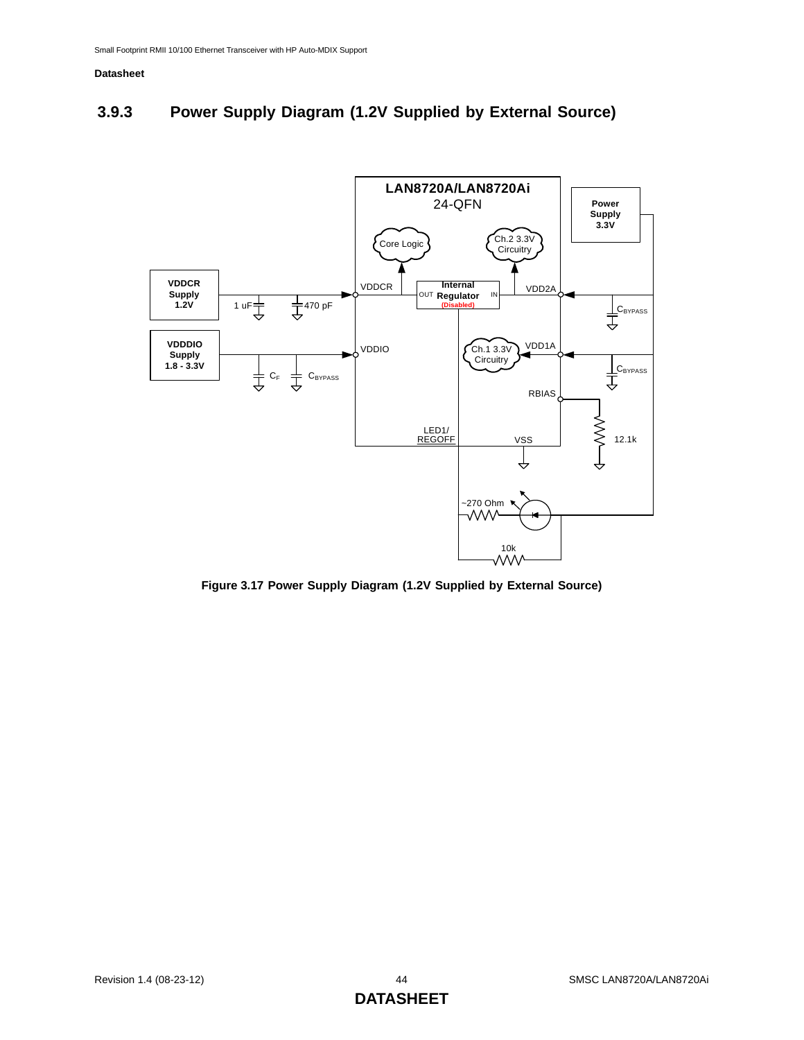### 3.9.3 Power Supply Diagram (1.2V Supplied by External Source)

LAN8720A/LAN8720Ai
24-QFN

Power Supply 3.3V

Core Logic

Ch.2 3.3V Circuitry

VDDCR Supply 1.2V

VDDCR

Internal Regulator (Disabled)

OUT

IN

VDD2A

1 uF

470 pF

$C_{BYPASS}$

VDDIO Supply 1.8 - 3.3V

VDDIO

Ch.1 3.3V Circuitry

VDD1A

$C_F$

$C_{BYPASS}$

$C_{BYPASS}$

RBIAS

LED1/REGOFF

VSS

12.1k

~270 Ohm

10k

**Figure 3.17 Power Supply Diagram (1.2V Supplied by External Source)**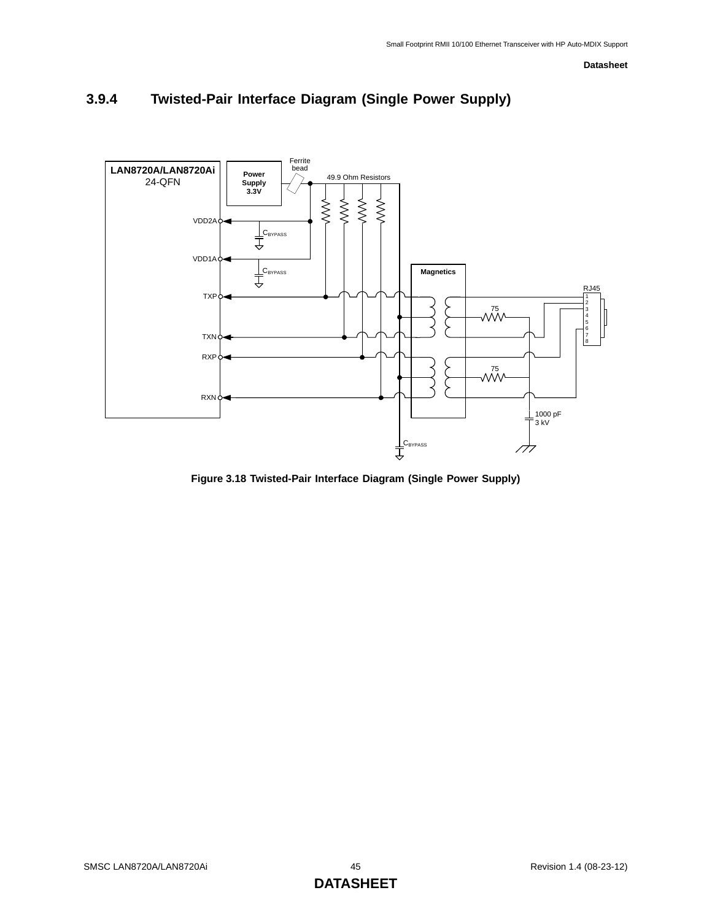### 3.9.4 Twisted-Pair Interface Diagram (Single Power Supply)

Figure 3.18 Twisted-Pair Interface Diagram (Single Power Supply)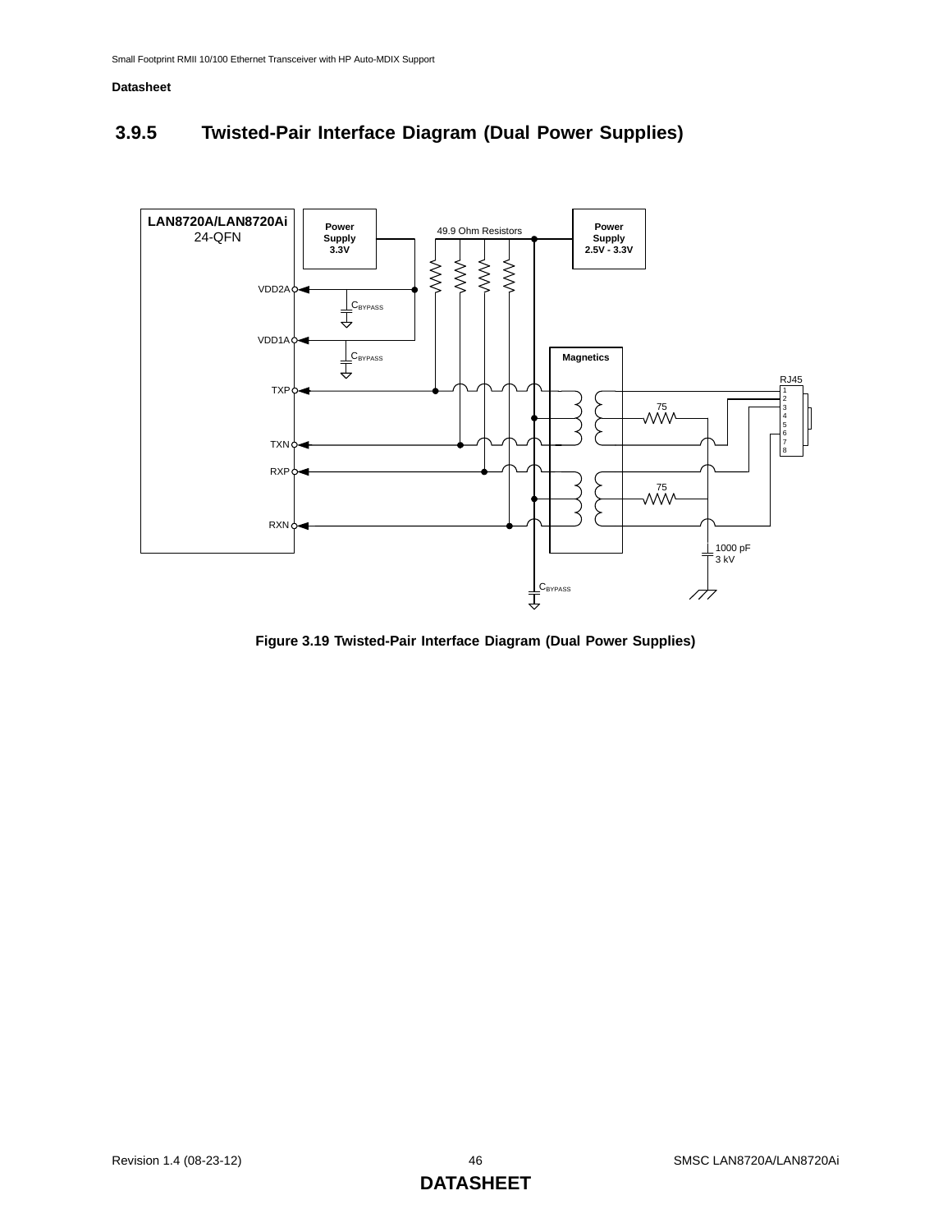### 3.9.5 Twisted-Pair Interface Diagram (Dual Power Supplies)

**Figure 3.19 Twisted-Pair Interface Diagram (Dual Power Supplies)**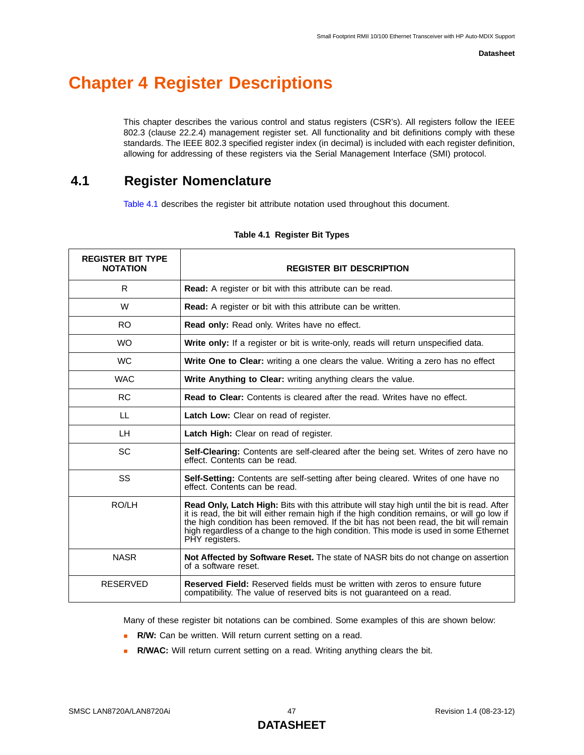# Chapter 4 Register Descriptions

This chapter describes the various control and status registers (CSR's). All registers follow the IEEE 802.3 (clause 22.2.4) management register set. All functionality and bit definitions comply with these standards. The IEEE 802.3 specified register index (in decimal) is included with each register definition, allowing for addressing of these registers via the Serial Management Interface (SMI) protocol.

## 4.1 Register Nomenclature

Table 4.1 describes the register bit attribute notation used throughout this document.

**Table 4.1 Register Bit Types**

| REGISTER BIT TYPE NOTATION | REGISTER BIT DESCRIPTION |
|---|---|
| R | **Read:** A register or bit with this attribute can be read. |
| W | **Read:** A register or bit with this attribute can be written. |
| RO | **Read only:** Read only. Writes have no effect. |
| WO | **Write only:** If a register or bit is write-only, reads will return unspecified data. |
| WC | **Write One to Clear:** writing a one clears the value. Writing a zero has no effect |
| WAC | **Write Anything to Clear:** writing anything clears the value. |
| RC | **Read to Clear:** Contents is cleared after the read. Writes have no effect. |
| LL | **Latch Low:** Clear on read of register. |
| LH | **Latch High:** Clear on read of register. |
| SC | **Self-Clearing:** Contents are self-cleared after the being set. Writes of zero have no effect. Contents can be read. |
| SS | **Self-Setting:** Contents are self-setting after being cleared. Writes of one have no effect. Contents can be read. |
| RO/LH | **Read Only, Latch High:** Bits with this attribute will stay high until the bit is read. After it is read, the bit will either remain high if the high condition remains, or will go low if the high condition has been removed. If the bit has not been read, the bit will remain high regardless of a change to the high condition. This mode is used in some Ethernet PHY registers. |
| NASR | **Not Affected by Software Reset.** The state of NASR bits do not change on assertion of a software reset. |
| RESERVED | **Reserved Field:** Reserved fields must be written with zeros to ensure future compatibility. The value of reserved bits is not guaranteed on a read. |

Many of these register bit notations can be combined. Some examples of this are shown below:

- **R/W:** Can be written. Will return current setting on a read.
- **R/WAC:** Will return current setting on a read. Writing anything clears the bit.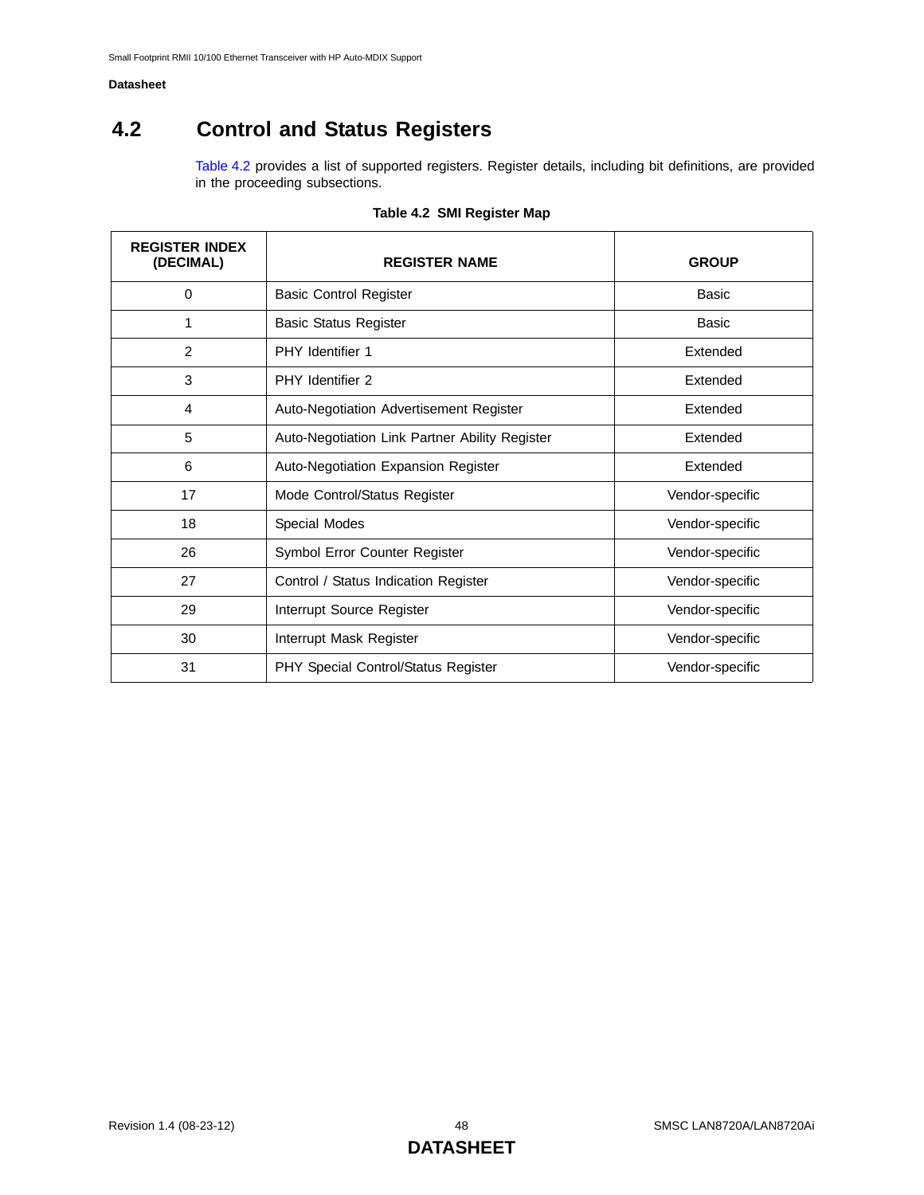## 4.2 Control and Status Registers

Table 4.2 provides a list of supported registers. Register details, including bit definitions, are provided in the proceeding subsections.

**Table 4.2 SMI Register Map**

| REGISTER INDEX (DECIMAL) | REGISTER NAME | GROUP |
|---|---|---|
| 0 | Basic Control Register | Basic |
| 1 | Basic Status Register | Basic |
| 2 | PHY Identifier 1 | Extended |
| 3 | PHY Identifier 2 | Extended |
| 4 | Auto-Negotiation Advertisement Register | Extended |
| 5 | Auto-Negotiation Link Partner Ability Register | Extended |
| 6 | Auto-Negotiation Expansion Register | Extended |
| 17 | Mode Control/Status Register | Vendor-specific |
| 18 | Special Modes | Vendor-specific |
| 26 | Symbol Error Counter Register | Vendor-specific |
| 27 | Control / Status Indication Register | Vendor-specific |
| 29 | Interrupt Source Register | Vendor-specific |
| 30 | Interrupt Mask Register | Vendor-specific |
| 31 | PHY Special Control/Status Register | Vendor-specific |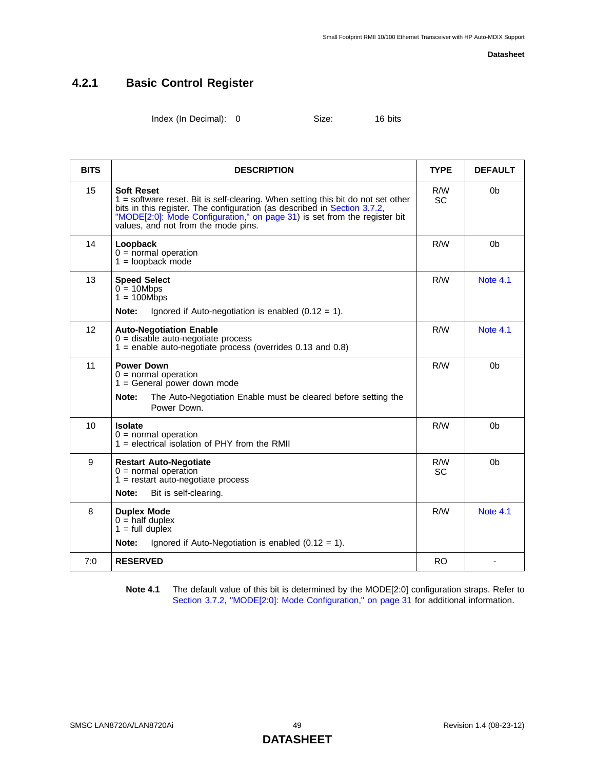### 4.2.1 Basic Control Register

Index (In Decimal): 0 Size: 16 bits

| BITS | DESCRIPTION | TYPE | DEFAULT |
|---|---|---|---|
| 15 | **Soft Reset**<br>1 = software reset. Bit is self-clearing. When setting this bit do not set other bits in this register. The configuration (as described in Section 3.7.2, "MODE[2:0]: Mode Configuration," on page 31) is set from the register bit values, and not from the mode pins. | R/W<br>SC | 0b |
| 14 | **Loopback**<br>0 = normal operation<br>1 = loopback mode | R/W | 0b |
| 13 | **Speed Select**<br>0 = 10Mbps<br>1 = 100Mbps<br>**Note:** Ignored if Auto-negotiation is enabled (0.12 = 1). | R/W | Note 4.1 |
| 12 | **Auto-Negotiation Enable**<br>0 = disable auto-negotiate process<br>1 = enable auto-negotiate process (overrides 0.13 and 0.8) | R/W | Note 4.1 |
| 11 | **Power Down**<br>0 = normal operation<br>1 = General power down mode<br>**Note:** The Auto-Negotiation Enable must be cleared before setting the Power Down. | R/W | 0b |
| 10 | **Isolate**<br>0 = normal operation<br>1 = electrical isolation of PHY from the RMII | R/W | 0b |
| 9 | **Restart Auto-Negotiate**<br>0 = normal operation<br>1 = restart auto-negotiate process<br>**Note:** Bit is self-clearing. | R/W<br>SC | 0b |
| 8 | **Duplex Mode**<br>0 = half duplex<br>1 = full duplex<br>**Note:** Ignored if Auto-Negotiation is enabled (0.12 = 1). | R/W | Note 4.1 |
| 7:0 | **RESERVED** | RO | - |

**Note 4.1** The default value of this bit is determined by the MODE[2:0] configuration straps. Refer to Section 3.7.2, "MODE[2:0]: Mode Configuration," on page 31 for additional information.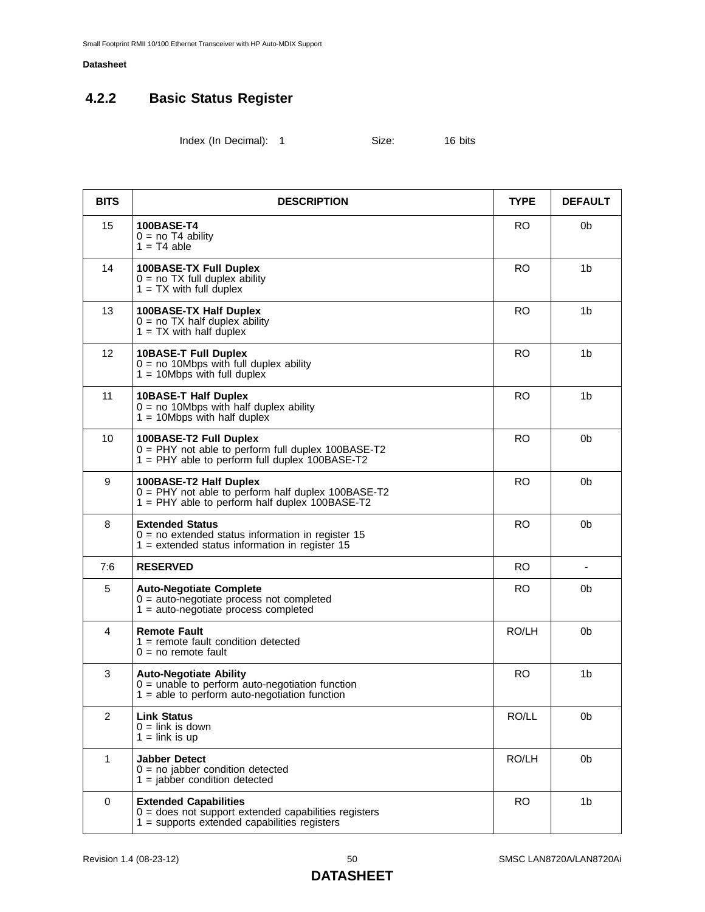### 4.2.2 Basic Status Register

Index (In Decimal): 1 Size: 16 bits

| BITS | DESCRIPTION | TYPE | DEFAULT |
|---|---|---|---|
| 15 | **100BASE-T4**<br>0 = no T4 ability<br>1 = T4 able | RO | 0b |
| 14 | **100BASE-TX Full Duplex**<br>0 = no TX full duplex ability<br>1 = TX with full duplex | RO | 1b |
| 13 | **100BASE-TX Half Duplex**<br>0 = no TX half duplex ability<br>1 = TX with half duplex | RO | 1b |
| 12 | **10BASE-T Full Duplex**<br>0 = no 10Mbps with full duplex ability<br>1 = 10Mbps with full duplex | RO | 1b |
| 11 | **10BASE-T Half Duplex**<br>0 = no 10Mbps with half duplex ability<br>1 = 10Mbps with half duplex | RO | 1b |
| 10 | **100BASE-T2 Full Duplex**<br>0 = PHY not able to perform full duplex 100BASE-T2<br>1 = PHY able to perform full duplex 100BASE-T2 | RO | 0b |
| 9 | **100BASE-T2 Half Duplex**<br>0 = PHY not able to perform half duplex 100BASE-T2<br>1 = PHY able to perform half duplex 100BASE-T2 | RO | 0b |
| 8 | **Extended Status**<br>0 = no extended status information in register 15<br>1 = extended status information in register 15 | RO | 0b |
| 7:6 | **RESERVED** | RO | - |
| 5 | **Auto-Negotiate Complete**<br>0 = auto-negotiate process not completed<br>1 = auto-negotiate process completed | RO | 0b |
| 4 | **Remote Fault**<br>1 = remote fault condition detected<br>0 = no remote fault | RO/LH | 0b |
| 3 | **Auto-Negotiate Ability**<br>0 = unable to perform auto-negotiation function<br>1 = able to perform auto-negotiation function | RO | 1b |
| 2 | **Link Status**<br>0 = link is down<br>1 = link is up | RO/LL | 0b |
| 1 | **Jabber Detect**<br>0 = no jabber condition detected<br>1 = jabber condition detected | RO/LH | 0b |
| 0 | **Extended Capabilities**<br>0 = does not support extended capabilities registers<br>1 = supports extended capabilities registers | RO | 1b |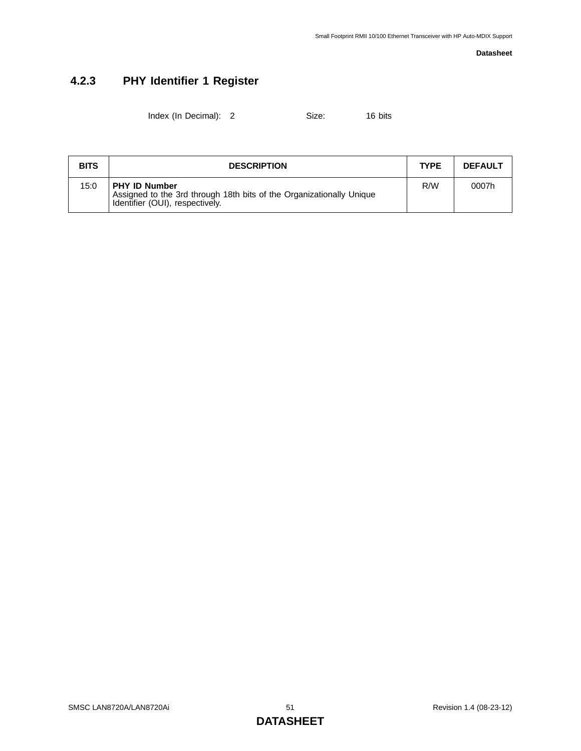### 4.2.3 PHY Identifier 1 Register

Index (In Decimal): 2 Size: 16 bits

| BITS | DESCRIPTION | TYPE | DEFAULT |
|---|---|---|---|
| 15:0 | **PHY ID Number**<br>Assigned to the 3rd through 18th bits of the Organizationally Unique Identifier (OUI), respectively. | R/W | 0007h |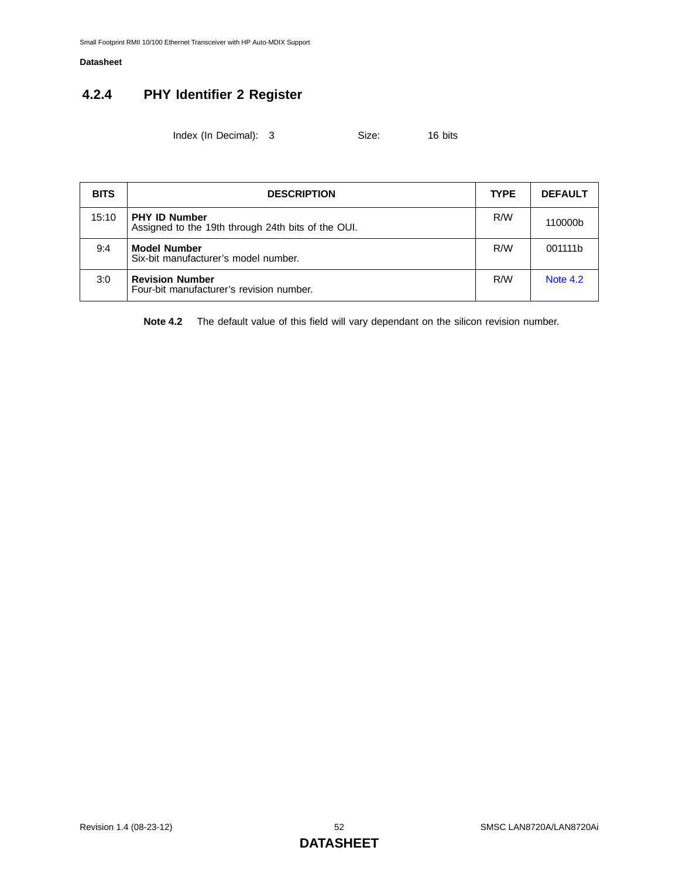### 4.2.4 PHY Identifier 2 Register

Index (In Decimal): 3    Size: 16 bits

| BITS | DESCRIPTION | TYPE | DEFAULT |
|---|---|---|---|
| 15:10 | **PHY ID Number**<br>Assigned to the 19th through 24th bits of the OUI. | R/W | 110000b |
| 9:4 | **Model Number**<br>Six-bit manufacturer's model number. | R/W | 001111b |
| 3:0 | **Revision Number**<br>Four-bit manufacturer's revision number. | R/W | Note 4.2 |

**Note 4.2** The default value of this field will vary dependant on the silicon revision number.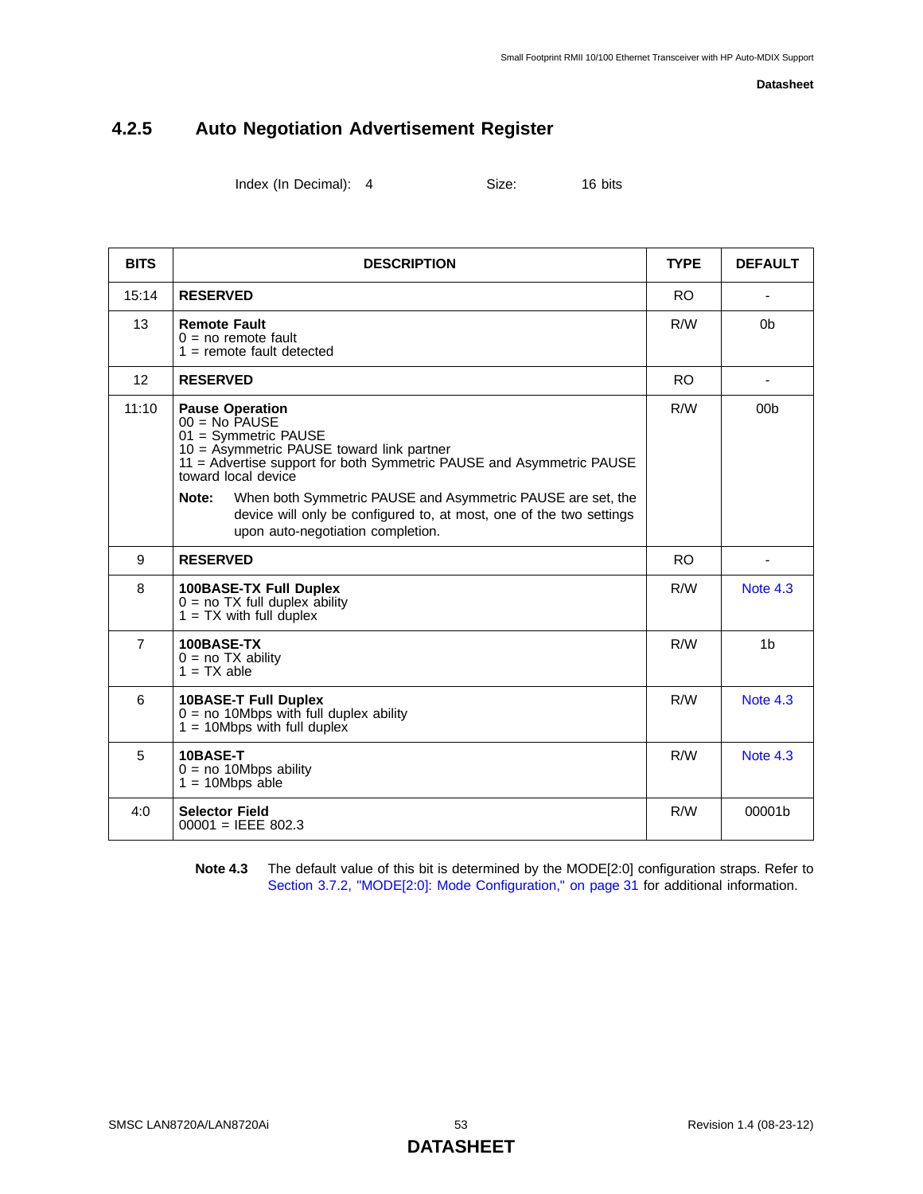### 4.2.5 Auto Negotiation Advertisement Register

Index (In Decimal): 4 Size: 16 bits

| BITS | DESCRIPTION | TYPE | DEFAULT |
|---|---|---|---|
| 15:14 | **RESERVED** | RO | - |
| 13 | **Remote Fault**<br>0 = no remote fault<br>1 = remote fault detected | R/W | 0b |
| 12 | **RESERVED** | RO | - |
| 11:10 | **Pause Operation**<br>00 = No PAUSE<br>01 = Symmetric PAUSE<br>10 = Asymmetric PAUSE toward link partner<br>11 = Advertise support for both Symmetric PAUSE and Asymmetric PAUSE toward local device<br>**Note:** When both Symmetric PAUSE and Asymmetric PAUSE are set, the device will only be configured to, at most, one of the two settings upon auto-negotiation completion. | R/W | 00b |
| 9 | **RESERVED** | RO | - |
| 8 | **100BASE-TX Full Duplex**<br>0 = no TX full duplex ability<br>1 = TX with full duplex | R/W | Note 4.3 |
| 7 | **100BASE-TX**<br>0 = no TX ability<br>1 = TX able | R/W | 1b |
| 6 | **10BASE-T Full Duplex**<br>0 = no 10Mbps with full duplex ability<br>1 = 10Mbps with full duplex | R/W | Note 4.3 |
| 5 | **10BASE-T**<br>0 = no 10Mbps ability<br>1 = 10Mbps able | R/W | Note 4.3 |
| 4:0 | **Selector Field**<br>00001 = IEEE 802.3 | R/W | 00001b |

**Note 4.3** The default value of this bit is determined by the MODE[2:0] configuration straps. Refer to Section 3.7.2, "MODE[2:0]: Mode Configuration," on page 31 for additional information.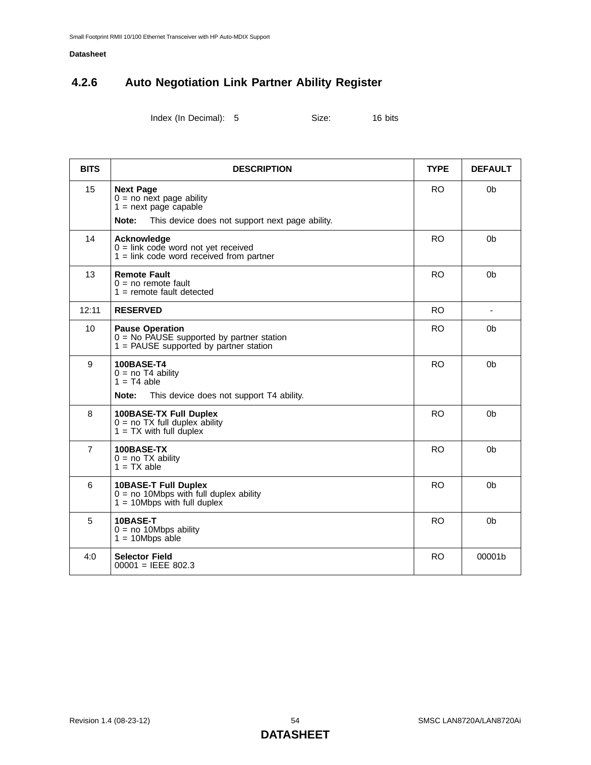### 4.2.6 Auto Negotiation Link Partner Ability Register

Index (In Decimal): 5 Size: 16 bits

| BITS | DESCRIPTION | TYPE | DEFAULT |
| --- | --- | --- | --- |
| 15 | **Next Page**<br>0 = no next page ability<br>1 = next page capable<br>**Note:** This device does not support next page ability. | RO | 0b |
| 14 | **Acknowledge**<br>0 = link code word not yet received<br>1 = link code word received from partner | RO | 0b |
| 13 | **Remote Fault**<br>0 = no remote fault<br>1 = remote fault detected | RO | 0b |
| 12:11 | **RESERVED** | RO | - |
| 10 | **Pause Operation**<br>0 = No PAUSE supported by partner station<br>1 = PAUSE supported by partner station | RO | 0b |
| 9 | **100BASE-T4**<br>0 = no T4 ability<br>1 = T4 able<br>**Note:** This device does not support T4 ability. | RO | 0b |
| 8 | **100BASE-TX Full Duplex**<br>0 = no TX full duplex ability<br>1 = TX with full duplex | RO | 0b |
| 7 | **100BASE-TX**<br>0 = no TX ability<br>1 = TX able | RO | 0b |
| 6 | **10BASE-T Full Duplex**<br>0 = no 10Mbps with full duplex ability<br>1 = 10Mbps with full duplex | RO | 0b |
| 5 | **10BASE-T**<br>0 = no 10Mbps ability<br>1 = 10Mbps able | RO | 0b |
| 4:0 | **Selector Field**<br>00001 = IEEE 802.3 | RO | 00001b |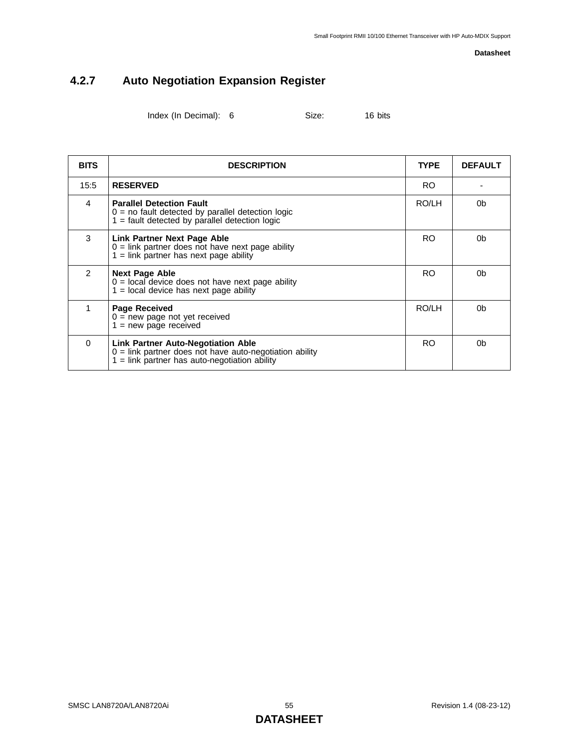### 4.2.7 Auto Negotiation Expansion Register

Index (In Decimal): 6    Size: 16 bits

| BITS | DESCRIPTION | TYPE | DEFAULT |
|---|---|---|---|
| 15:5 | **RESERVED** | RO | - |
| 4 | **Parallel Detection Fault**<br>0 = no fault detected by parallel detection logic<br>1 = fault detected by parallel detection logic | RO/LH | 0b |
| 3 | **Link Partner Next Page Able**<br>0 = link partner does not have next page ability<br>1 = link partner has next page ability | RO | 0b |
| 2 | **Next Page Able**<br>0 = local device does not have next page ability<br>1 = local device has next page ability | RO | 0b |
| 1 | **Page Received**<br>0 = new page not yet received<br>1 = new page received | RO/LH | 0b |
| 0 | **Link Partner Auto-Negotiation Able**<br>0 = link partner does not have auto-negotiation ability<br>1 = link partner has auto-negotiation ability | RO | 0b |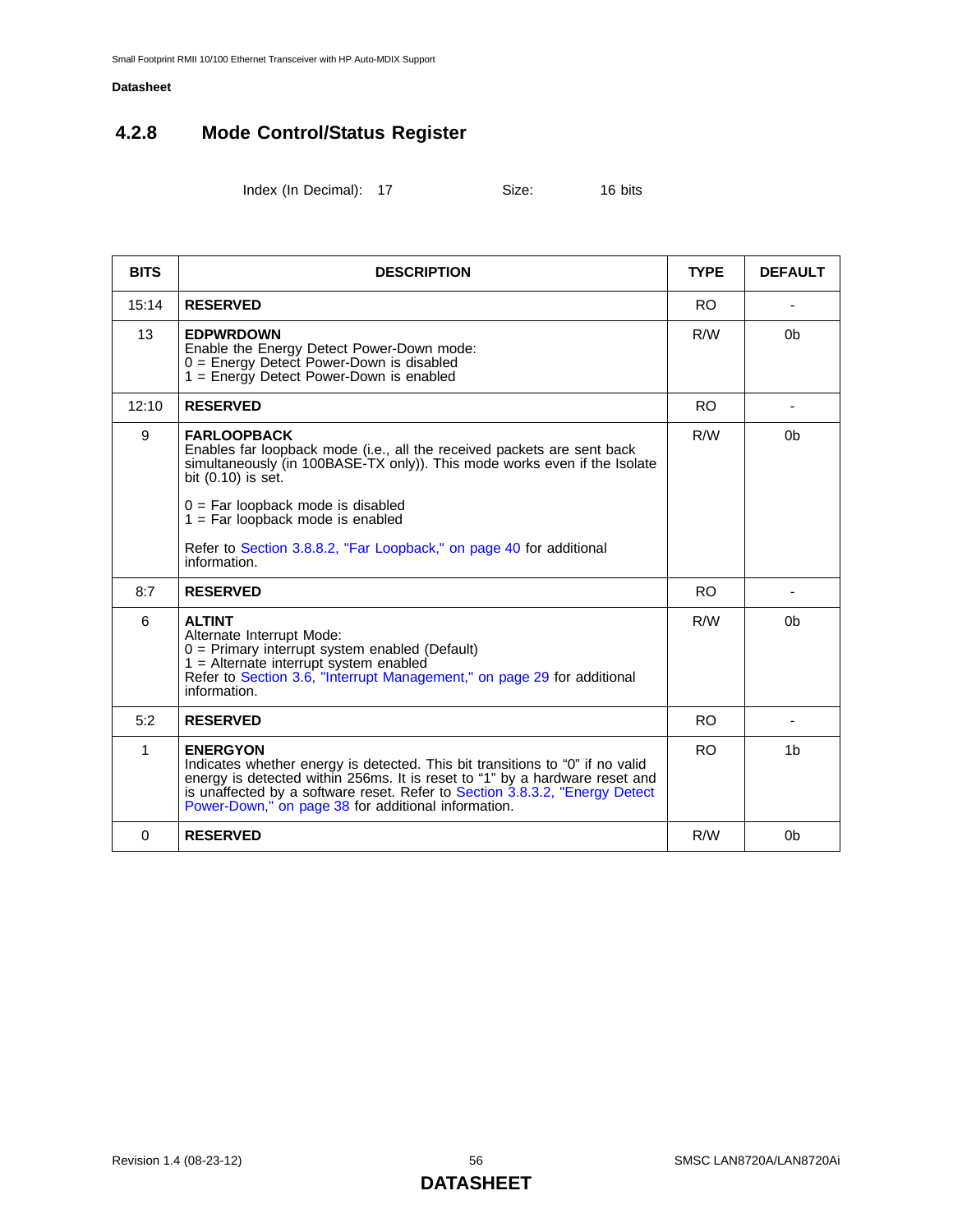### 4.2.8 Mode Control/Status Register

Index (In Decimal): 17 Size: 16 bits

| BITS | DESCRIPTION | TYPE | DEFAULT |
|---|---|---|---|
| 15:14 | **RESERVED** | RO | - |
| 13 | **EDPWRDOWN**<br>Enable the Energy Detect Power-Down mode:<br>0 = Energy Detect Power-Down is disabled<br>1 = Energy Detect Power-Down is enabled | R/W | 0b |
| 12:10 | **RESERVED** | RO | - |
| 9 | **FARLOOPBACK**<br>Enables far loopback mode (i.e., all the received packets are sent back simultaneously (in 100BASE-TX only)). This mode works even if the Isolate bit (0.10) is set.<br><br>0 = Far loopback mode is disabled<br>1 = Far loopback mode is enabled<br><br>Refer to Section 3.8.8.2, "Far Loopback," on page 40 for additional information. | R/W | 0b |
| 8:7 | **RESERVED** | RO | - |
| 6 | **ALTINT**<br>Alternate Interrupt Mode:<br>0 = Primary interrupt system enabled (Default)<br>1 = Alternate interrupt system enabled<br>Refer to Section 3.6, "Interrupt Management," on page 29 for additional information. | R/W | 0b |
| 5:2 | **RESERVED** | RO | - |
| 1 | **ENERGYON**<br>Indicates whether energy is detected. This bit transitions to "0" if no valid energy is detected within 256ms. It is reset to "1" by a hardware reset and is unaffected by a software reset. Refer to Section 3.8.3.2, "Energy Detect Power-Down," on page 38 for additional information. | RO | 1b |
| 0 | **RESERVED** | R/W | 0b |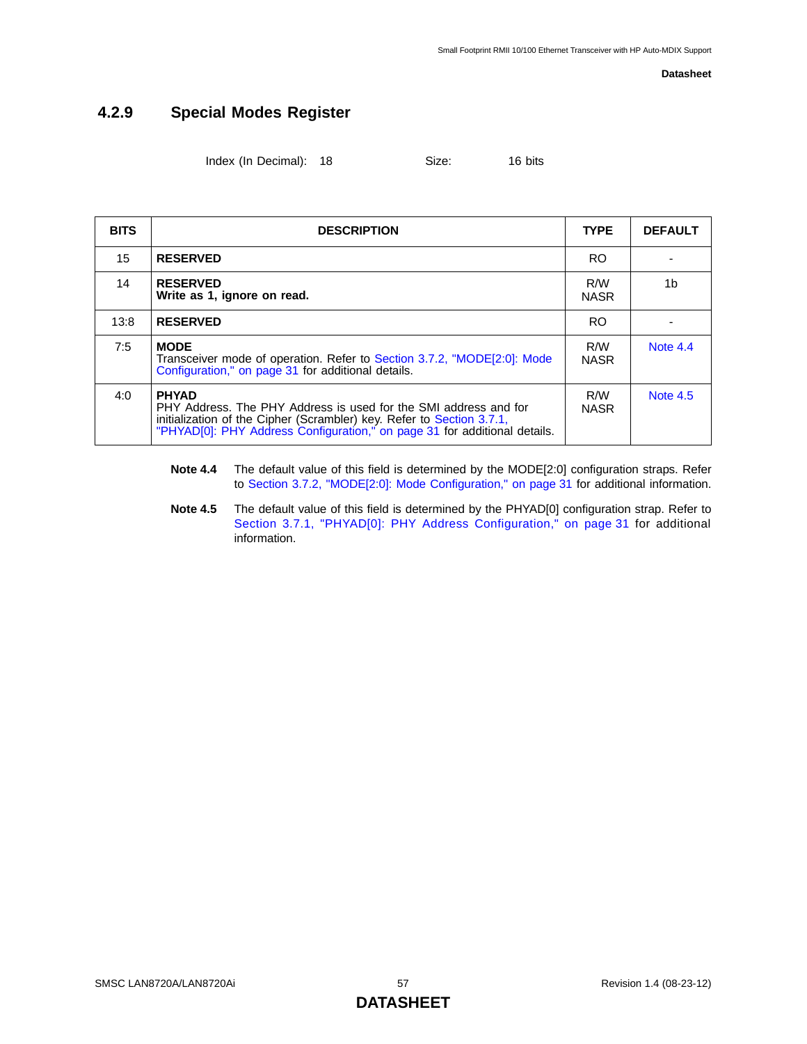### 4.2.9 Special Modes Register

Index (In Decimal): 18 Size: 16 bits

| BITS | DESCRIPTION | TYPE | DEFAULT |
|---|---|---|---|
| 15 | **RESERVED** | RO | - |
| 14 | **RESERVED**<br>**Write as 1, ignore on read.** | R/W<br>NASR | 1b |
| 13:8 | **RESERVED** | RO | - |
| 7:5 | **MODE**<br>Transceiver mode of operation. Refer to Section 3.7.2, "MODE[2:0]: Mode Configuration," on page 31 for additional details. | R/W<br>NASR | Note 4.4 |
| 4:0 | **PHYAD**<br>PHY Address. The PHY Address is used for the SMI address and for initialization of the Cipher (Scrambler) key. Refer to Section 3.7.1, "PHYAD[0]: PHY Address Configuration," on page 31 for additional details. | R/W<br>NASR | Note 4.5 |

**Note 4.4** The default value of this field is determined by the MODE[2:0] configuration straps. Refer to Section 3.7.2, "MODE[2:0]: Mode Configuration," on page 31 for additional information.

**Note 4.5** The default value of this field is determined by the PHYAD[0] configuration strap. Refer to Section 3.7.1, "PHYAD[0]: PHY Address Configuration," on page 31 for additional information.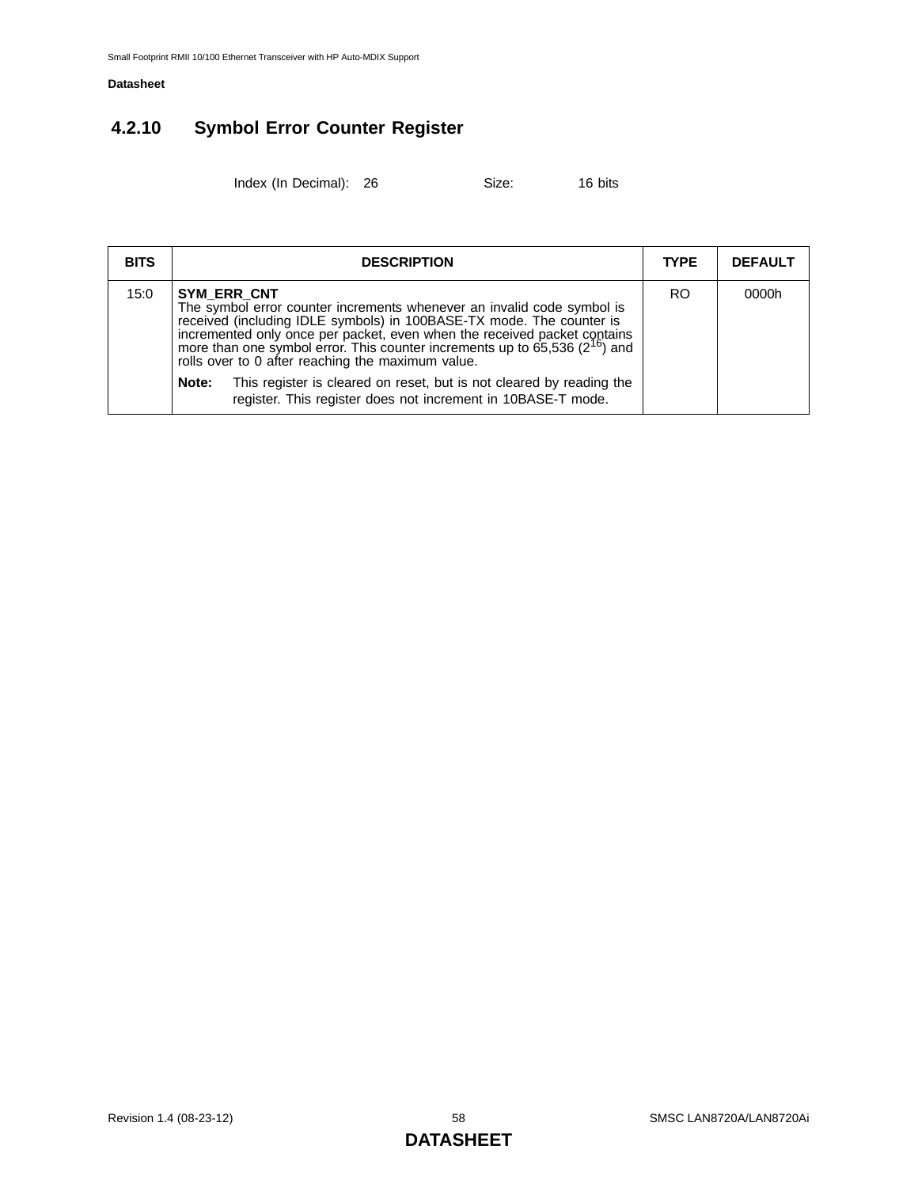### 4.2.10 Symbol Error Counter Register

Index (In Decimal): 26 Size: 16 bits

| BITS | DESCRIPTION | TYPE | DEFAULT |
|---|---|---|---|
| 15:0 | **SYM_ERR_CNT**<br>The symbol error counter increments whenever an invalid code symbol is received (including IDLE symbols) in 100BASE-TX mode. The counter is incremented only once per packet, even when the received packet contains more than one symbol error. This counter increments up to 65,536 ($2^{16}$) and rolls over to 0 after reaching the maximum value.<br>**Note:** This register is cleared on reset, but is not cleared by reading the register. This register does not increment in 10BASE-T mode. | RO | 0000h |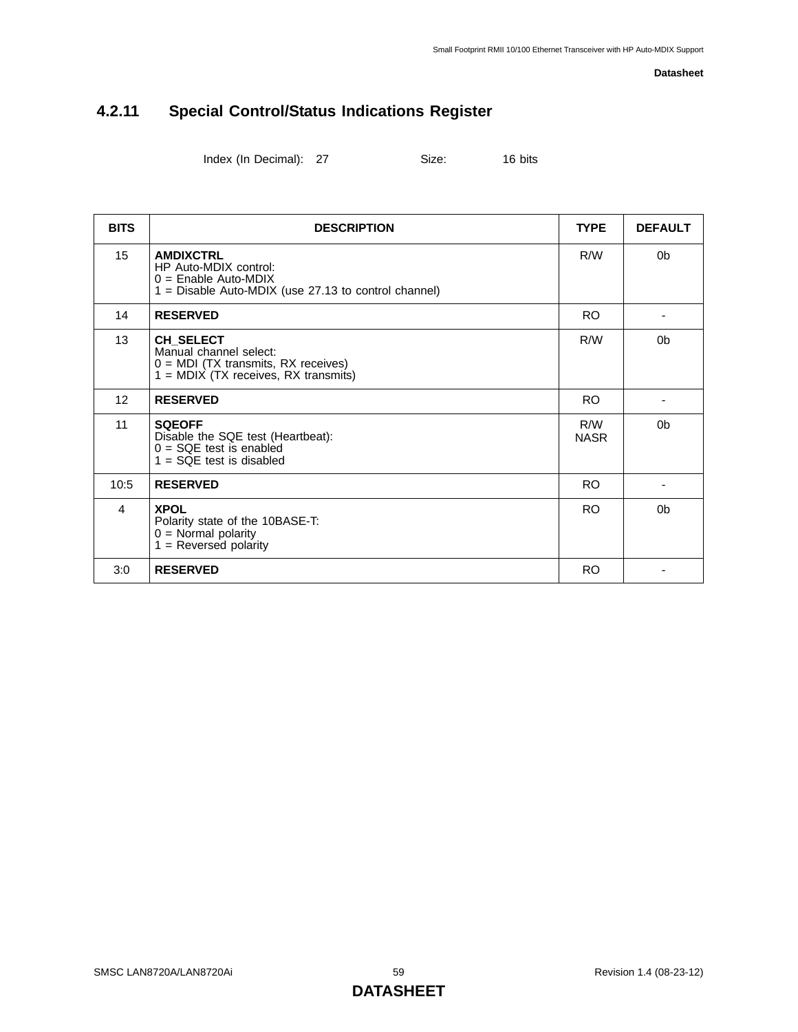### 4.2.11 Special Control/Status Indications Register

Index (In Decimal): 27 Size: 16 bits

| BITS | DESCRIPTION | TYPE | DEFAULT |
|---|---|---|---|
| 15 | **AMDIXCTRL**<br>HP Auto-MDIX control:<br>0 = Enable Auto-MDIX<br>1 = Disable Auto-MDIX (use 27.13 to control channel) | R/W | 0b |
| 14 | **RESERVED** | RO | - |
| 13 | **CH_SELECT**<br>Manual channel select:<br>0 = MDI (TX transmits, RX receives)<br>1 = MDIX (TX receives, RX transmits) | R/W | 0b |
| 12 | **RESERVED** | RO | - |
| 11 | **SQEOFF**<br>Disable the SQE test (Heartbeat):<br>0 = SQE test is enabled<br>1 = SQE test is disabled | R/W<br>NASR | 0b |
| 10:5 | **RESERVED** | RO | - |
| 4 | **XPOL**<br>Polarity state of the 10BASE-T:<br>0 = Normal polarity<br>1 = Reversed polarity | RO | 0b |
| 3:0 | **RESERVED** | RO | - |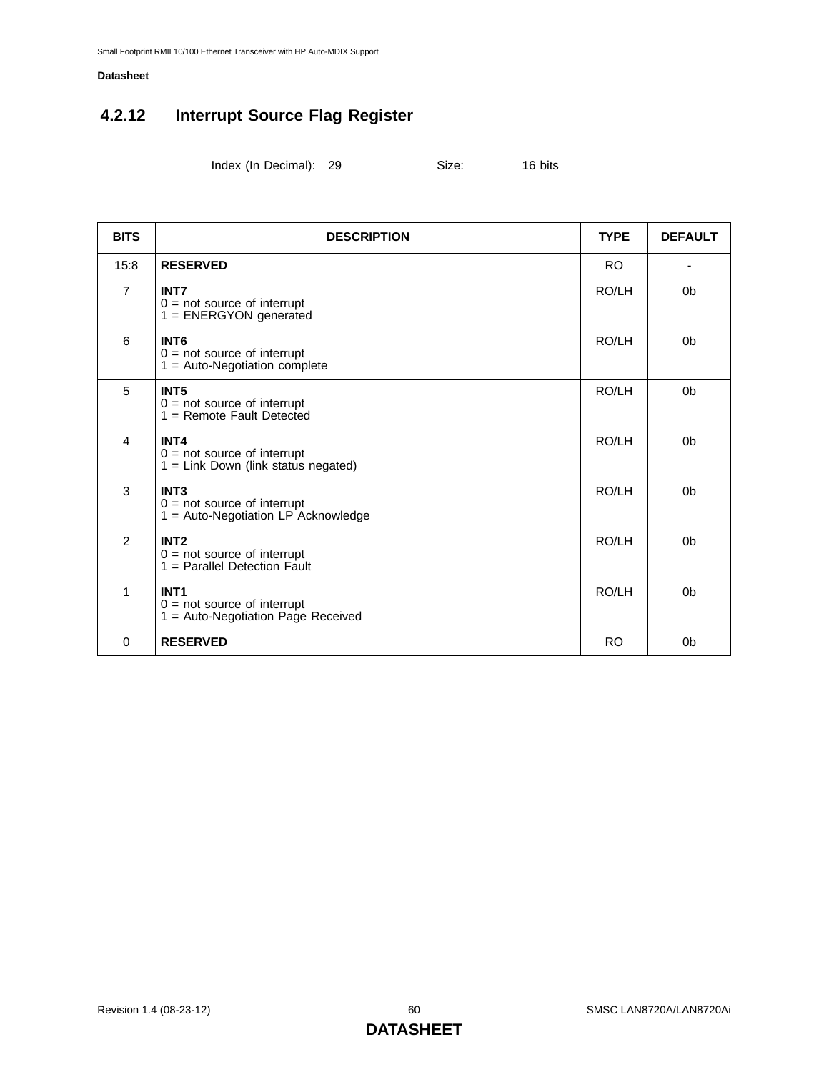### 4.2.12 Interrupt Source Flag Register

Index (In Decimal): 29 Size: 16 bits

| BITS | DESCRIPTION | TYPE | DEFAULT |
|---|---|---|---|
| 15:8 | **RESERVED** | RO | - |
| 7 | **INT7**<br>0 = not source of interrupt<br>1 = ENERGYON generated | RO/LH | 0b |
| 6 | **INT6**<br>0 = not source of interrupt<br>1 = Auto-Negotiation complete | RO/LH | 0b |
| 5 | **INT5**<br>0 = not source of interrupt<br>1 = Remote Fault Detected | RO/LH | 0b |
| 4 | **INT4**<br>0 = not source of interrupt<br>1 = Link Down (link status negated) | RO/LH | 0b |
| 3 | **INT3**<br>0 = not source of interrupt<br>1 = Auto-Negotiation LP Acknowledge | RO/LH | 0b |
| 2 | **INT2**<br>0 = not source of interrupt<br>1 = Parallel Detection Fault | RO/LH | 0b |
| 1 | **INT1**<br>0 = not source of interrupt<br>1 = Auto-Negotiation Page Received | RO/LH | 0b |
| 0 | **RESERVED** | RO | 0b |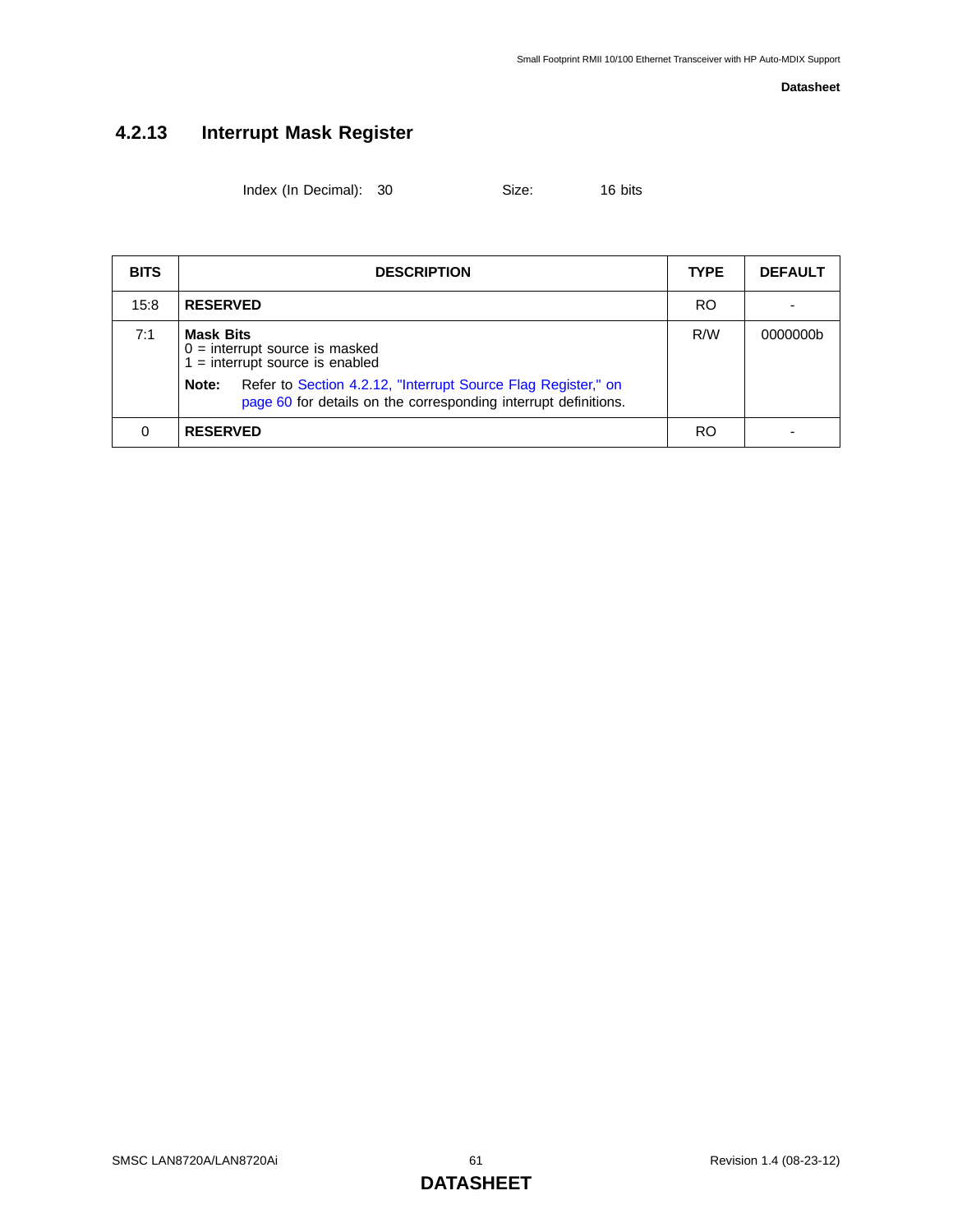### 4.2.13 Interrupt Mask Register

Index (In Decimal): 30 Size: 16 bits

| BITS | DESCRIPTION | TYPE | DEFAULT |
|---|---|---|---|
| 15:8 | **RESERVED** | RO | - |
| 7:1 | **Mask Bits**<br>0 = interrupt source is masked<br>1 = interrupt source is enabled<br>**Note:** Refer to Section 4.2.12, "Interrupt Source Flag Register," on page 60 for details on the corresponding interrupt definitions. | R/W | 0000000b |
| 0 | **RESERVED** | RO | - |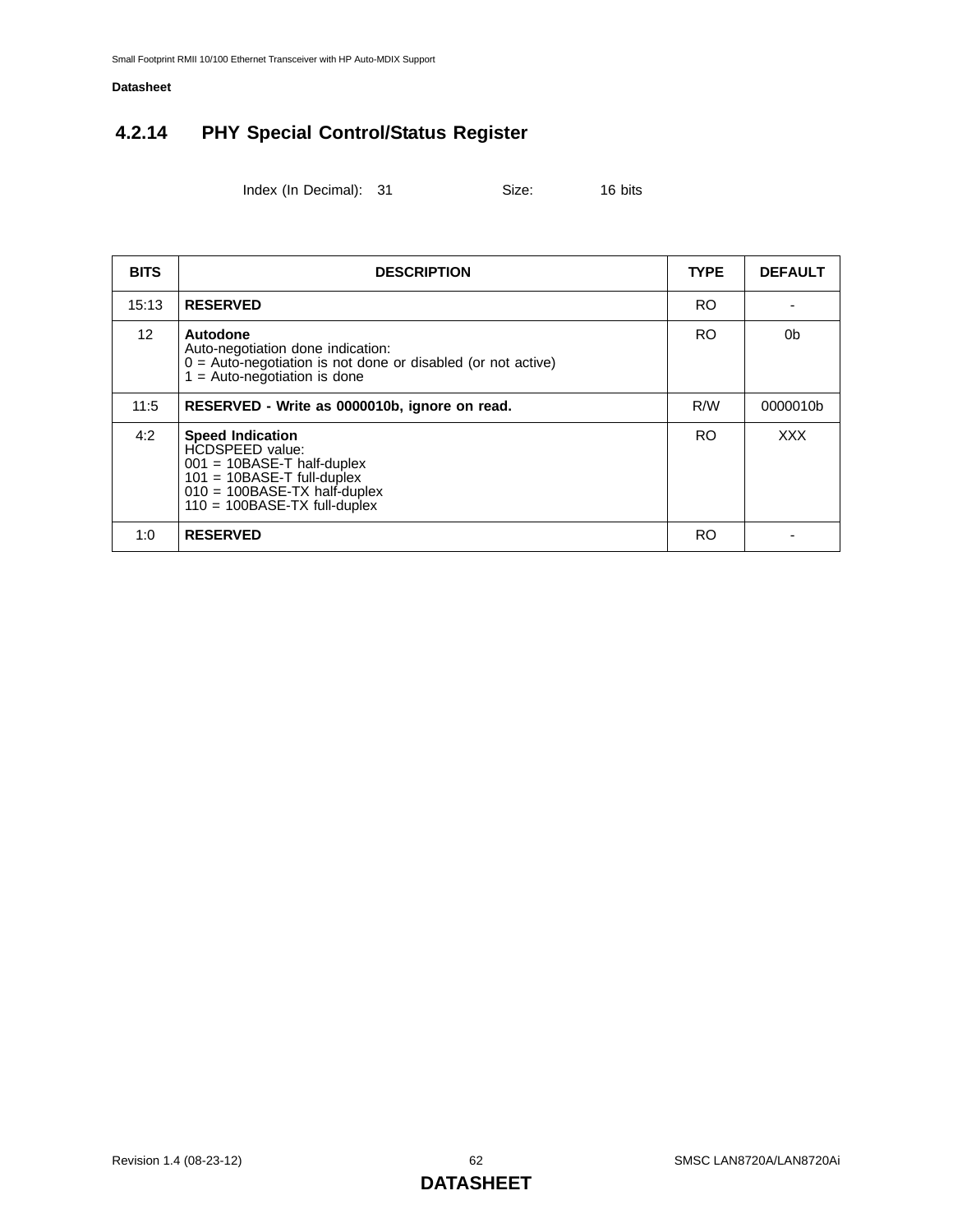### 4.2.14 PHY Special Control/Status Register

Index (In Decimal): 31 Size: 16 bits

| BITS | DESCRIPTION | TYPE | DEFAULT |
|---|---|---|---|
| 15:13 | **RESERVED** | RO | - |
| 12 | **Autodone**<br>Auto-negotiation done indication:<br>0 = Auto-negotiation is not done or disabled (or not active)<br>1 = Auto-negotiation is done | RO | 0b |
| 11:5 | **RESERVED - Write as 0000010b, ignore on read.** | R/W | 0000010b |
| 4:2 | **Speed Indication**<br>HCDSPEED value:<br>001 = 10BASE-T half-duplex<br>101 = 10BASE-T full-duplex<br>010 = 100BASE-TX half-duplex<br>110 = 100BASE-TX full-duplex | RO | XXX |
| 1:0 | **RESERVED** | RO | - |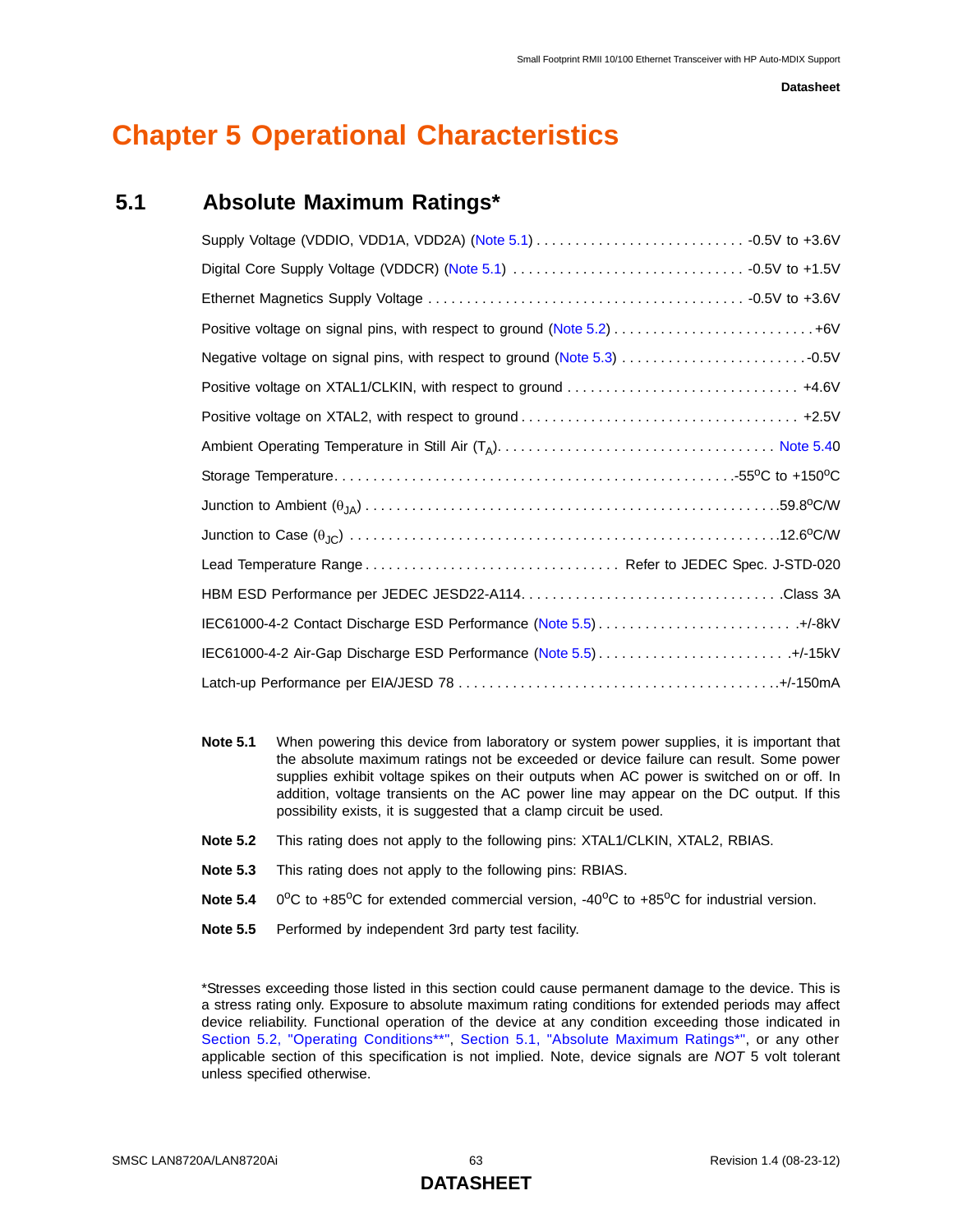# Chapter 5 Operational Characteristics

## 5.1 Absolute Maximum Ratings*

Supply Voltage (VDDIO, VDD1A, VDD2A) (Note 5.1) . . . . . . . . . . . . . . . . . . . . . . . . . . . -0.5V to +3.6V

Digital Core Supply Voltage (VDDCR) (Note 5.1) . . . . . . . . . . . . . . . . . . . . . . . . . . . . . -0.5V to +1.5V

Ethernet Magnetics Supply Voltage . . . . . . . . . . . . . . . . . . . . . . . . . . . . . . . . . . . . . . . . -0.5V to +3.6V

Positive voltage on signal pins, with respect to ground (Note 5.2) . . . . . . . . . . . . . . . . . . . . . . . . . .+6V

Negative voltage on signal pins, with respect to ground (Note 5.3) . . . . . . . . . . . . . . . . . . . . . . . . .-0.5V

Positive voltage on XTAL1/CLKIN, with respect to ground . . . . . . . . . . . . . . . . . . . . . . . . . . . . . . +4.6V

Positive voltage on XTAL2, with respect to ground . . . . . . . . . . . . . . . . . . . . . . . . . . . . . . . . . . . +2.5V

Ambient Operating Temperature in Still Air ($T_A$). . . . . . . . . . . . . . . . . . . . . . . . . . . . . . . . . . . . . . Note 5.40

Storage Temperature. . . . . . . . . . . . . . . . . . . . . . . . . . . . . . . . . . . . . . . . . . . . . . . . . . . .-55°C to +150°C

Junction to Ambient ($\theta_{JA}$) . . . . . . . . . . . . . . . . . . . . . . . . . . . . . . . . . . . . . . . . . . . . . . . . . . . .59.8°C/W

Junction to Case ($\theta_{JC}$) . . . . . . . . . . . . . . . . . . . . . . . . . . . . . . . . . . . . . . . . . . . . . . . . . . . . .12.6°C/W

Lead Temperature Range . . . . . . . . . . . . . . . . . . . . . . . . . . . . . . . . Refer to JEDEC Spec. J-STD-020

HBM ESD Performance per JEDEC JESD22-A114. . . . . . . . . . . . . . . . . . . . . . . . . . . . . . . . . .Class 3A

IEC61000-4-2 Contact Discharge ESD Performance (Note 5.5) . . . . . . . . . . . . . . . . . . . . . . . . . .+/-8kV

IEC61000-4-2 Air-Gap Discharge ESD Performance (Note 5.5) . . . . . . . . . . . . . . . . . . . . . . . . .+/-15kV

Latch-up Performance per EIA/JESD 78 . . . . . . . . . . . . . . . . . . . . . . . . . . . . . . . . . . . . . . . .+/-150mA

**Note 5.1** When powering this device from laboratory or system power supplies, it is important that the absolute maximum ratings not be exceeded or device failure can result. Some power supplies exhibit voltage spikes on their outputs when AC power is switched on or off. In addition, voltage transients on the AC power line may appear on the DC output. If this possibility exists, it is suggested that a clamp circuit be used.

**Note 5.2** This rating does not apply to the following pins: XTAL1/CLKIN, XTAL2, RBIAS.

**Note 5.3** This rating does not apply to the following pins: RBIAS.

**Note 5.4** 0°C to +85°C for extended commercial version, -40°C to +85°C for industrial version.

**Note 5.5** Performed by independent 3rd party test facility.

*Stresses exceeding those listed in this section could cause permanent damage to the device. This is a stress rating only. Exposure to absolute maximum rating conditions for extended periods may affect device reliability. Functional operation of the device at any condition exceeding those indicated in Section 5.2, "Operating Conditions**", Section 5.1, "Absolute Maximum Ratings*", or any other applicable section of this specification is not implied. Note, device signals are *NOT* 5 volt tolerant unless specified otherwise.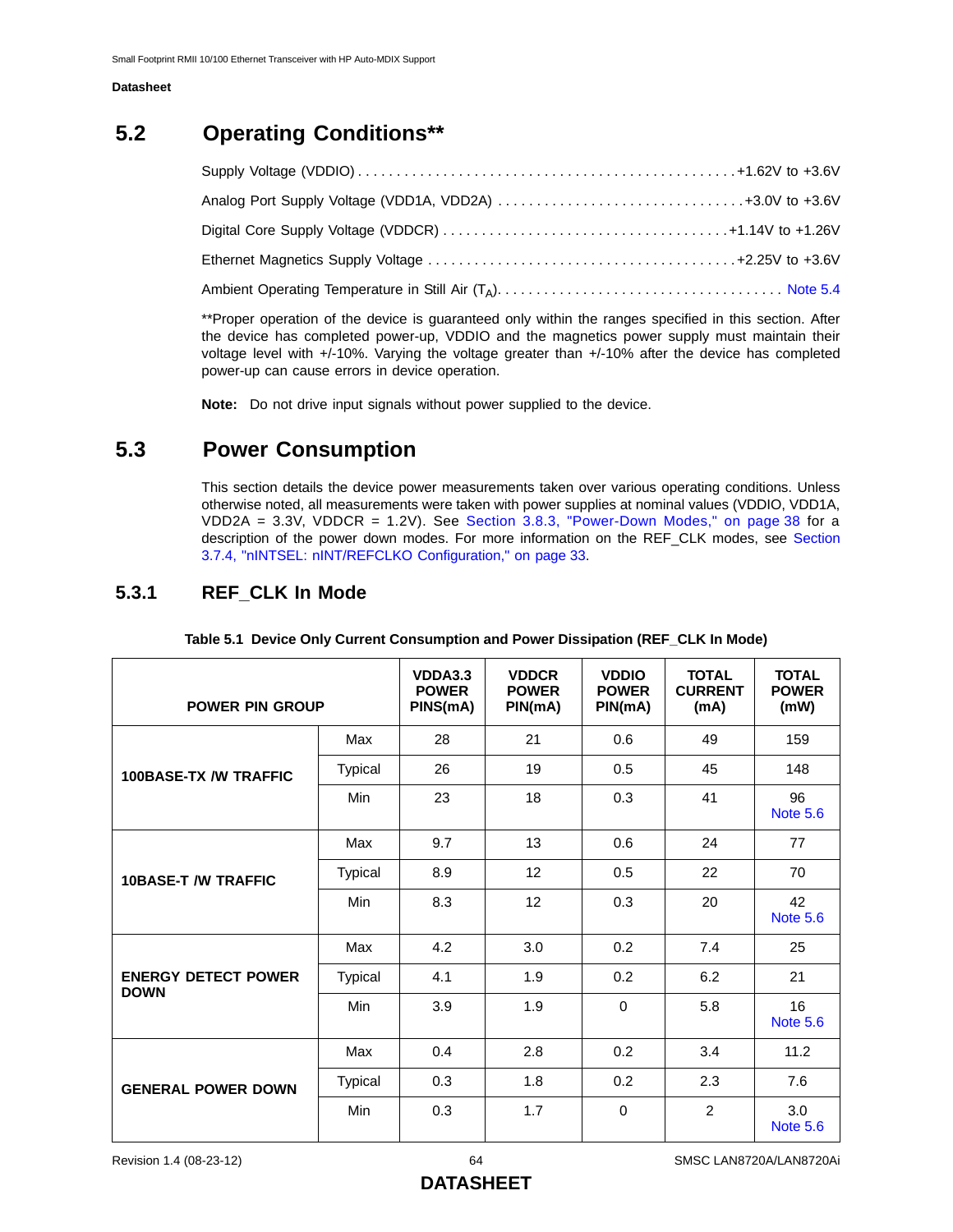## 5.2 Operating Conditions**

Supply Voltage (VDDIO) . . . . . . . . . . . . . . . . . . . . . . . . . . . . . . . . . . . . . . . . . . . . . . . . +1.62V to +3.6V

Analog Port Supply Voltage (VDD1A, VDD2A) . . . . . . . . . . . . . . . . . . . . . . . . . . . . . . . +3.0V to +3.6V

Digital Core Supply Voltage (VDDCR) . . . . . . . . . . . . . . . . . . . . . . . . . . . . . . . . . . . . . +1.14V to +1.26V

Ethernet Magnetics Supply Voltage . . . . . . . . . . . . . . . . . . . . . . . . . . . . . . . . . . . . . . . +2.25V to +3.6V

Ambient Operating Temperature in Still Air ($T_A$). . . . . . . . . . . . . . . . . . . . . . . . . . . . . . . . . . . . . Note 5.4

**Proper operation of the device is guaranteed only within the ranges specified in this section. After the device has completed power-up, VDDIO and the magnetics power supply must maintain their voltage level with +/-10%. Varying the voltage greater than +/-10% after the device has completed power-up can cause errors in device operation.

**Note:** Do not drive input signals without power supplied to the device.

## 5.3 Power Consumption

This section details the device power measurements taken over various operating conditions. Unless otherwise noted, all measurements were taken with power supplies at nominal values (VDDIO, VDD1A, VDD2A = 3.3V, VDDCR = 1.2V). See Section 3.8.3, "Power-Down Modes," on page 38 for a description of the power down modes. For more information on the REF_CLK modes, see Section 3.7.4, "nINTSEL: nINT/REFCLKO Configuration," on page 33.

### 5.3.1 REF_CLK In Mode

**Table 5.1 Device Only Current Consumption and Power Dissipation (REF_CLK In Mode)**

| POWER PIN GROUP | | VDDA3.3 POWER PINS(mA) | VDDCR POWER PIN(mA) | VDDIO POWER PIN(mA) | TOTAL CURRENT (mA) | TOTAL POWER (mW) |
|---|---|---|---|---|---|---|
| **100BASE-TX /W TRAFFIC** | Max | 28 | 21 | 0.6 | 49 | 159 |
| | Typical | 26 | 19 | 0.5 | 45 | 148 |
| | Min | 23 | 18 | 0.3 | 41 | 96 Note 5.6 |
| **10BASE-T /W TRAFFIC** | Max | 9.7 | 13 | 0.6 | 24 | 77 |
| | Typical | 8.9 | 12 | 0.5 | 22 | 70 |
| | Min | 8.3 | 12 | 0.3 | 20 | 42 Note 5.6 |
| **ENERGY DETECT POWER DOWN** | Max | 4.2 | 3.0 | 0.2 | 7.4 | 25 |
| | Typical | 4.1 | 1.9 | 0.2 | 6.2 | 21 |
| | Min | 3.9 | 1.9 | 0 | 5.8 | 16 Note 5.6 |
| **GENERAL POWER DOWN** | Max | 0.4 | 2.8 | 0.2 | 3.4 | 11.2 |
| | Typical | 0.3 | 1.8 | 0.2 | 2.3 | 7.6 |
| | Min | 0.3 | 1.7 | 0 | 2 | 3.0 Note 5.6 |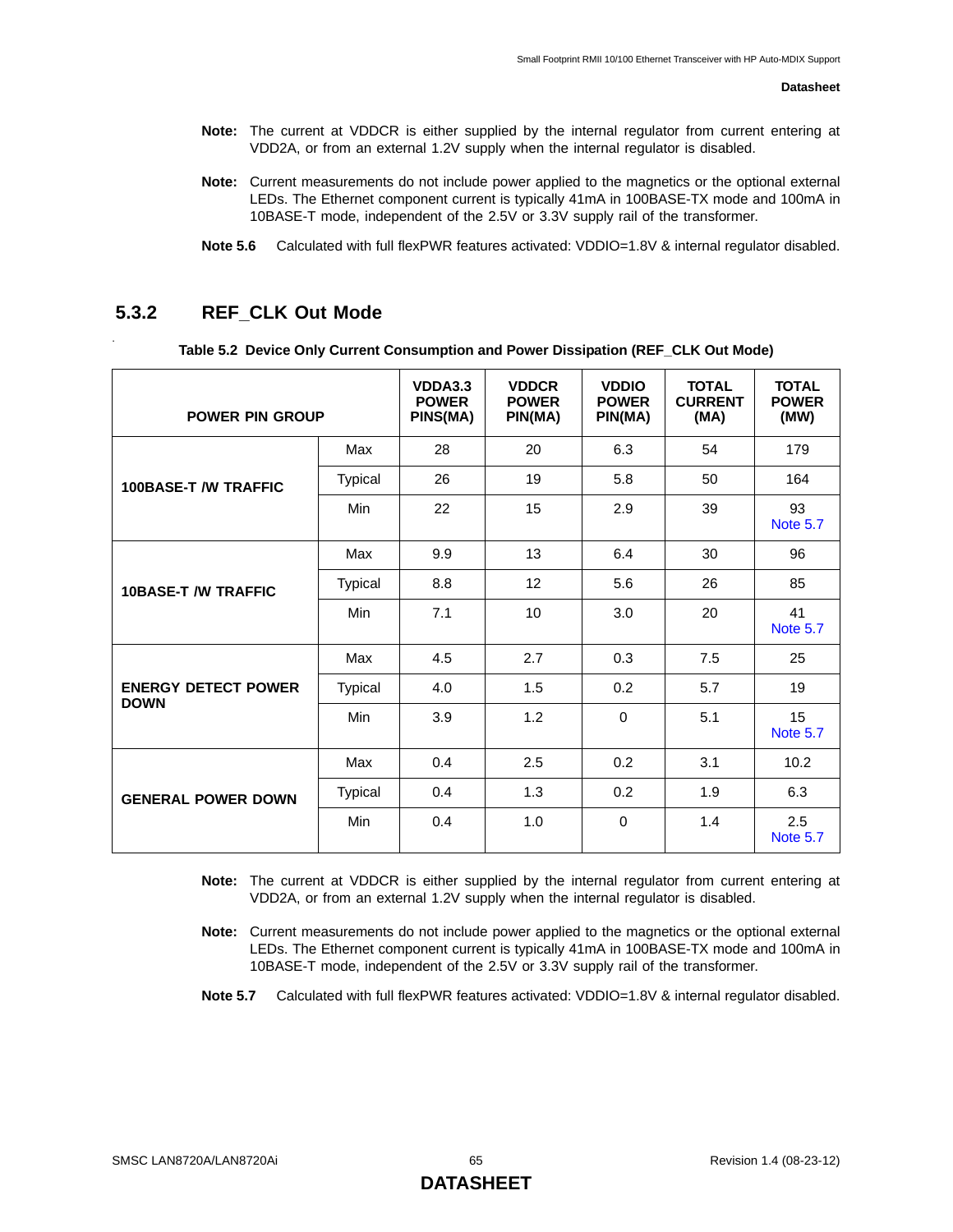**Note:** The current at VDDCR is either supplied by the internal regulator from current entering at VDD2A, or from an external 1.2V supply when the internal regulator is disabled.

**Note:** Current measurements do not include power applied to the magnetics or the optional external LEDs. The Ethernet component current is typically 41mA in 100BASE-TX mode and 100mA in 10BASE-T mode, independent of the 2.5V or 3.3V supply rail of the transformer.

**Note 5.6** Calculated with full flexPWR features activated: VDDIO=1.8V & internal regulator disabled.

### 5.3.2 REF_CLK Out Mode

**Table 5.2 Device Only Current Consumption and Power Dissipation (REF_CLK Out Mode)**

| POWER PIN GROUP | | VDDA3.3 POWER PINS(MA) | VDDCR POWER PIN(MA) | VDDIO POWER PIN(MA) | TOTAL CURRENT (MA) | TOTAL POWER (MW) |
|---|---|---|---|---|---|---|
| **100BASE-T /W TRAFFIC** | Max | 28 | 20 | 6.3 | 54 | 179 |
| | Typical | 26 | 19 | 5.8 | 50 | 164 |
| | Min | 22 | 15 | 2.9 | 39 | 93 Note 5.7 |
| **10BASE-T /W TRAFFIC** | Max | 9.9 | 13 | 6.4 | 30 | 96 |
| | Typical | 8.8 | 12 | 5.6 | 26 | 85 |
| | Min | 7.1 | 10 | 3.0 | 20 | 41 Note 5.7 |
| **ENERGY DETECT POWER DOWN** | Max | 4.5 | 2.7 | 0.3 | 7.5 | 25 |
| | Typical | 4.0 | 1.5 | 0.2 | 5.7 | 19 |
| | Min | 3.9 | 1.2 | 0 | 5.1 | 15 Note 5.7 |
| **GENERAL POWER DOWN** | Max | 0.4 | 2.5 | 0.2 | 3.1 | 10.2 |
| | Typical | 0.4 | 1.3 | 0.2 | 1.9 | 6.3 |
| | Min | 0.4 | 1.0 | 0 | 1.4 | 2.5 Note 5.7 |

**Note:** The current at VDDCR is either supplied by the internal regulator from current entering at VDD2A, or from an external 1.2V supply when the internal regulator is disabled.

**Note:** Current measurements do not include power applied to the magnetics or the optional external LEDs. The Ethernet component current is typically 41mA in 100BASE-TX mode and 100mA in 10BASE-T mode, independent of the 2.5V or 3.3V supply rail of the transformer.

**Note 5.7** Calculated with full flexPWR features activated: VDDIO=1.8V & internal regulator disabled.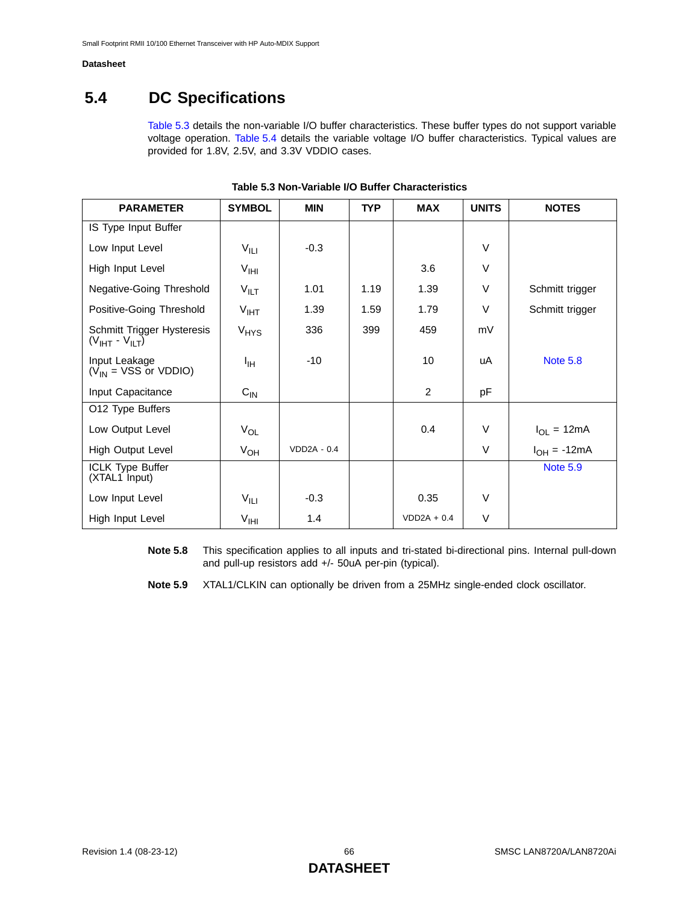## 5.4 DC Specifications

Table 5.3 details the non-variable I/O buffer characteristics. These buffer types do not support variable voltage operation. Table 5.4 details the variable voltage I/O buffer characteristics. Typical values are provided for 1.8V, 2.5V, and 3.3V VDDIO cases.

**Table 5.3 Non-Variable I/O Buffer Characteristics**

| PARAMETER | SYMBOL | MIN | TYP | MAX | UNITS | NOTES |
|---|---|---|---|---|---|---|
| IS Type Input Buffer | | | | | | |
| Low Input Level | $V_{ILI}$ | -0.3 | | | V | |
| High Input Level | $V_{IHI}$ | | | 3.6 | V | |
| Negative-Going Threshold | $V_{ILT}$ | 1.01 | 1.19 | 1.39 | V | Schmitt trigger |
| Positive-Going Threshold | $V_{IHT}$ | 1.39 | 1.59 | 1.79 | V | Schmitt trigger |
| Schmitt Trigger Hysteresis ($V_{IHT}$ - $V_{ILT}$) | $V_{HYS}$ | 336 | 399 | 459 | mV | |
| Input Leakage ($V_{IN}$ = VSS or VDDIO) | $I_{IH}$ | -10 | | 10 | uA | Note 5.8 |
| Input Capacitance | $C_{IN}$ | | | 2 | pF | |
| O12 Type Buffers | | | | | | |
| Low Output Level | $V_{OL}$ | | | 0.4 | V | $I_{OL}$ = 12mA |
| High Output Level | $V_{OH}$ | VDD2A - 0.4 | | | V | $I_{OH}$ = -12mA |
| ICLK Type Buffer (XTAL1 Input) | | | | | | Note 5.9 |
| Low Input Level | $V_{ILI}$ | -0.3 | | 0.35 | V | |
| High Input Level | $V_{IHI}$ | 1.4 | | VDD2A + 0.4 | V | |

**Note 5.8** This specification applies to all inputs and tri-stated bi-directional pins. Internal pull-down and pull-up resistors add +/- 50uA per-pin (typical).

**Note 5.9** XTAL1/CLKIN can optionally be driven from a 25MHz single-ended clock oscillator.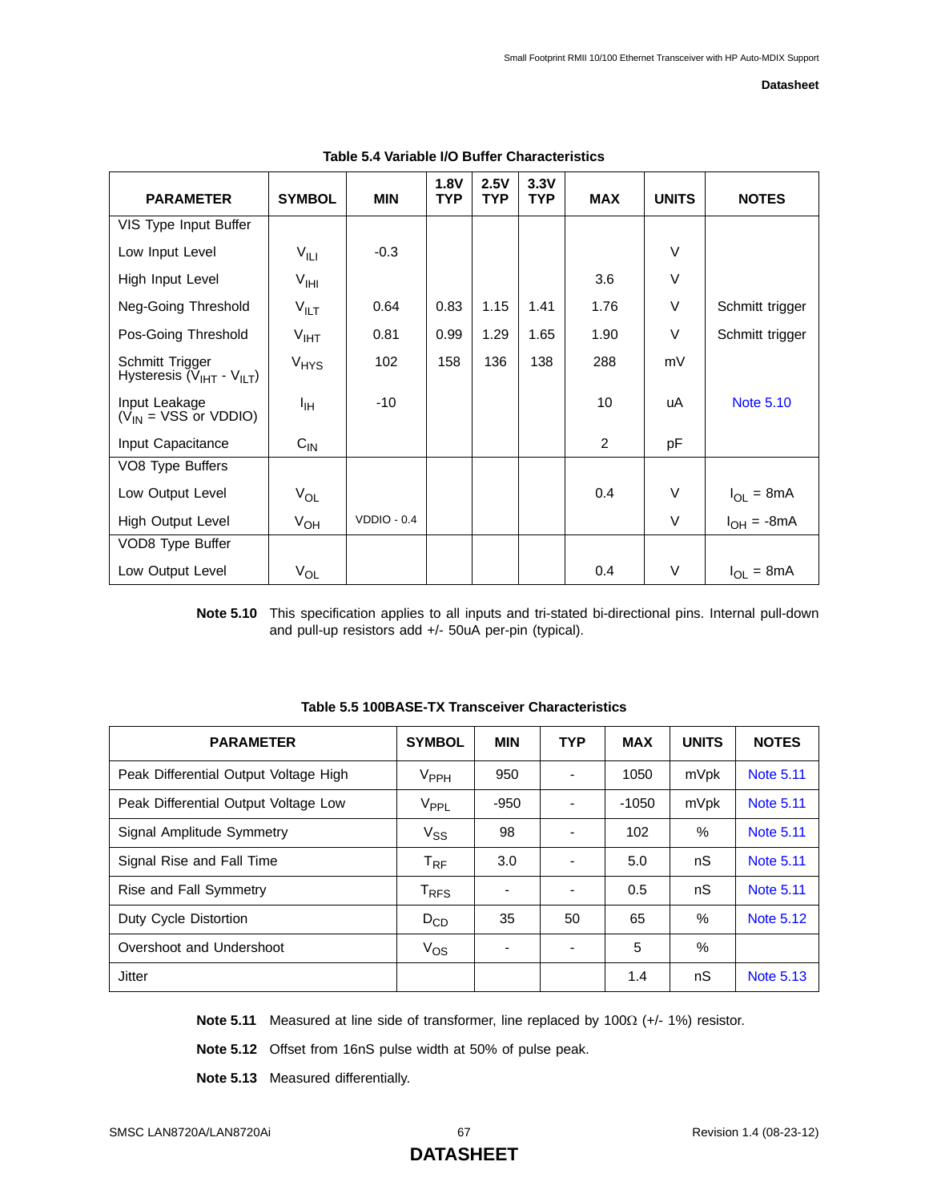**Table 5.4 Variable I/O Buffer Characteristics**

| PARAMETER | SYMBOL | MIN | 1.8V TYP | 2.5V TYP | 3.3V TYP | MAX | UNITS | NOTES |
|---|---|---|---|---|---|---|---|---|
| VIS Type Input Buffer | | | | | | | | |
| Low Input Level | $V_{ILI}$ | -0.3 | | | | | V | |
| High Input Level | $V_{IHI}$ | | | | | 3.6 | V | |
| Neg-Going Threshold | $V_{ILT}$ | 0.64 | 0.83 | 1.15 | 1.41 | 1.76 | V | Schmitt trigger |
| Pos-Going Threshold | $V_{IHT}$ | 0.81 | 0.99 | 1.29 | 1.65 | 1.90 | V | Schmitt trigger |
| Schmitt Trigger Hysteresis ($V_{IHT}$ - $V_{ILT}$) | $V_{HYS}$ | 102 | 158 | 136 | 138 | 288 | mV | |
| Input Leakage ($V_{IN}$ = VSS or VDDIO) | $I_{IH}$ | -10 | | | | 10 | uA | Note 5.10 |
| Input Capacitance | $C_{IN}$ | | | | | 2 | pF | |
| VO8 Type Buffers | | | | | | | | |
| Low Output Level | $V_{OL}$ | | | | | 0.4 | V | $I_{OL}$ = 8mA |
| High Output Level | $V_{OH}$ | VDDIO - 0.4 | | | | | V | $I_{OH}$ = -8mA |
| VOD8 Type Buffer | | | | | | | | |
| Low Output Level | $V_{OL}$ | | | | | 0.4 | V | $I_{OL}$ = 8mA |

**Note 5.10** This specification applies to all inputs and tri-stated bi-directional pins. Internal pull-down and pull-up resistors add +/- 50uA per-pin (typical).

**Table 5.5 100BASE-TX Transceiver Characteristics**

| PARAMETER | SYMBOL | MIN | TYP | MAX | UNITS | NOTES |
|---|---|---|---|---|---|---|
| Peak Differential Output Voltage High | $V_{PPH}$ | 950 | - | 1050 | mVpk | Note 5.11 |
| Peak Differential Output Voltage Low | $V_{PPL}$ | -950 | - | -1050 | mVpk | Note 5.11 |
| Signal Amplitude Symmetry | $V_{SS}$ | 98 | - | 102 | % | Note 5.11 |
| Signal Rise and Fall Time | $T_{RF}$ | 3.0 | - | 5.0 | nS | Note 5.11 |
| Rise and Fall Symmetry | $T_{RFS}$ | - | - | 0.5 | nS | Note 5.11 |
| Duty Cycle Distortion | $D_{CD}$ | 35 | 50 | 65 | % | Note 5.12 |
| Overshoot and Undershoot | $V_{OS}$ | - | - | 5 | % | |
| Jitter | | | | 1.4 | nS | Note 5.13 |

**Note 5.11** Measured at line side of transformer, line replaced by 100Ω (+/- 1%) resistor.

**Note 5.12** Offset from 16nS pulse width at 50% of pulse peak.

**Note 5.13** Measured differentially.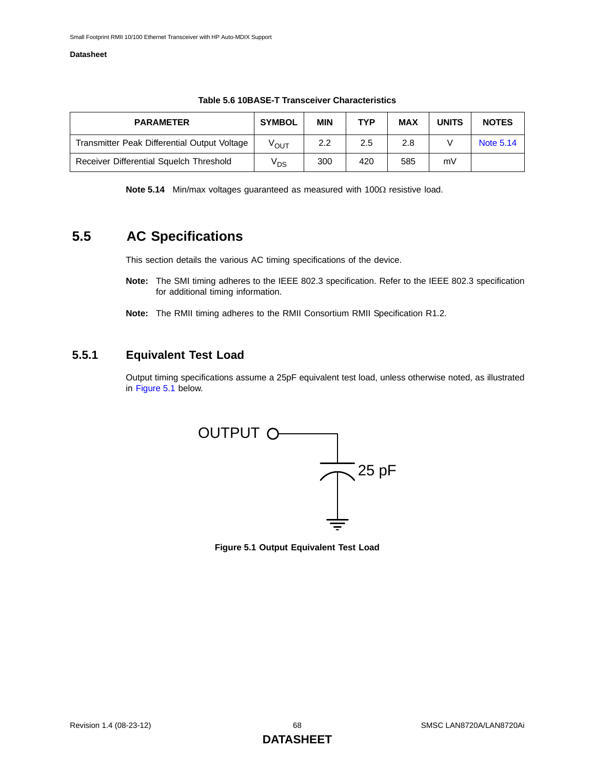**Table 5.6 10BASE-T Transceiver Characteristics**

| PARAMETER | SYMBOL | MIN | TYP | MAX | UNITS | NOTES |
|---|---|---|---|---|---|---|
| Transmitter Peak Differential Output Voltage | $V_{OUT}$ | 2.2 | 2.5 | 2.8 | V | Note 5.14 |
| Receiver Differential Squelch Threshold | $V_{DS}$ | 300 | 420 | 585 | mV | |

**Note 5.14** Min/max voltages guaranteed as measured with 100Ω resistive load.

## 5.5 AC Specifications

This section details the various AC timing specifications of the device.

**Note:** The SMI timing adheres to the IEEE 802.3 specification. Refer to the IEEE 802.3 specification for additional timing information.

**Note:** The RMII timing adheres to the RMII Consortium RMII Specification R1.2.

### 5.5.1 Equivalent Test Load

Output timing specifications assume a 25pF equivalent test load, unless otherwise noted, as illustrated in Figure 5.1 below.

OUTPUT — 25 pF

**Figure 5.1 Output Equivalent Test Load**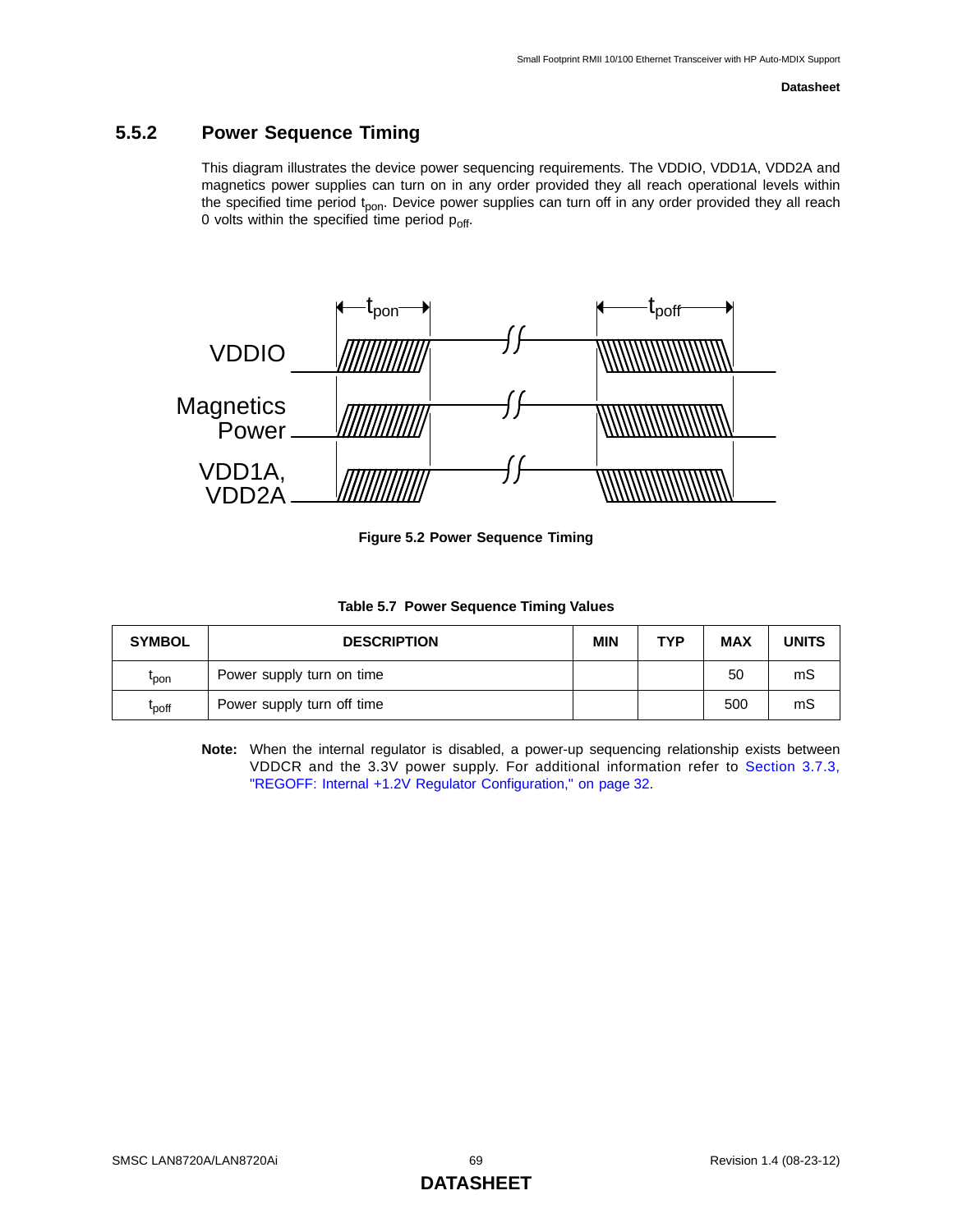### 5.5.2 Power Sequence Timing

This diagram illustrates the device power sequencing requirements. The VDDIO, VDD1A, VDD2A and magnetics power supplies can turn on in any order provided they all reach operational levels within the specified time period $t_{pon}$. Device power supplies can turn off in any order provided they all reach 0 volts within the specified time period $p_{off}$.

**Figure 5.2 Power Sequence Timing**

**Table 5.7 Power Sequence Timing Values**

| SYMBOL | DESCRIPTION | MIN | TYP | MAX | UNITS |
|---|---|---|---|---|---|
| $t_{pon}$ | Power supply turn on time | | | 50 | mS |
| $t_{poff}$ | Power supply turn off time | | | 500 | mS |

**Note:** When the internal regulator is disabled, a power-up sequencing relationship exists between VDDCR and the 3.3V power supply. For additional information refer to Section 3.7.3, "REGOFF: Internal +1.2V Regulator Configuration," on page 32.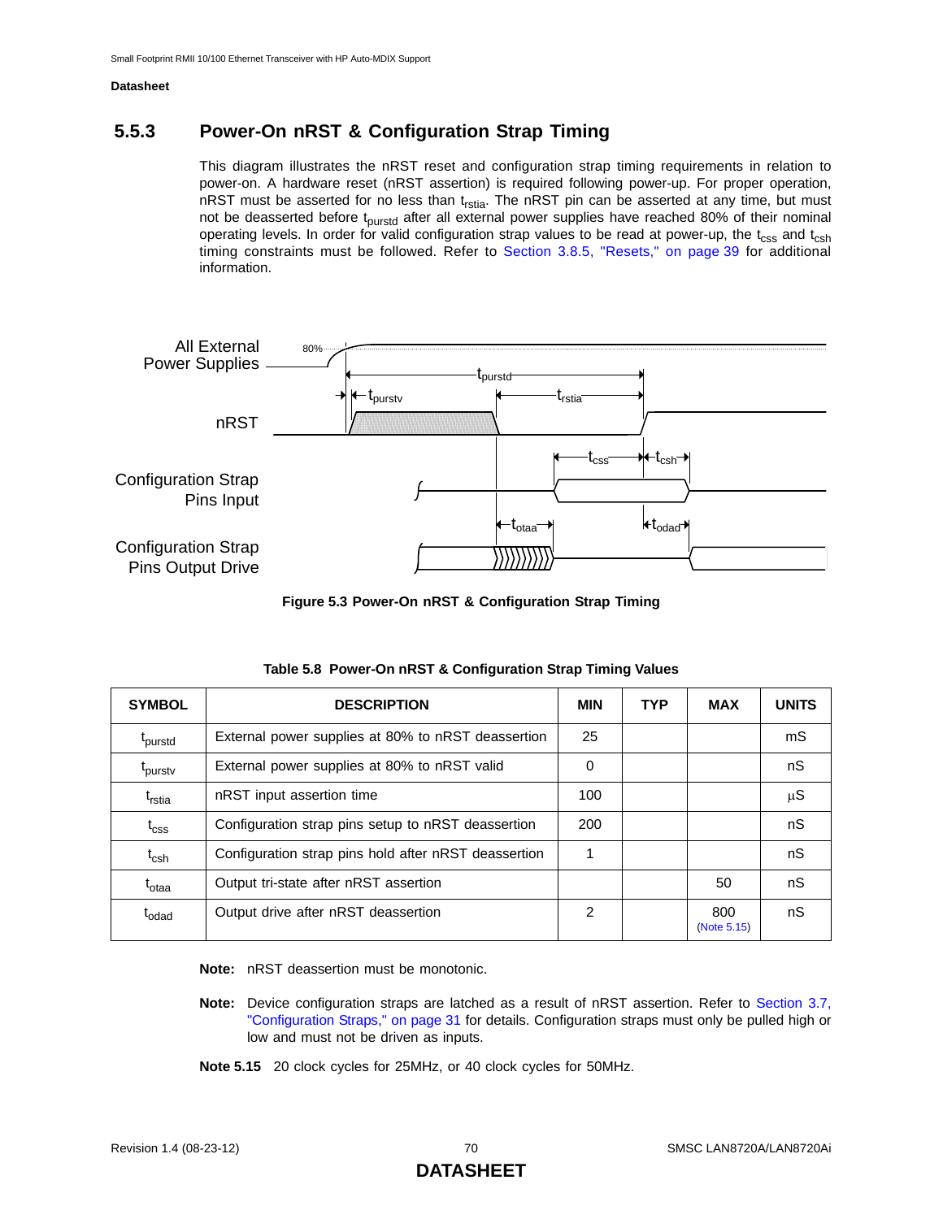### 5.5.3 Power-On nRST & Configuration Strap Timing

This diagram illustrates the nRST reset and configuration strap timing requirements in relation to power-on. A hardware reset (nRST assertion) is required following power-up. For proper operation, nRST must be asserted for no less than $t_{rstia}$. The nRST pin can be asserted at any time, but must not be deasserted before $t_{purstd}$ after all external power supplies have reached 80% of their nominal operating levels. In order for valid configuration strap values to be read at power-up, the $t_{css}$ and $t_{csh}$ timing constraints must be followed. Refer to Section 3.8.5, "Resets," on page 39 for additional information.

**Figure 5.3 Power-On nRST & Configuration Strap Timing**

**Table 5.8 Power-On nRST & Configuration Strap Timing Values**

| SYMBOL | DESCRIPTION | MIN | TYP | MAX | UNITS |
|---|---|---|---|---|---|
| $t_{purstd}$ | External power supplies at 80% to nRST deassertion | 25 | | | mS |
| $t_{purstv}$ | External power supplies at 80% to nRST valid | 0 | | | nS |
| $t_{rstia}$ | nRST input assertion time | 100 | | | µS |
| $t_{css}$ | Configuration strap pins setup to nRST deassertion | 200 | | | nS |
| $t_{csh}$ | Configuration strap pins hold after nRST deassertion | 1 | | | nS |
| $t_{otaa}$ | Output tri-state after nRST assertion | | | 50 | nS |
| $t_{odad}$ | Output drive after nRST deassertion | 2 | | 800 (Note 5.15) | nS |

**Note:** nRST deassertion must be monotonic.

**Note:** Device configuration straps are latched as a result of nRST assertion. Refer to Section 3.7, "Configuration Straps," on page 31 for details. Configuration straps must only be pulled high or low and must not be driven as inputs.

**Note 5.15** 20 clock cycles for 25MHz, or 40 clock cycles for 50MHz.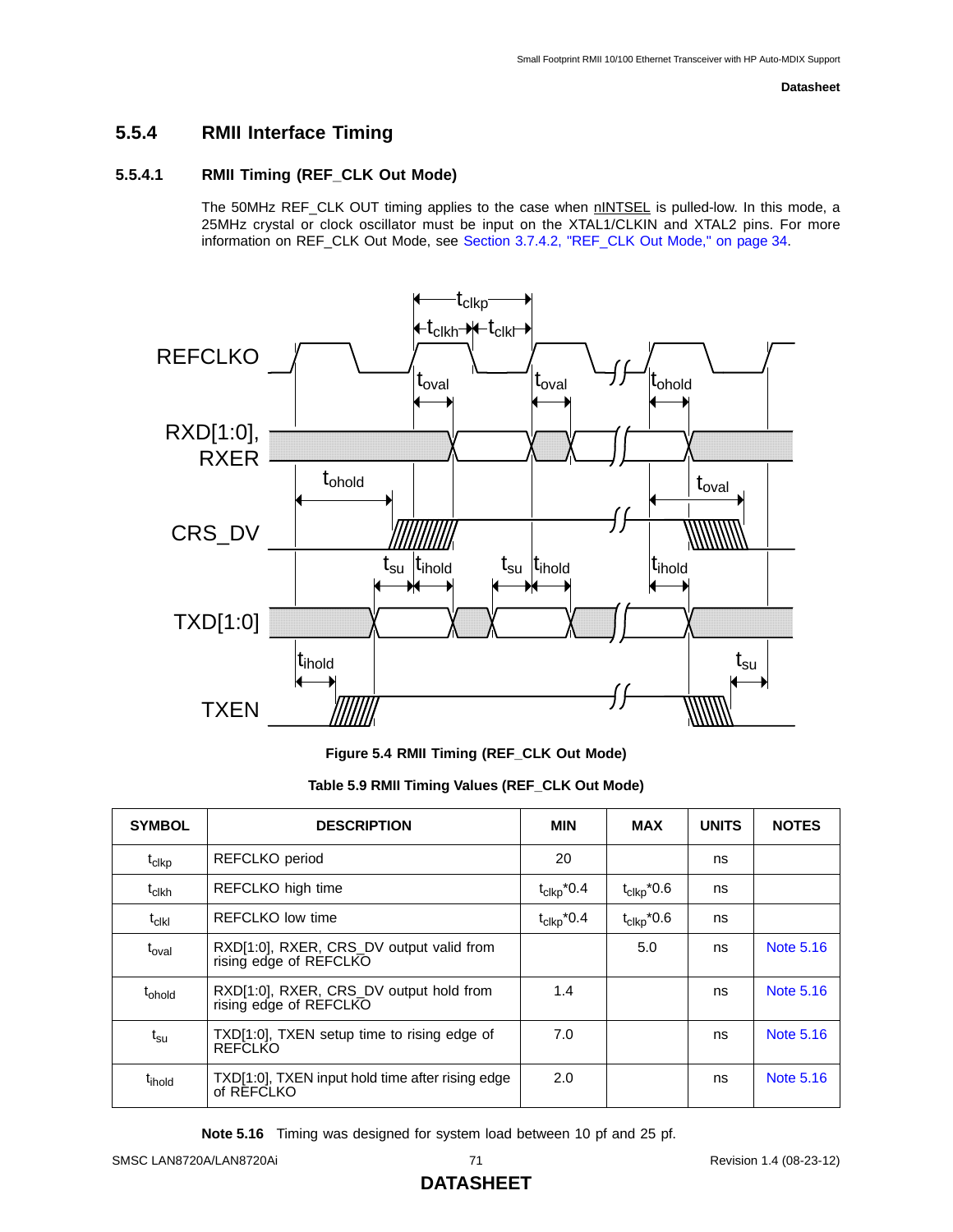## 5.5.4 RMII Interface Timing

### 5.5.4.1 RMII Timing (REF_CLK Out Mode)

The 50MHz REF_CLK OUT timing applies to the case when nINTSEL is pulled-low. In this mode, a 25MHz crystal or clock oscillator must be input on the XTAL1/CLKIN and XTAL2 pins. For more information on REF_CLK Out Mode, see Section 3.7.4.2, "REF_CLK Out Mode," on page 34.

**Figure 5.4 RMII Timing (REF_CLK Out Mode)**

**Table 5.9 RMII Timing Values (REF_CLK Out Mode)**

| SYMBOL | DESCRIPTION | MIN | MAX | UNITS | NOTES |
|---|---|---|---|---|---|
| $t_{clkp}$ | REFCLKO period | 20 | | ns | |
| $t_{clkh}$ | REFCLKO high time | $t_{clkp}$*0.4 | $t_{clkp}$*0.6 | ns | |
| $t_{clkl}$ | REFCLKO low time | $t_{clkp}$*0.4 | $t_{clkp}$*0.6 | ns | |
| $t_{oval}$ | RXD[1:0], RXER, CRS_DV output valid from rising edge of REFCLKO | | 5.0 | ns | Note 5.16 |
| $t_{ohold}$ | RXD[1:0], RXER, CRS_DV output hold from rising edge of REFCLKO | 1.4 | | ns | Note 5.16 |
| $t_{su}$ | TXD[1:0], TXEN setup time to rising edge of REFCLKO | 7.0 | | ns | Note 5.16 |
| $t_{ihold}$ | TXD[1:0], TXEN input hold time after rising edge of REFCLKO | 2.0 | | ns | Note 5.16 |

**Note 5.16** Timing was designed for system load between 10 pf and 25 pf.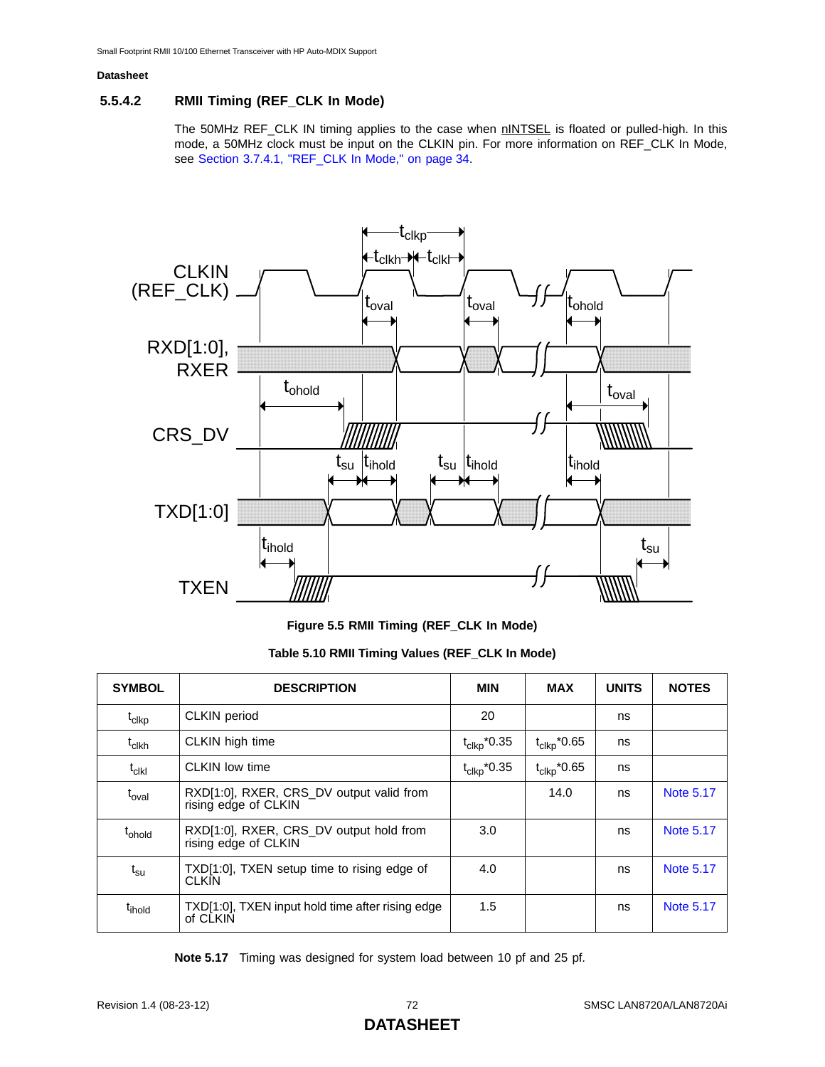### 5.5.4.2 RMII Timing (REF_CLK In Mode)

The 50MHz REF_CLK IN timing applies to the case when nINTSEL is floated or pulled-high. In this mode, a 50MHz clock must be input on the CLKIN pin. For more information on REF_CLK In Mode, see Section 3.7.4.1, "REF_CLK In Mode," on page 34.

**Figure 5.5 RMII Timing (REF_CLK In Mode)**

**Table 5.10 RMII Timing Values (REF_CLK In Mode)**

| SYMBOL | DESCRIPTION | MIN | MAX | UNITS | NOTES |
|---|---|---|---|---|---|
| $t_{clkp}$ | CLKIN period | 20 | | ns | |
| $t_{clkh}$ | CLKIN high time | $t_{clkp}$*0.35 | $t_{clkp}$*0.65 | ns | |
| $t_{clkl}$ | CLKIN low time | $t_{clkp}$*0.35 | $t_{clkp}$*0.65 | ns | |
| $t_{oval}$ | RXD[1:0], RXER, CRS_DV output valid from rising edge of CLKIN | | 14.0 | ns | Note 5.17 |
| $t_{ohold}$ | RXD[1:0], RXER, CRS_DV output hold from rising edge of CLKIN | 3.0 | | ns | Note 5.17 |
| $t_{su}$ | TXD[1:0], TXEN setup time to rising edge of CLKIN | 4.0 | | ns | Note 5.17 |
| $t_{ihold}$ | TXD[1:0], TXEN input hold time after rising edge of CLKIN | 1.5 | | ns | Note 5.17 |

**Note 5.17** Timing was designed for system load between 10 pf and 25 pf.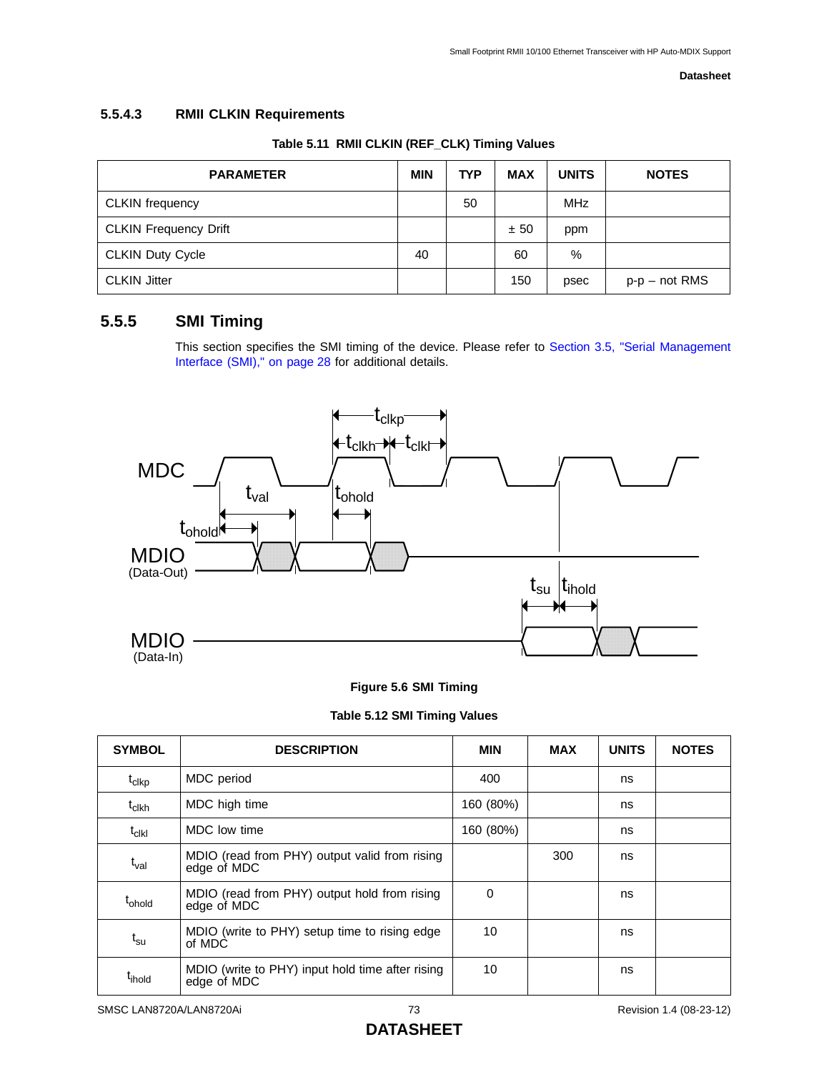### 5.5.4.3 RMII CLKIN Requirements

**Table 5.11 RMII CLKIN (REF_CLK) Timing Values**

| PARAMETER | MIN | TYP | MAX | UNITS | NOTES |
|---|---|---|---|---|---|
| CLKIN frequency | | 50 | | MHz | |
| CLKIN Frequency Drift | | | ± 50 | ppm | |
| CLKIN Duty Cycle | 40 | | 60 | % | |
| CLKIN Jitter | | | 150 | psec | p-p – not RMS |

## 5.5.5 SMI Timing

This section specifies the SMI timing of the device. Please refer to Section 3.5, "Serial Management Interface (SMI)," on page 28 for additional details.

**Figure 5.6 SMI Timing**

**Table 5.12 SMI Timing Values**

| SYMBOL | DESCRIPTION | MIN | MAX | UNITS | NOTES |
|---|---|---|---|---|---|
| $t_{clkp}$ | MDC period | 400 | | ns | |
| $t_{clkh}$ | MDC high time | 160 (80%) | | ns | |
| $t_{clkl}$ | MDC low time | 160 (80%) | | ns | |
| $t_{val}$ | MDIO (read from PHY) output valid from rising edge of MDC | | 300 | ns | |
| $t_{ohold}$ | MDIO (read from PHY) output hold from rising edge of MDC | 0 | | ns | |
| $t_{su}$ | MDIO (write to PHY) setup time to rising edge of MDC | 10 | | ns | |
| $t_{ihold}$ | MDIO (write to PHY) input hold time after rising edge of MDC | 10 | | ns | |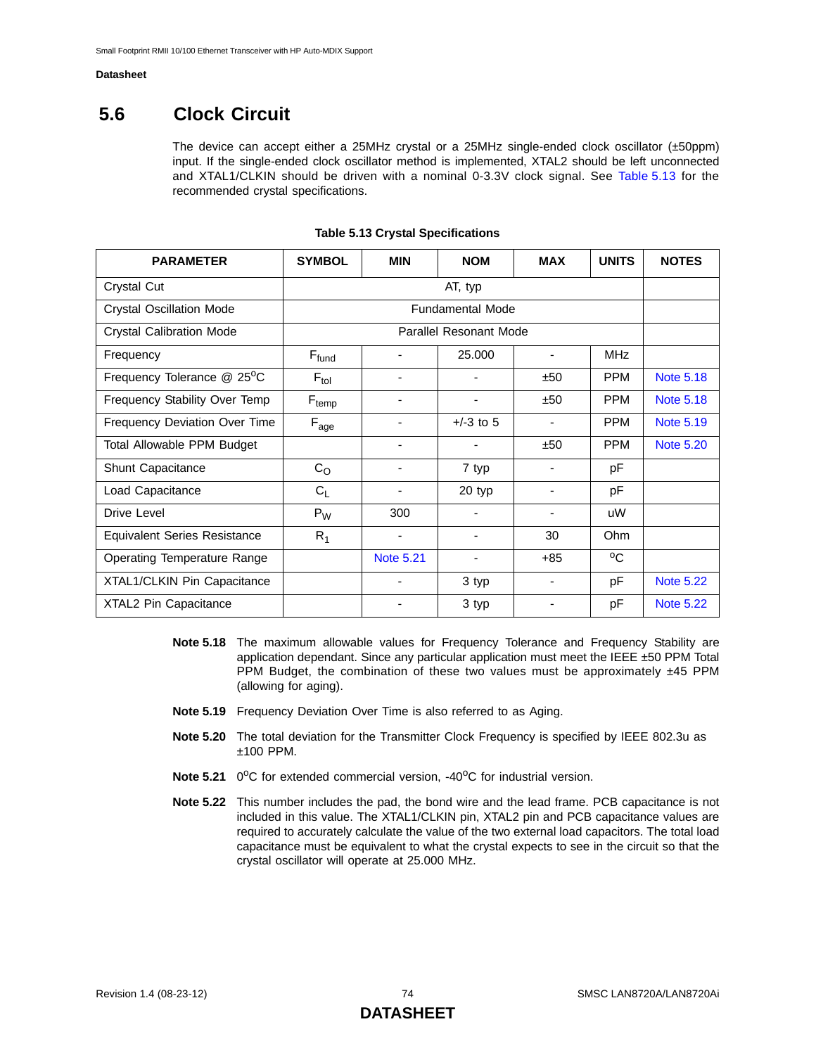## 5.6 Clock Circuit

The device can accept either a 25MHz crystal or a 25MHz single-ended clock oscillator (±50ppm) input. If the single-ended clock oscillator method is implemented, XTAL2 should be left unconnected and XTAL1/CLKIN should be driven with a nominal 0-3.3V clock signal. See Table 5.13 for the recommended crystal specifications.

**Table 5.13 Crystal Specifications**

| PARAMETER | SYMBOL | MIN | NOM | MAX | UNITS | NOTES |
|---|---|---|---|---|---|---|
| Crystal Cut | AT, typ | | | | | |
| Crystal Oscillation Mode | Fundamental Mode | | | | | |
| Crystal Calibration Mode | Parallel Resonant Mode | | | | | |
| Frequency | $F_{fund}$ | - | 25.000 | - | MHz | |
| Frequency Tolerance @ 25°C | $F_{tol}$ | - | - | ±50 | PPM | Note 5.18 |
| Frequency Stability Over Temp | $F_{temp}$ | - | - | ±50 | PPM | Note 5.18 |
| Frequency Deviation Over Time | $F_{age}$ | - | +/-3 to 5 | - | PPM | Note 5.19 |
| Total Allowable PPM Budget | | - | - | ±50 | PPM | Note 5.20 |
| Shunt Capacitance | $C_O$ | - | 7 typ | - | pF | |
| Load Capacitance | $C_L$ | - | 20 typ | - | pF | |
| Drive Level | $P_W$ | 300 | - | - | uW | |
| Equivalent Series Resistance | $R_1$ | - | - | 30 | Ohm | |
| Operating Temperature Range | | Note 5.21 | - | +85 | °C | |
| XTAL1/CLKIN Pin Capacitance | | - | 3 typ | - | pF | Note 5.22 |
| XTAL2 Pin Capacitance | | - | 3 typ | - | pF | Note 5.22 |

**Note 5.18** The maximum allowable values for Frequency Tolerance and Frequency Stability are application dependant. Since any particular application must meet the IEEE ±50 PPM Total PPM Budget, the combination of these two values must be approximately ±45 PPM (allowing for aging).

**Note 5.19** Frequency Deviation Over Time is also referred to as Aging.

**Note 5.20** The total deviation for the Transmitter Clock Frequency is specified by IEEE 802.3u as ±100 PPM.

**Note 5.21** 0°C for extended commercial version, -40°C for industrial version.

**Note 5.22** This number includes the pad, the bond wire and the lead frame. PCB capacitance is not included in this value. The XTAL1/CLKIN pin, XTAL2 pin and PCB capacitance values are required to accurately calculate the value of the two external load capacitors. The total load capacitance must be equivalent to what the crystal expects to see in the circuit so that the crystal oscillator will operate at 25.000 MHz.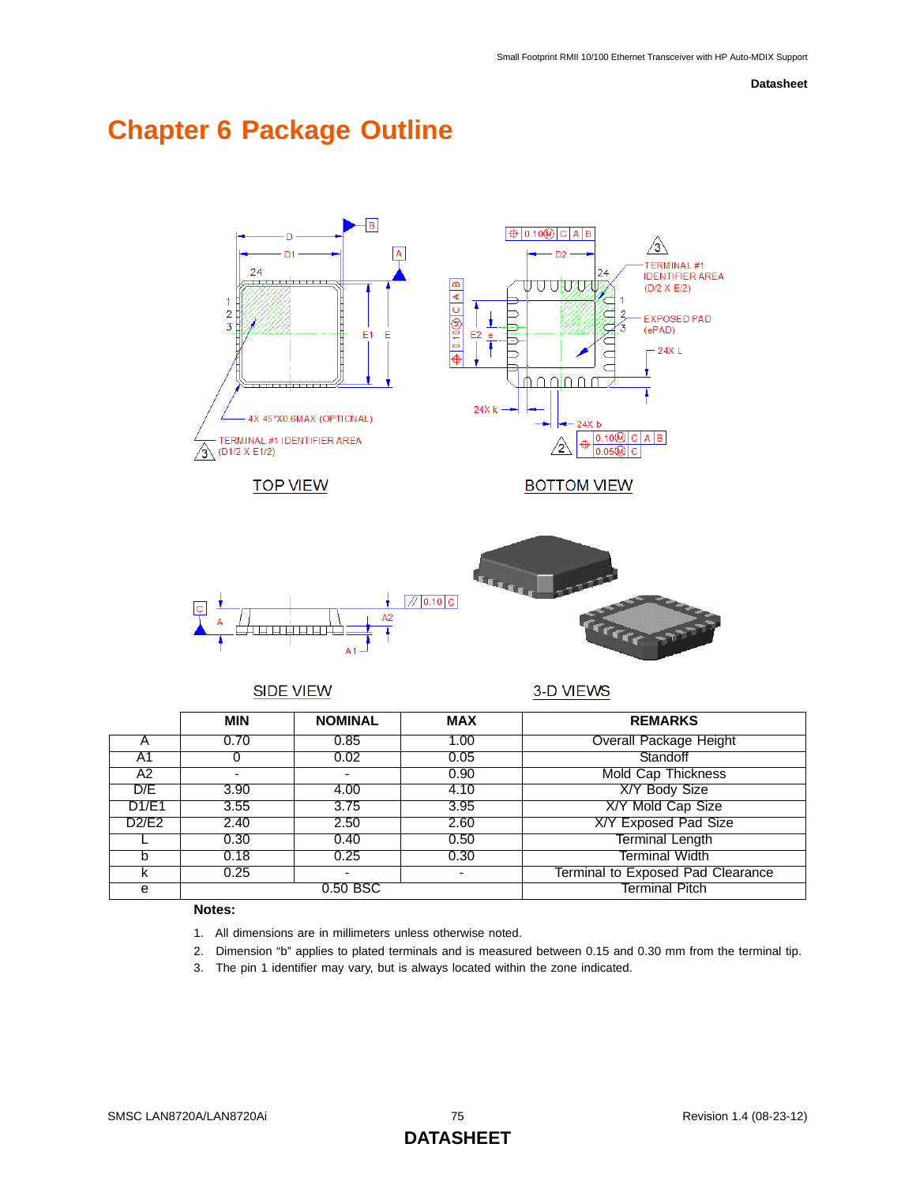# Chapter 6 Package Outline

TOP VIEW

BOTTOM VIEW

SIDE VIEW

3-D VIEWS

| | MIN | NOMINAL | MAX | REMARKS |
|---|---|---|---|---|
| A | 0.70 | 0.85 | 1.00 | Overall Package Height |
| A1 | 0 | 0.02 | 0.05 | Standoff |
| A2 | - | - | 0.90 | Mold Cap Thickness |
| D/E | 3.90 | 4.00 | 4.10 | X/Y Body Size |
| D1/E1 | 3.55 | 3.75 | 3.95 | X/Y Mold Cap Size |
| D2/E2 | 2.40 | 2.50 | 2.60 | X/Y Exposed Pad Size |
| L | 0.30 | 0.40 | 0.50 | Terminal Length |
| b | 0.18 | 0.25 | 0.30 | Terminal Width |
| k | 0.25 | - | - | Terminal to Exposed Pad Clearance |
| e | 0.50 BSC | | | Terminal Pitch |

**Notes:**

1. All dimensions are in millimeters unless otherwise noted.
2. Dimension "b" applies to plated terminals and is measured between 0.15 and 0.30 mm from the terminal tip.
3. The pin 1 identifier may vary, but is always located within the zone indicated.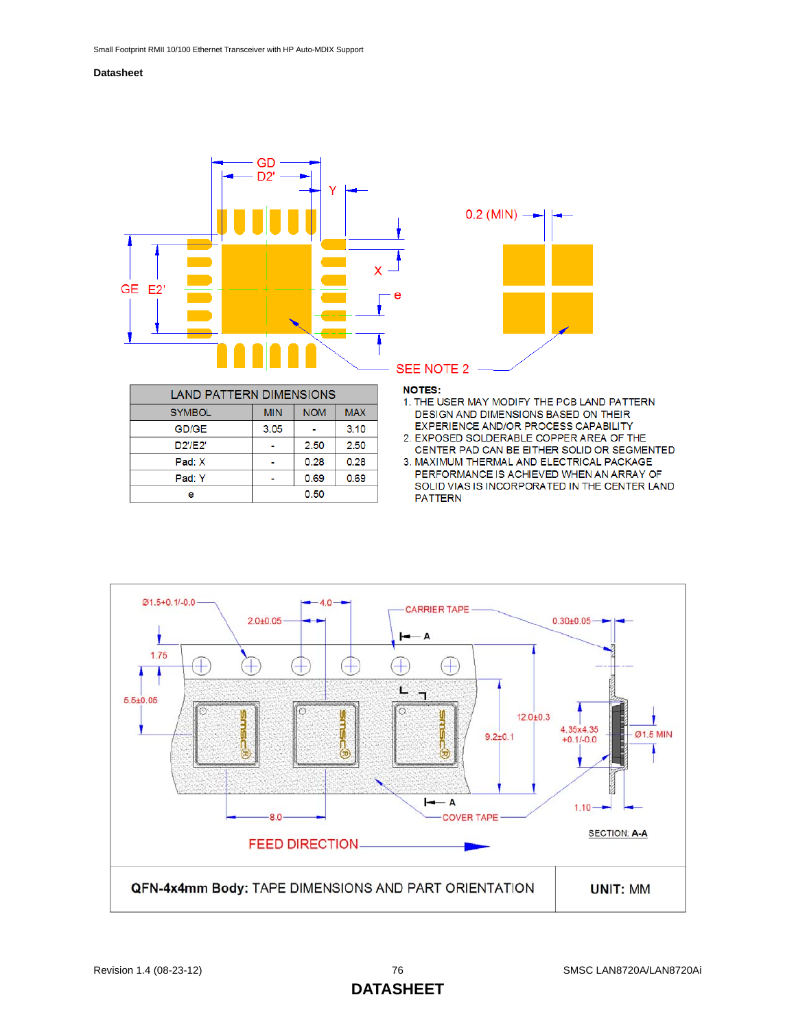| LAND PATTERN DIMENSIONS | | | |
|---|---|---|---|
| SYMBOL | MIN | NOM | MAX |
| GD/GE | 3.05 | - | 3.10 |
| D2'/E2' | - | 2.50 | 2.50 |
| Pad: X | - | 0.28 | 0.28 |
| Pad: Y | - | 0.69 | 0.69 |
| e | | 0.50 | |

**NOTES:**

1. THE USER MAY MODIFY THE PCB LAND PATTERN DESIGN AND DIMENSIONS BASED ON THEIR EXPERIENCE AND/OR PROCESS CAPABILITY
2. EXPOSED SOLDERABLE COPPER AREA OF THE CENTER PAD CAN BE EITHER SOLID OR SEGMENTED
3. MAXIMUM THERMAL AND ELECTRICAL PACKAGE PERFORMANCE IS ACHIEVED WHEN AN ARRAY OF SOLID VIAS IS INCORPORATED IN THE CENTER LAND PATTERN

**QFN-4x4mm Body:** TAPE DIMENSIONS AND PART ORIENTATION — **UNIT:** MM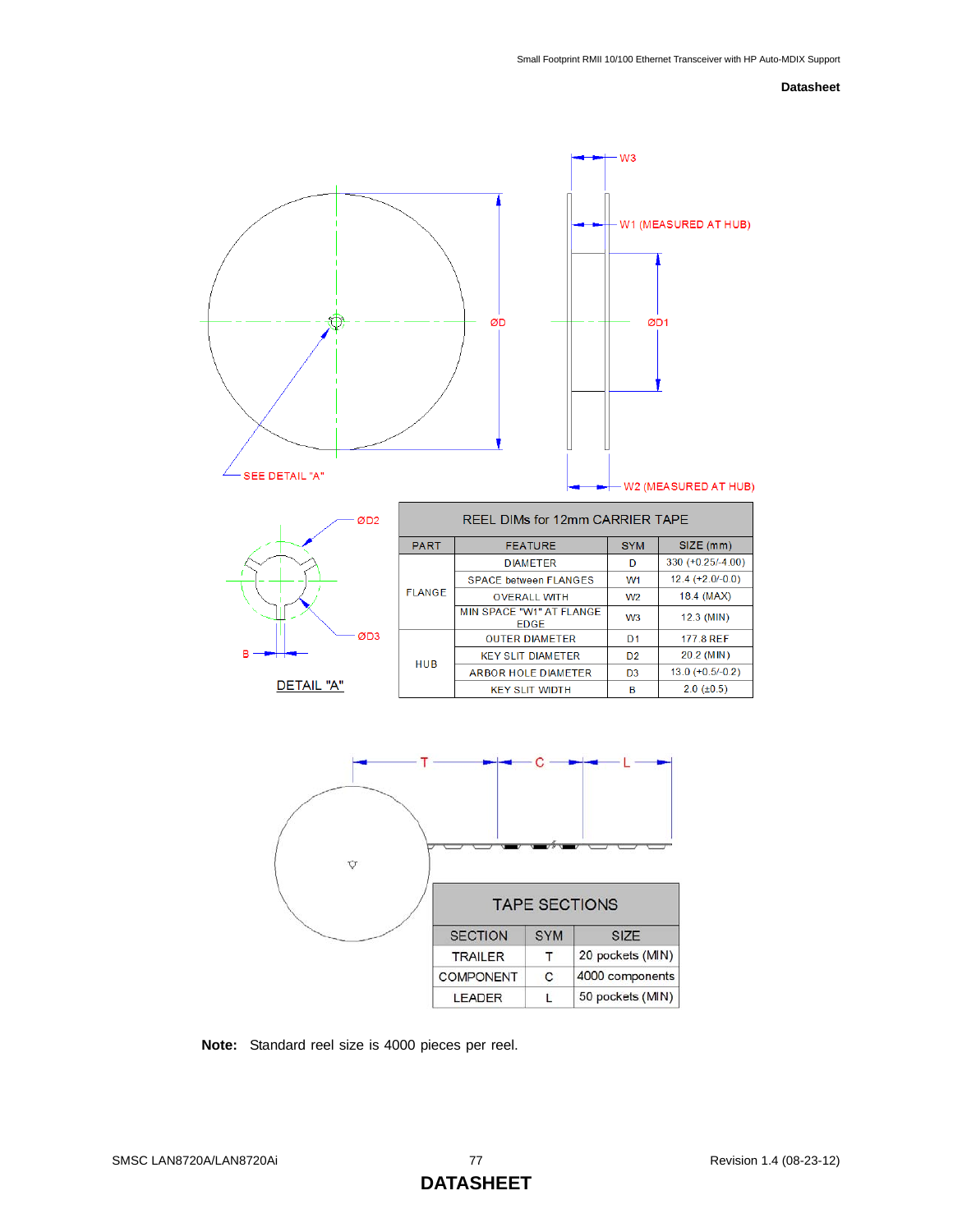SEE DETAIL "A"

W3

W1 (MEASURED AT HUB)

ØD

ØD1

W2 (MEASURED AT HUB)

ØD2

ØD3

B

DETAIL "A"

| REEL DIMs for 12mm CARRIER TAPE | | | |
|---|---|---|---|
| PART | FEATURE | SYM | SIZE (mm) |
| FLANGE | DIAMETER | D | 330 (+0.25/-4.00) |
| | SPACE between FLANGES | W1 | 12.4 (+2.0/-0.0) |
| | OVERALL WITH | W2 | 18.4 (MAX) |
| | MIN SPACE "W1" AT FLANGE EDGE | W3 | 12.3 (MIN) |
| HUB | OUTER DIAMETER | D1 | 177.8 REF |
| | KEY SLIT DIAMETER | D2 | 20.2 (MIN) |
| | ARBOR HOLE DIAMETER | D3 | 13.0 (+0.5/-0.2) |
| | KEY SLIT WIDTH | B | 2.0 (±0.5) |

T C L

| TAPE SECTIONS | | |
|---|---|---|
| SECTION | SYM | SIZE |
| TRAILER | T | 20 pockets (MIN) |
| COMPONENT | C | 4000 components |
| LEADER | L | 50 pockets (MIN) |

**Note:** Standard reel size is 4000 pieces per reel.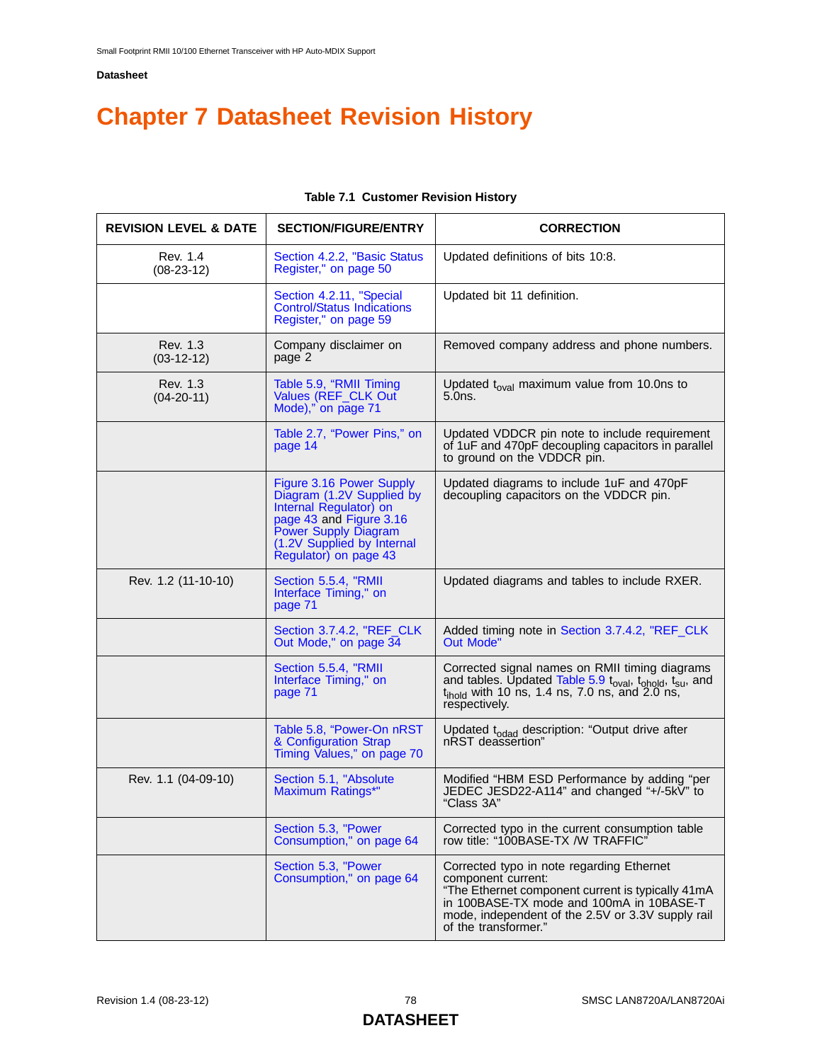# Chapter 7 Datasheet Revision History

**Table 7.1 Customer Revision History**

| REVISION LEVEL & DATE | SECTION/FIGURE/ENTRY | CORRECTION |
|---|---|---|
| Rev. 1.4 (08-23-12) | Section 4.2.2, "Basic Status Register," on page 50 | Updated definitions of bits 10:8. |
| | Section 4.2.11, "Special Control/Status Indications Register," on page 59 | Updated bit 11 definition. |
| Rev. 1.3 (03-12-12) | Company disclaimer on page 2 | Removed company address and phone numbers. |
| Rev. 1.3 (04-20-11) | Table 5.9, "RMII Timing Values (REF_CLK Out Mode)," on page 71 | Updated $t_{oval}$ maximum value from 10.0ns to 5.0ns. |
| | Table 2.7, "Power Pins," on page 14 | Updated VDDCR pin note to include requirement of 1uF and 470pF decoupling capacitors in parallel to ground on the VDDCR pin. |
| | Figure 3.16 Power Supply Diagram (1.2V Supplied by Internal Regulator) on page 43 and Figure 3.16 Power Supply Diagram (1.2V Supplied by Internal Regulator) on page 43 | Updated diagrams to include 1uF and 470pF decoupling capacitors on the VDDCR pin. |
| Rev. 1.2 (11-10-10) | Section 5.5.4, "RMII Interface Timing," on page 71 | Updated diagrams and tables to include RXER. |
| | Section 3.7.4.2, "REF_CLK Out Mode," on page 34 | Added timing note in Section 3.7.4.2, "REF_CLK Out Mode" |
| | Section 5.5.4, "RMII Interface Timing," on page 71 | Corrected signal names on RMII timing diagrams and tables. Updated Table 5.9 $t_{oval}$, $t_{ohold}$, $t_{su}$, and $t_{ihold}$ with 10 ns, 1.4 ns, 7.0 ns, and 2.0 ns, respectively. |
| | Table 5.8, "Power-On nRST & Configuration Strap Timing Values," on page 70 | Updated $t_{odad}$ description: "Output drive after nRST deassertion" |
| Rev. 1.1 (04-09-10) | Section 5.1, "Absolute Maximum Ratings*" | Modified "HBM ESD Performance by adding "per JEDEC JESD22-A114" and changed "+/-5kV" to "Class 3A" |
| | Section 5.3, "Power Consumption," on page 64 | Corrected typo in the current consumption table row title: "100BASE-TX /W TRAFFIC" |
| | Section 5.3, "Power Consumption," on page 64 | Corrected typo in note regarding Ethernet component current: "The Ethernet component current is typically 41mA in 100BASE-TX mode and 100mA in 10BASE-T mode, independent of the 2.5V or 3.3V supply rail of the transformer." |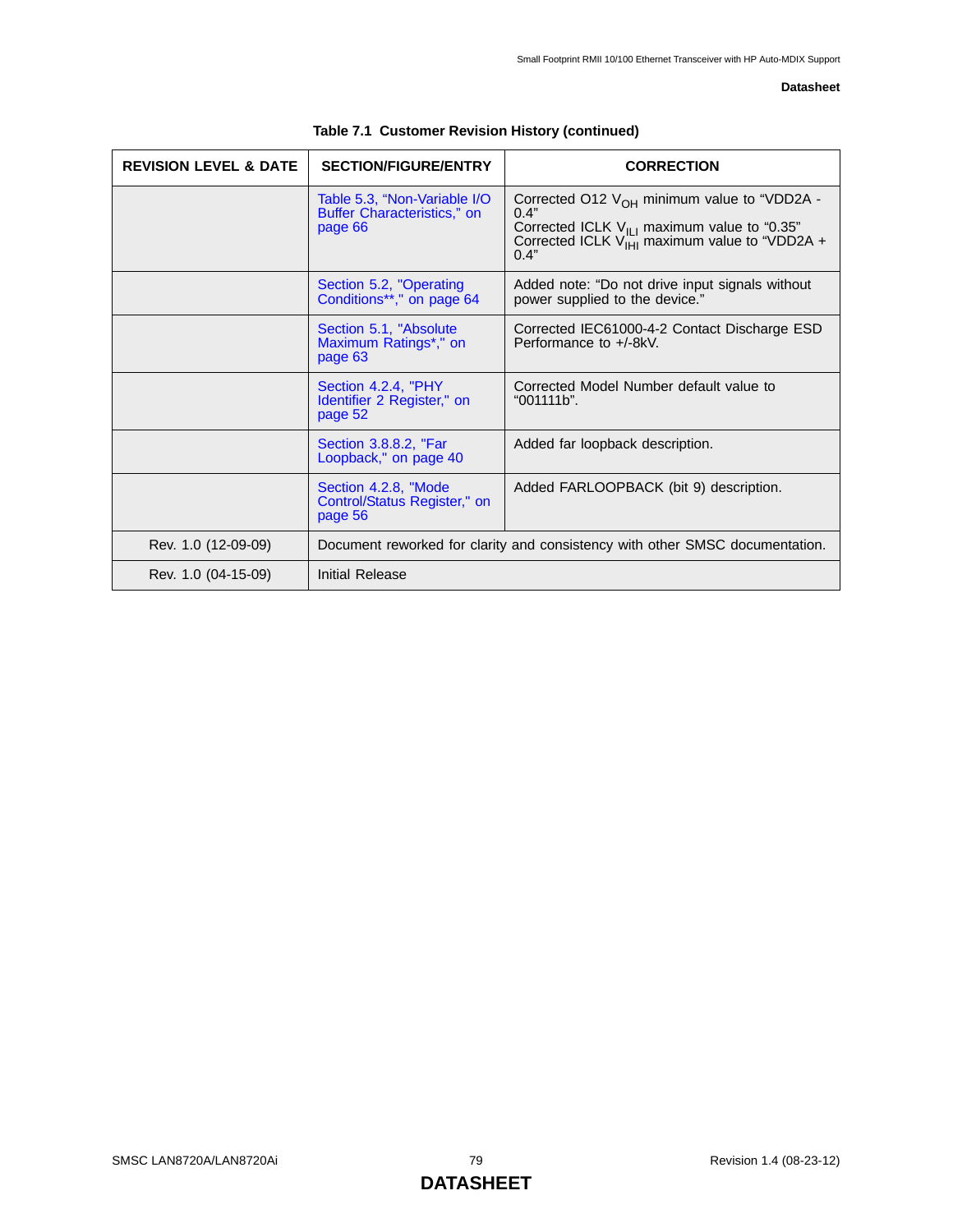**Table 7.1 Customer Revision History (continued)**

| REVISION LEVEL & DATE | SECTION/FIGURE/ENTRY | CORRECTION |
|---|---|---|
| | Table 5.3, “Non-Variable I/O Buffer Characteristics,” on page 66 | Corrected O12 $V_{OH}$ minimum value to “VDD2A - 0.4”<br>Corrected ICLK $V_{ILI}$ maximum value to “0.35”<br>Corrected ICLK $V_{IHI}$ maximum value to “VDD2A + 0.4” |
| | Section 5.2, "Operating Conditions**," on page 64 | Added note: “Do not drive input signals without power supplied to the device.” |
| | Section 5.1, "Absolute Maximum Ratings*," on page 63 | Corrected IEC61000-4-2 Contact Discharge ESD Performance to +/-8kV. |
| | Section 4.2.4, "PHY Identifier 2 Register," on page 52 | Corrected Model Number default value to “001111b”. |
| | Section 3.8.8.2, "Far Loopback," on page 40 | Added far loopback description. |
| | Section 4.2.8, "Mode Control/Status Register," on page 56 | Added FARLOOPBACK (bit 9) description. |
| Rev. 1.0 (12-09-09) | Document reworked for clarity and consistency with other SMSC documentation. | |
| Rev. 1.0 (04-15-09) | Initial Release | |